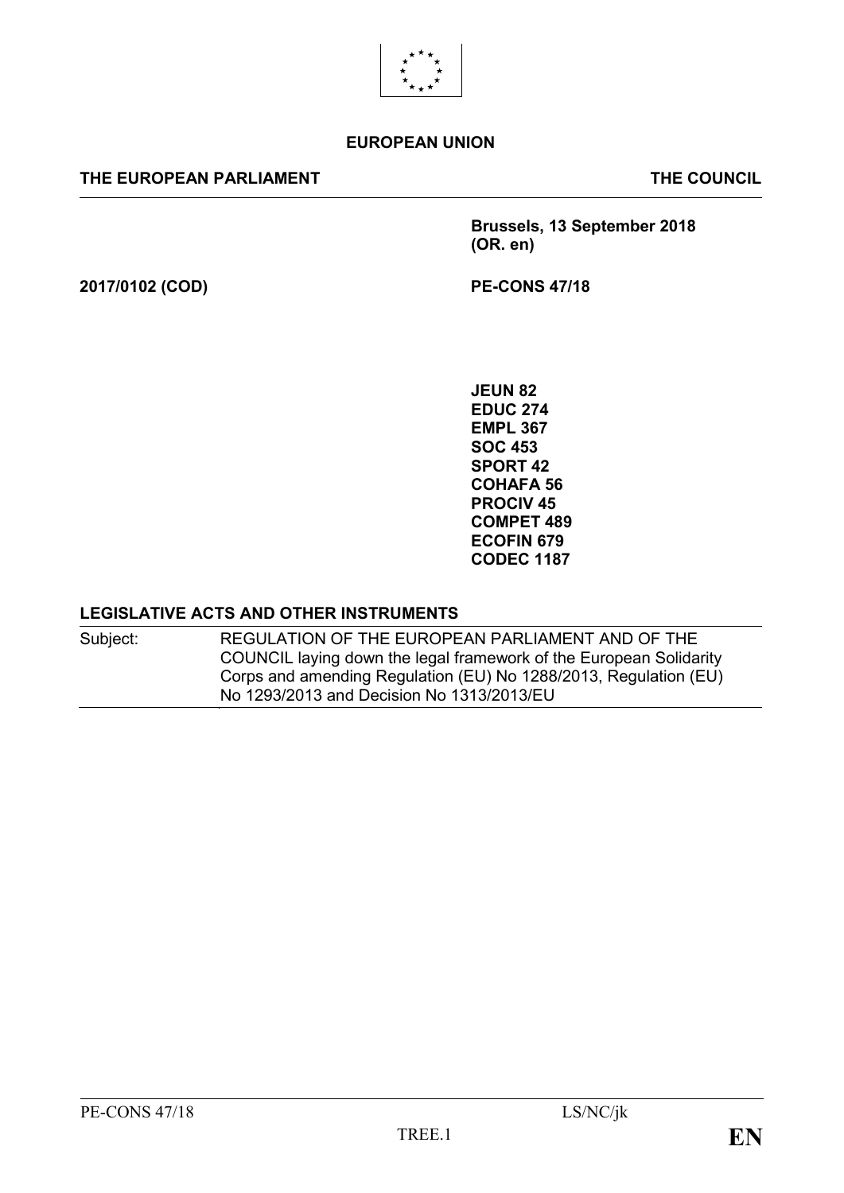**EUROPEAN UNION**

**THE EUROPEAN PARLIAMENT** | **THE COUNCIL**

**Brussels, 13 September 2018**
**(OR. en)**

**2017/0102 (COD)** | **PE-CONS 47/18**

**JEUN 82**
**EDUC 274**
**EMPL 367**
**SOC 453**
**SPORT 42**
**COHAFA 56**
**PROCIV 45**
**COMPET 489**
**ECOFIN 679**
**CODEC 1187**

**LEGISLATIVE ACTS AND OTHER INSTRUMENTS**

| Subject: | REGULATION OF THE EUROPEAN PARLIAMENT AND OF THE COUNCIL laying down the legal framework of the European Solidarity Corps and amending Regulation (EU) No 1288/2013, Regulation (EU) No 1293/2013 and Decision No 1313/2013/EU |
| --- | --- |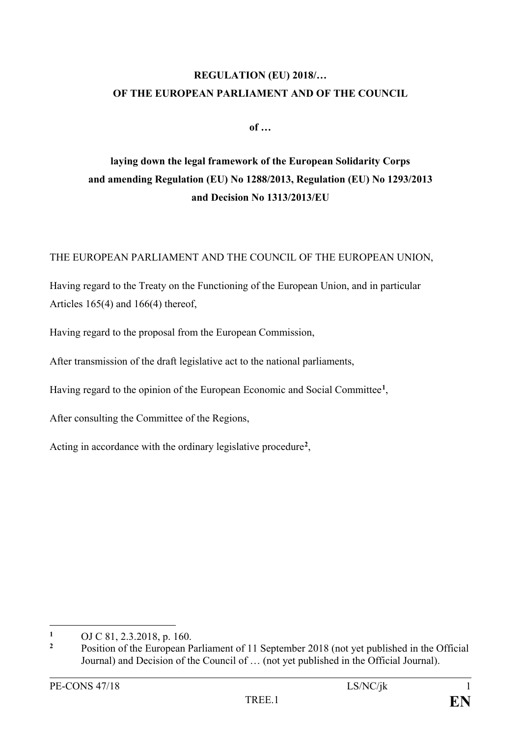**REGULATION (EU) 2018/…**
**OF THE EUROPEAN PARLIAMENT AND OF THE COUNCIL**

**of …**

**laying down the legal framework of the European Solidarity Corps and amending Regulation (EU) No 1288/2013, Regulation (EU) No 1293/2013 and Decision No 1313/2013/EU**

THE EUROPEAN PARLIAMENT AND THE COUNCIL OF THE EUROPEAN UNION,

Having regard to the Treaty on the Functioning of the European Union, and in particular Articles 165(4) and 166(4) thereof,

Having regard to the proposal from the European Commission,

After transmission of the draft legislative act to the national parliaments,

Having regard to the opinion of the European Economic and Social Committee[1],

After consulting the Committee of the Regions,

Acting in accordance with the ordinary legislative procedure[2],

---

[1] OJ C 81, 2.3.2018, p. 160.

[2] Position of the European Parliament of 11 September 2018 (not yet published in the Official Journal) and Decision of the Council of … (not yet published in the Official Journal).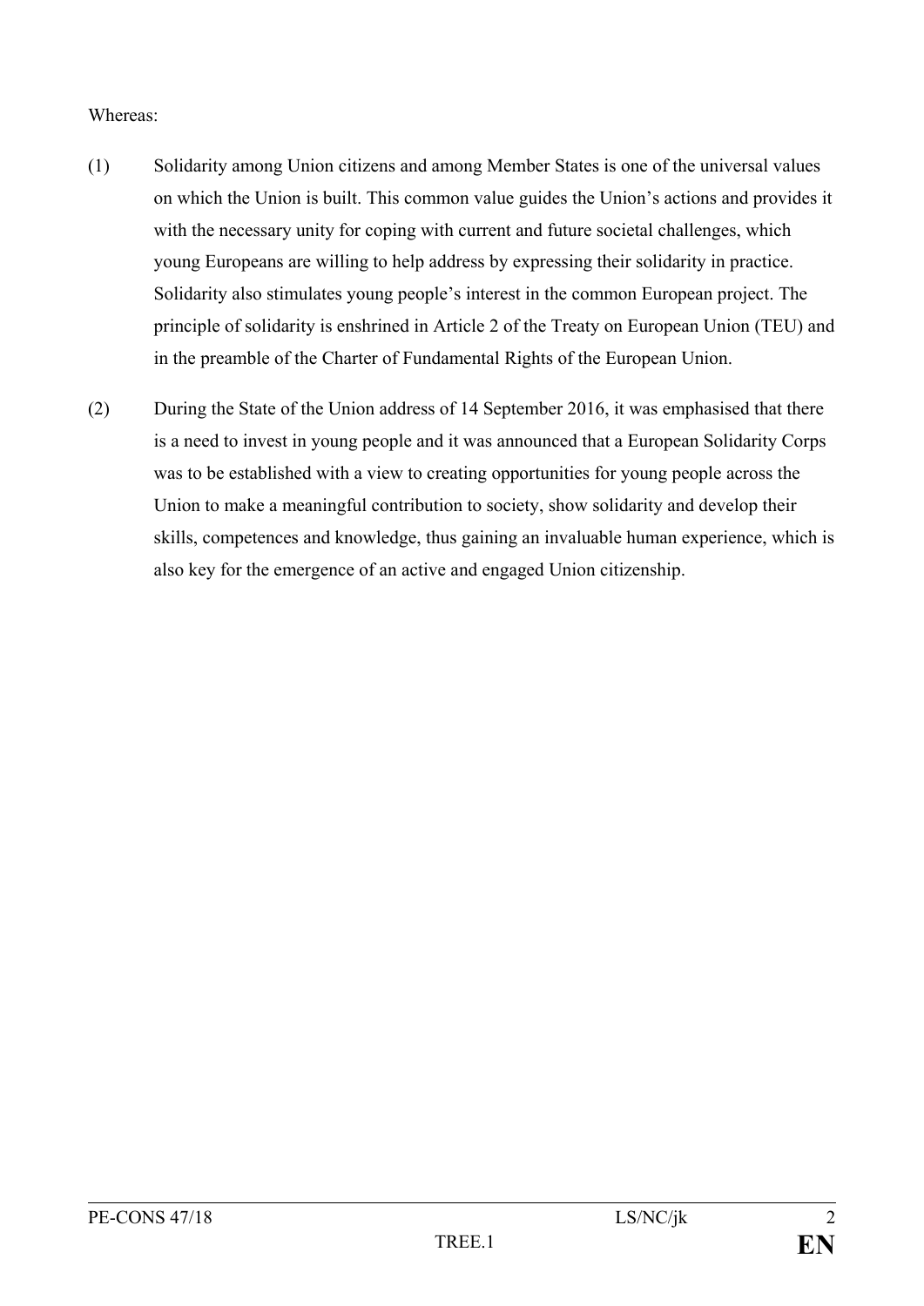Whereas:

(1) Solidarity among Union citizens and among Member States is one of the universal values on which the Union is built. This common value guides the Union's actions and provides it with the necessary unity for coping with current and future societal challenges, which young Europeans are willing to help address by expressing their solidarity in practice. Solidarity also stimulates young people's interest in the common European project. The principle of solidarity is enshrined in Article 2 of the Treaty on European Union (TEU) and in the preamble of the Charter of Fundamental Rights of the European Union.

(2) During the State of the Union address of 14 September 2016, it was emphasised that there is a need to invest in young people and it was announced that a European Solidarity Corps was to be established with a view to creating opportunities for young people across the Union to make a meaningful contribution to society, show solidarity and develop their skills, competences and knowledge, thus gaining an invaluable human experience, which is also key for the emergence of an active and engaged Union citizenship.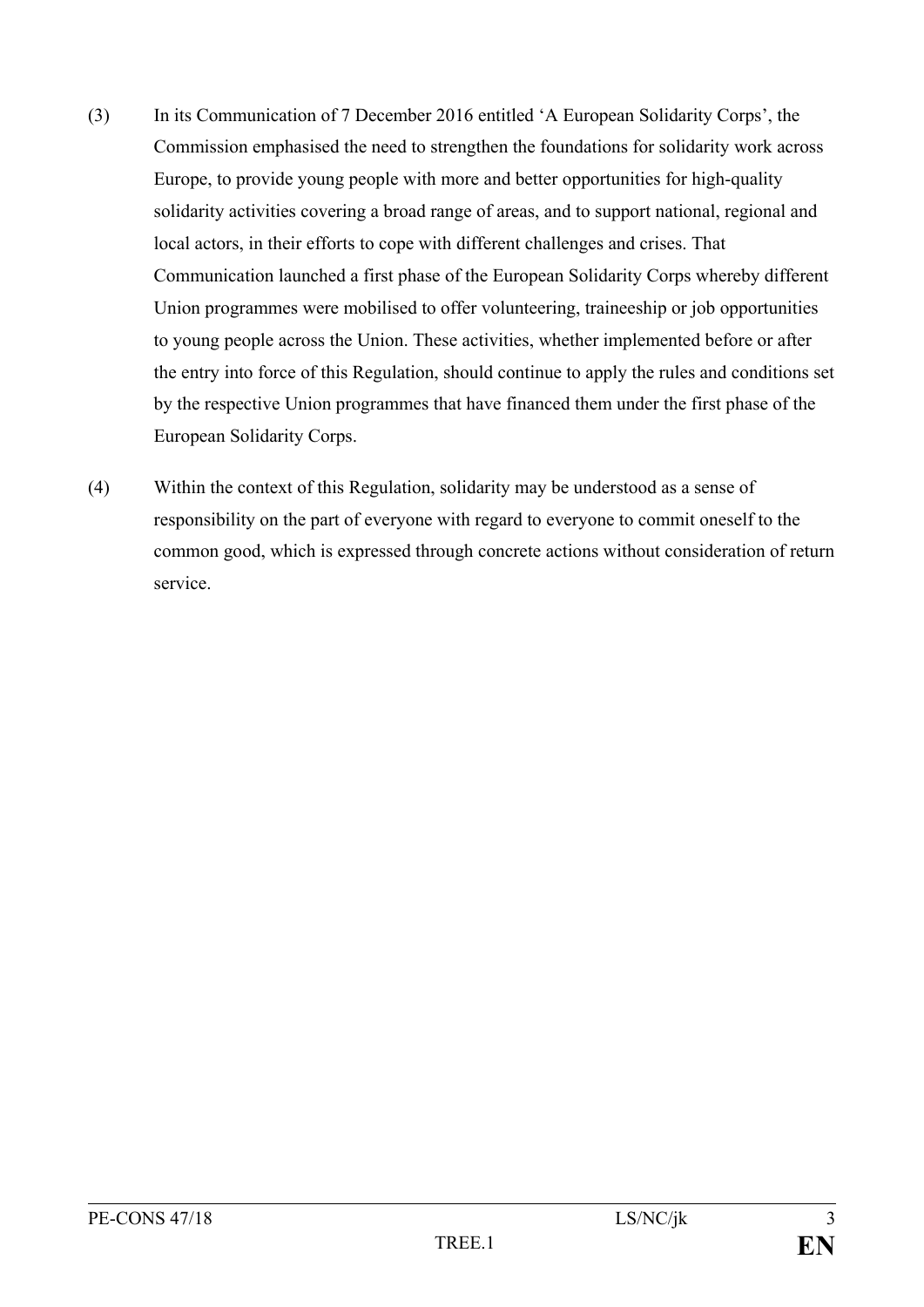(3) In its Communication of 7 December 2016 entitled 'A European Solidarity Corps', the Commission emphasised the need to strengthen the foundations for solidarity work across Europe, to provide young people with more and better opportunities for high-quality solidarity activities covering a broad range of areas, and to support national, regional and local actors, in their efforts to cope with different challenges and crises. That Communication launched a first phase of the European Solidarity Corps whereby different Union programmes were mobilised to offer volunteering, traineeship or job opportunities to young people across the Union. These activities, whether implemented before or after the entry into force of this Regulation, should continue to apply the rules and conditions set by the respective Union programmes that have financed them under the first phase of the European Solidarity Corps.

(4) Within the context of this Regulation, solidarity may be understood as a sense of responsibility on the part of everyone with regard to everyone to commit oneself to the common good, which is expressed through concrete actions without consideration of return service.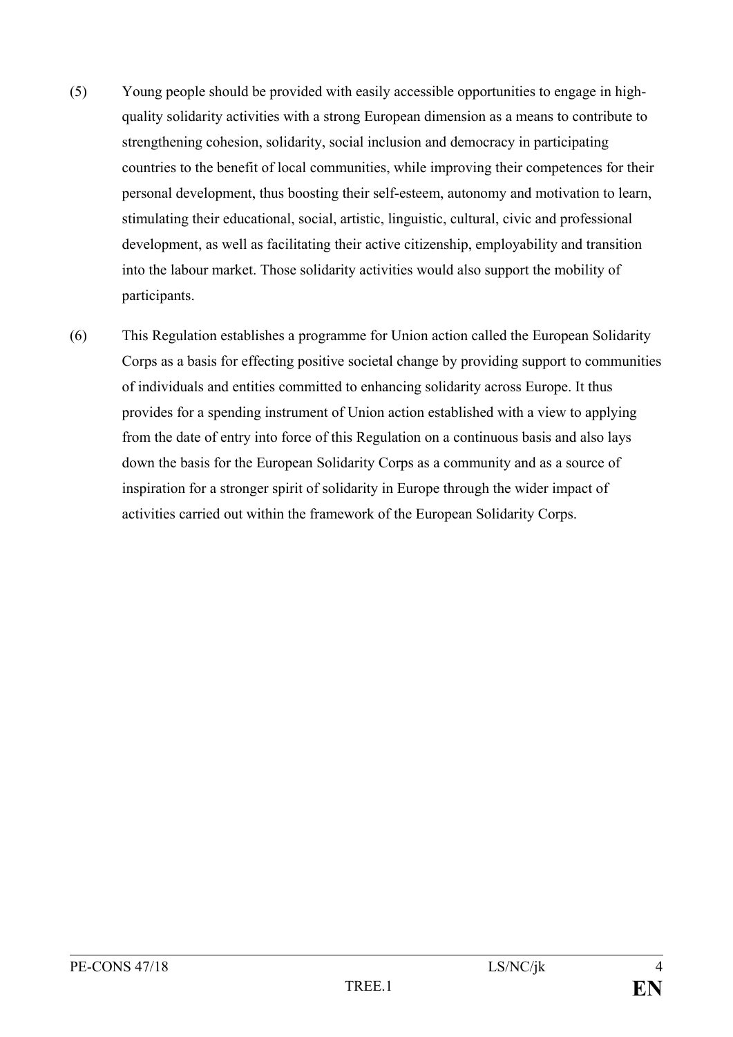(5) Young people should be provided with easily accessible opportunities to engage in high-quality solidarity activities with a strong European dimension as a means to contribute to strengthening cohesion, solidarity, social inclusion and democracy in participating countries to the benefit of local communities, while improving their competences for their personal development, thus boosting their self-esteem, autonomy and motivation to learn, stimulating their educational, social, artistic, linguistic, cultural, civic and professional development, as well as facilitating their active citizenship, employability and transition into the labour market. Those solidarity activities would also support the mobility of participants.

(6) This Regulation establishes a programme for Union action called the European Solidarity Corps as a basis for effecting positive societal change by providing support to communities of individuals and entities committed to enhancing solidarity across Europe. It thus provides for a spending instrument of Union action established with a view to applying from the date of entry into force of this Regulation on a continuous basis and also lays down the basis for the European Solidarity Corps as a community and as a source of inspiration for a stronger spirit of solidarity in Europe through the wider impact of activities carried out within the framework of the European Solidarity Corps.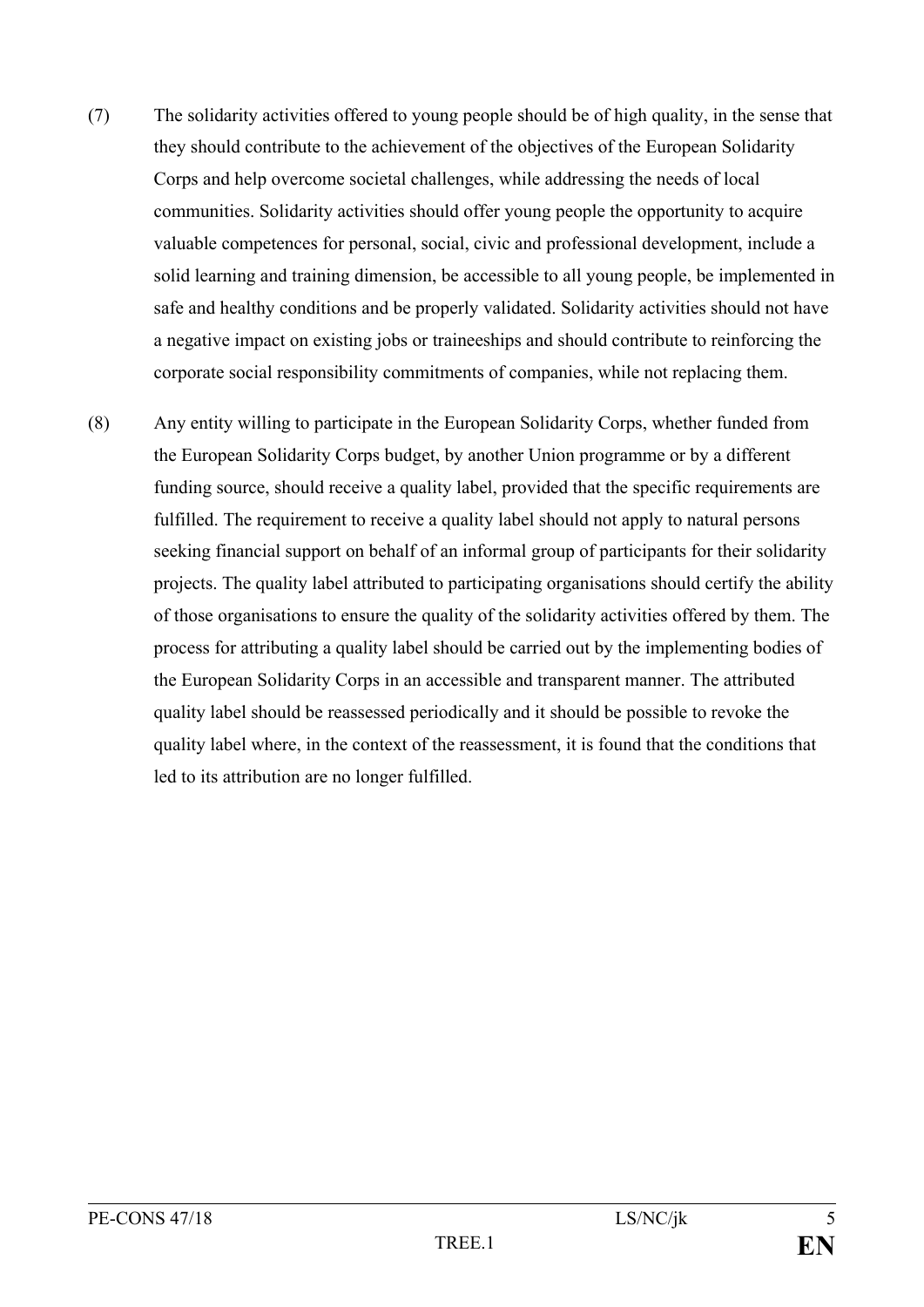(7) The solidarity activities offered to young people should be of high quality, in the sense that they should contribute to the achievement of the objectives of the European Solidarity Corps and help overcome societal challenges, while addressing the needs of local communities. Solidarity activities should offer young people the opportunity to acquire valuable competences for personal, social, civic and professional development, include a solid learning and training dimension, be accessible to all young people, be implemented in safe and healthy conditions and be properly validated. Solidarity activities should not have a negative impact on existing jobs or traineeships and should contribute to reinforcing the corporate social responsibility commitments of companies, while not replacing them.

(8) Any entity willing to participate in the European Solidarity Corps, whether funded from the European Solidarity Corps budget, by another Union programme or by a different funding source, should receive a quality label, provided that the specific requirements are fulfilled. The requirement to receive a quality label should not apply to natural persons seeking financial support on behalf of an informal group of participants for their solidarity projects. The quality label attributed to participating organisations should certify the ability of those organisations to ensure the quality of the solidarity activities offered by them. The process for attributing a quality label should be carried out by the implementing bodies of the European Solidarity Corps in an accessible and transparent manner. The attributed quality label should be reassessed periodically and it should be possible to revoke the quality label where, in the context of the reassessment, it is found that the conditions that led to its attribution are no longer fulfilled.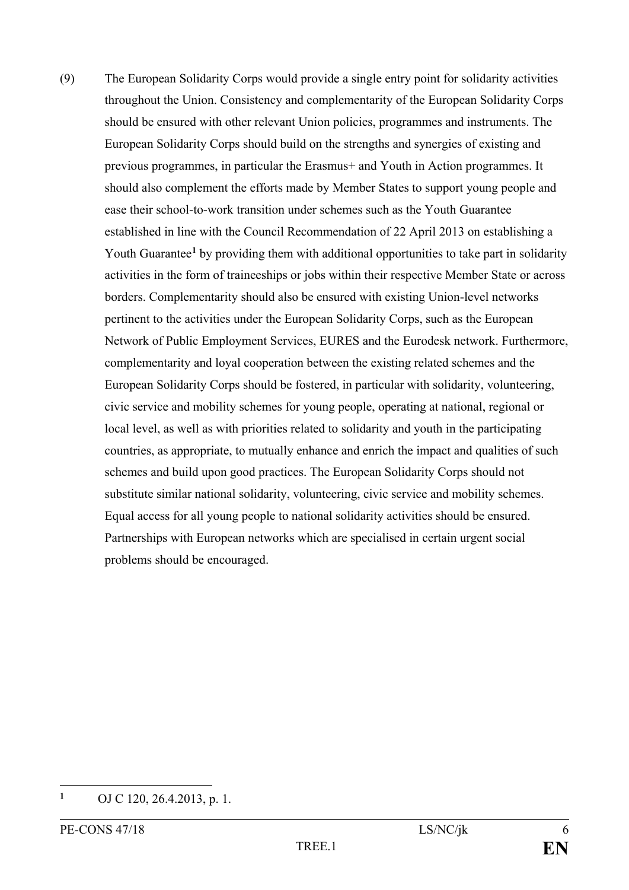(9) The European Solidarity Corps would provide a single entry point for solidarity activities throughout the Union. Consistency and complementarity of the European Solidarity Corps should be ensured with other relevant Union policies, programmes and instruments. The European Solidarity Corps should build on the strengths and synergies of existing and previous programmes, in particular the Erasmus+ and Youth in Action programmes. It should also complement the efforts made by Member States to support young people and ease their school-to-work transition under schemes such as the Youth Guarantee established in line with the Council Recommendation of 22 April 2013 on establishing a Youth Guarantee[1] by providing them with additional opportunities to take part in solidarity activities in the form of traineeships or jobs within their respective Member State or across borders. Complementarity should also be ensured with existing Union-level networks pertinent to the activities under the European Solidarity Corps, such as the European Network of Public Employment Services, EURES and the Eurodesk network. Furthermore, complementarity and loyal cooperation between the existing related schemes and the European Solidarity Corps should be fostered, in particular with solidarity, volunteering, civic service and mobility schemes for young people, operating at national, regional or local level, as well as with priorities related to solidarity and youth in the participating countries, as appropriate, to mutually enhance and enrich the impact and qualities of such schemes and build upon good practices. The European Solidarity Corps should not substitute similar national solidarity, volunteering, civic service and mobility schemes. Equal access for all young people to national solidarity activities should be ensured. Partnerships with European networks which are specialised in certain urgent social problems should be encouraged.

---

[1] OJ C 120, 26.4.2013, p. 1.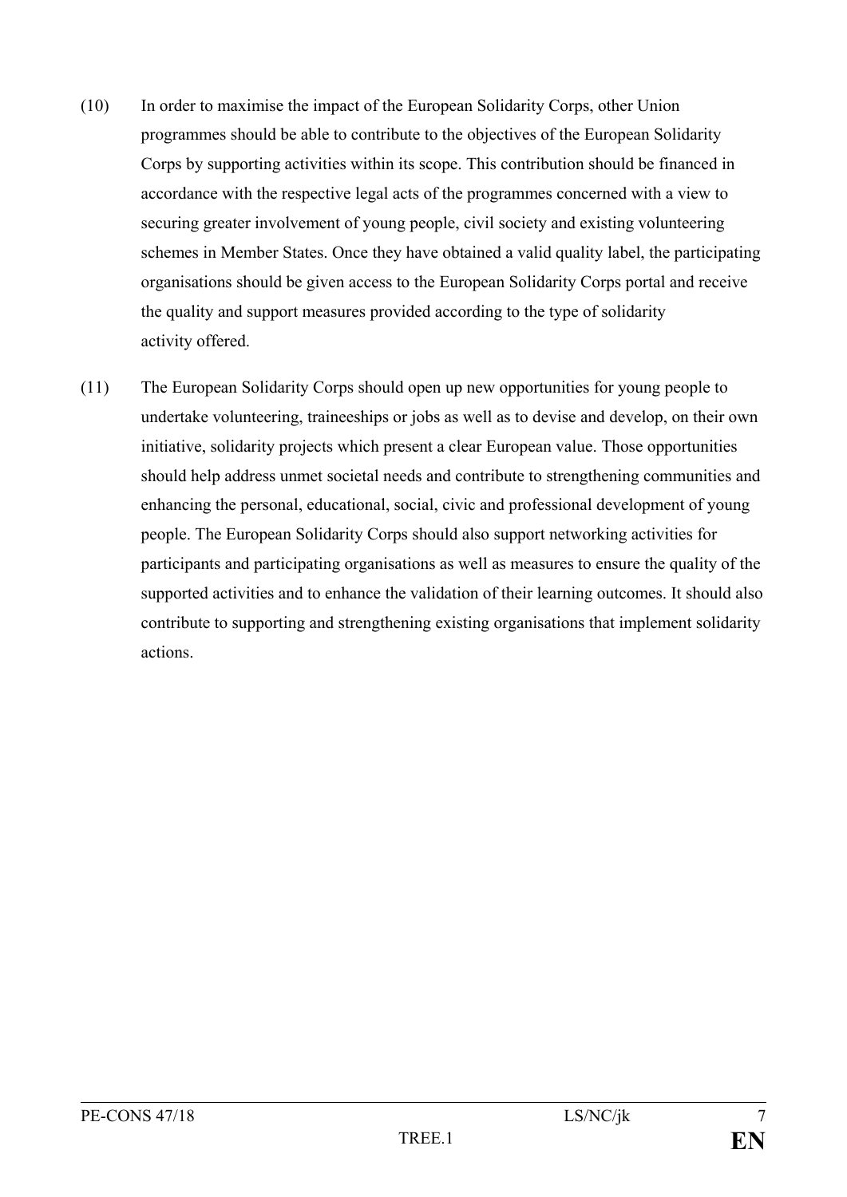(10) In order to maximise the impact of the European Solidarity Corps, other Union programmes should be able to contribute to the objectives of the European Solidarity Corps by supporting activities within its scope. This contribution should be financed in accordance with the respective legal acts of the programmes concerned with a view to securing greater involvement of young people, civil society and existing volunteering schemes in Member States. Once they have obtained a valid quality label, the participating organisations should be given access to the European Solidarity Corps portal and receive the quality and support measures provided according to the type of solidarity activity offered.

(11) The European Solidarity Corps should open up new opportunities for young people to undertake volunteering, traineeships or jobs as well as to devise and develop, on their own initiative, solidarity projects which present a clear European value. Those opportunities should help address unmet societal needs and contribute to strengthening communities and enhancing the personal, educational, social, civic and professional development of young people. The European Solidarity Corps should also support networking activities for participants and participating organisations as well as measures to ensure the quality of the supported activities and to enhance the validation of their learning outcomes. It should also contribute to supporting and strengthening existing organisations that implement solidarity actions.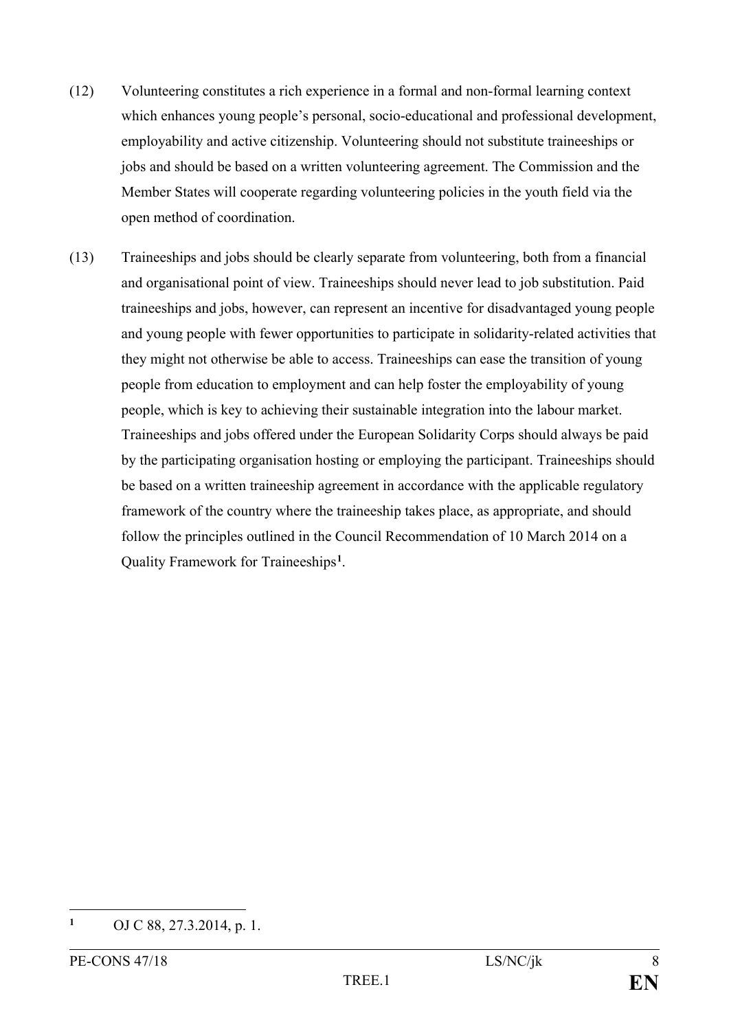(12) Volunteering constitutes a rich experience in a formal and non-formal learning context which enhances young people's personal, socio-educational and professional development, employability and active citizenship. Volunteering should not substitute traineeships or jobs and should be based on a written volunteering agreement. The Commission and the Member States will cooperate regarding volunteering policies in the youth field via the open method of coordination.

(13) Traineeships and jobs should be clearly separate from volunteering, both from a financial and organisational point of view. Traineeships should never lead to job substitution. Paid traineeships and jobs, however, can represent an incentive for disadvantaged young people and young people with fewer opportunities to participate in solidarity-related activities that they might not otherwise be able to access. Traineeships can ease the transition of young people from education to employment and can help foster the employability of young people, which is key to achieving their sustainable integration into the labour market. Traineeships and jobs offered under the European Solidarity Corps should always be paid by the participating organisation hosting or employing the participant. Traineeships should be based on a written traineeship agreement in accordance with the applicable regulatory framework of the country where the traineeship takes place, as appropriate, and should follow the principles outlined in the Council Recommendation of 10 March 2014 on a Quality Framework for Traineeships[1].

---

[1] OJ C 88, 27.3.2014, p. 1.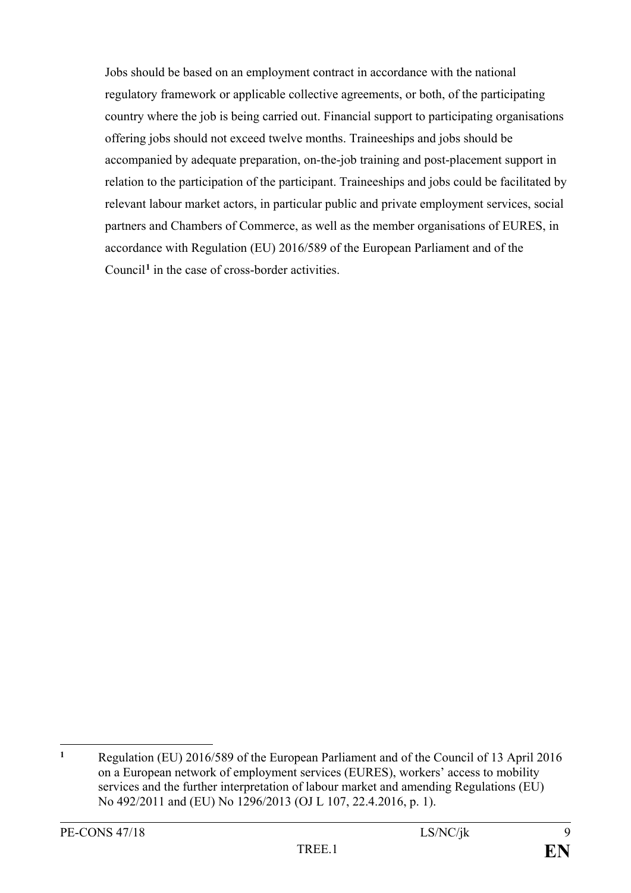Jobs should be based on an employment contract in accordance with the national regulatory framework or applicable collective agreements, or both, of the participating country where the job is being carried out. Financial support to participating organisations offering jobs should not exceed twelve months. Traineeships and jobs should be accompanied by adequate preparation, on-the-job training and post-placement support in relation to the participation of the participant. Traineeships and jobs could be facilitated by relevant labour market actors, in particular public and private employment services, social partners and Chambers of Commerce, as well as the member organisations of EURES, in accordance with Regulation (EU) 2016/589 of the European Parliament and of the Council[1] in the case of cross-border activities.

---

[1] Regulation (EU) 2016/589 of the European Parliament and of the Council of 13 April 2016 on a European network of employment services (EURES), workers' access to mobility services and the further interpretation of labour market and amending Regulations (EU) No 492/2011 and (EU) No 1296/2013 (OJ L 107, 22.4.2016, p. 1).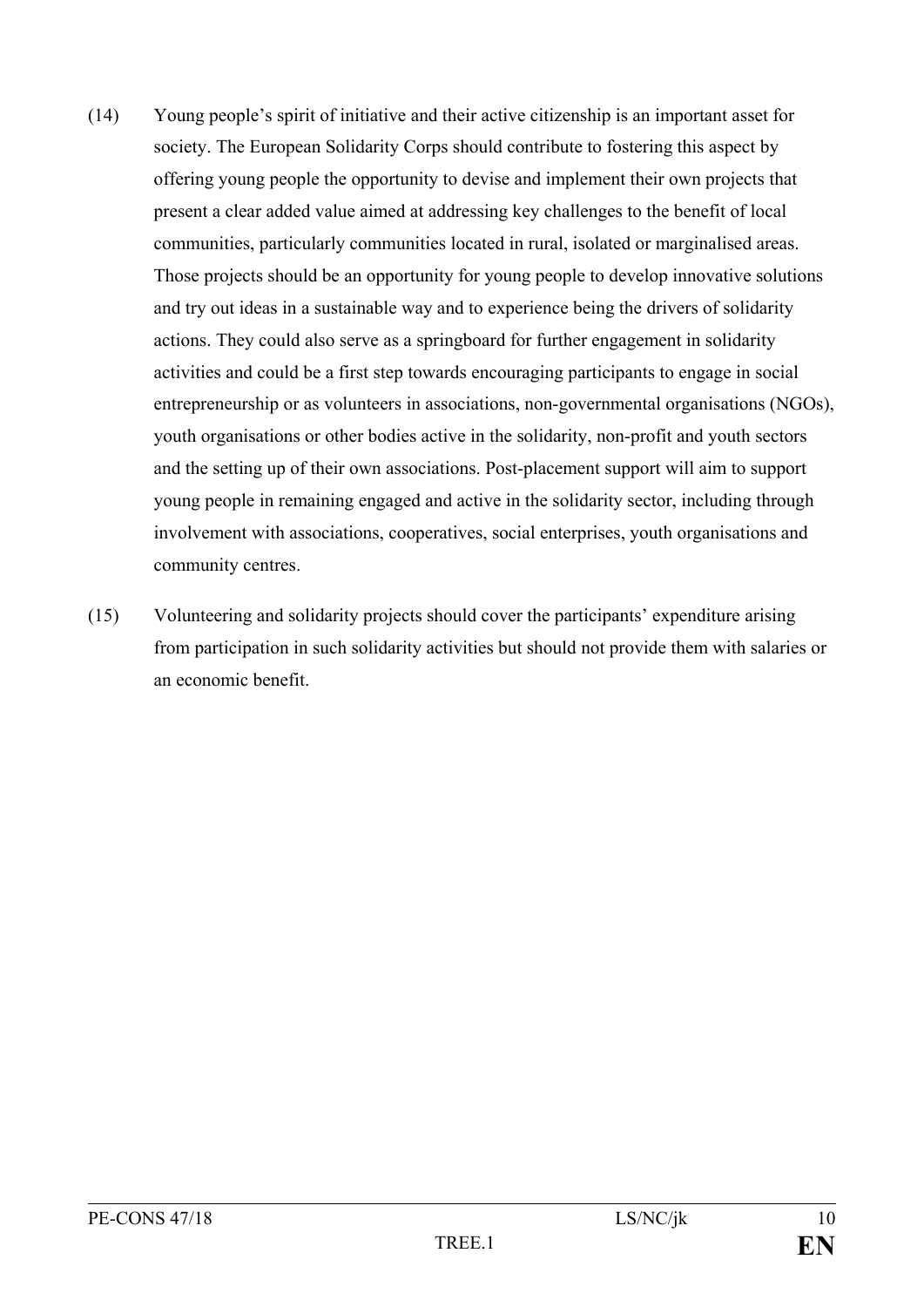(14) Young people's spirit of initiative and their active citizenship is an important asset for society. The European Solidarity Corps should contribute to fostering this aspect by offering young people the opportunity to devise and implement their own projects that present a clear added value aimed at addressing key challenges to the benefit of local communities, particularly communities located in rural, isolated or marginalised areas. Those projects should be an opportunity for young people to develop innovative solutions and try out ideas in a sustainable way and to experience being the drivers of solidarity actions. They could also serve as a springboard for further engagement in solidarity activities and could be a first step towards encouraging participants to engage in social entrepreneurship or as volunteers in associations, non-governmental organisations (NGOs), youth organisations or other bodies active in the solidarity, non-profit and youth sectors and the setting up of their own associations. Post-placement support will aim to support young people in remaining engaged and active in the solidarity sector, including through involvement with associations, cooperatives, social enterprises, youth organisations and community centres.

(15) Volunteering and solidarity projects should cover the participants' expenditure arising from participation in such solidarity activities but should not provide them with salaries or an economic benefit.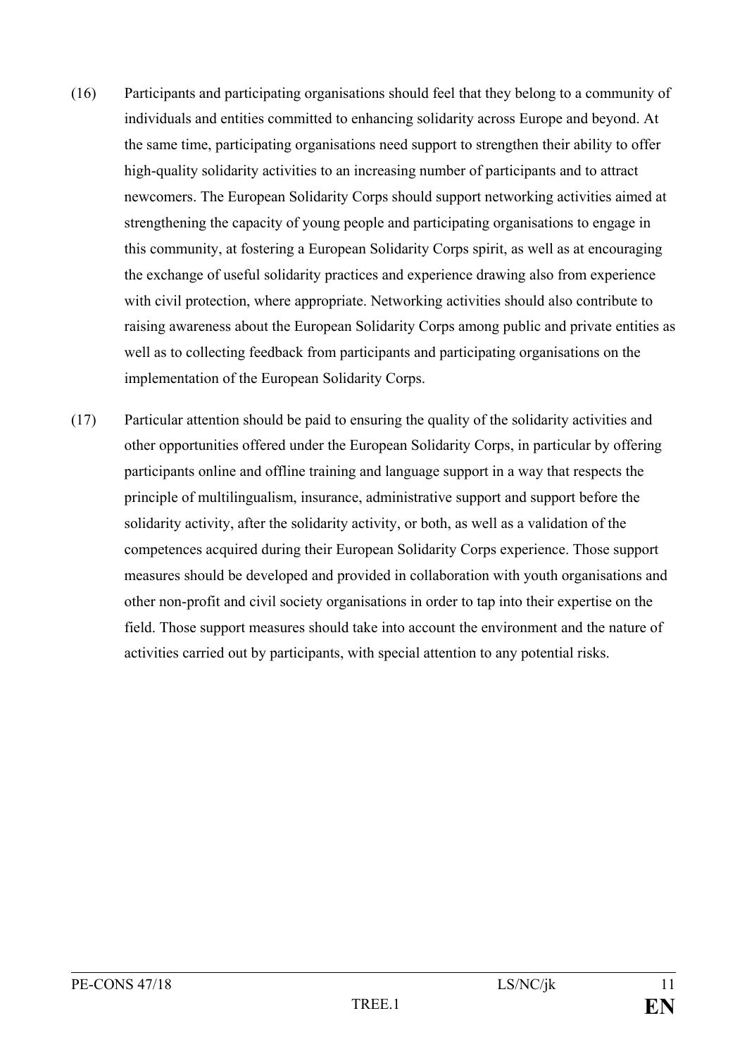(16) Participants and participating organisations should feel that they belong to a community of individuals and entities committed to enhancing solidarity across Europe and beyond. At the same time, participating organisations need support to strengthen their ability to offer high-quality solidarity activities to an increasing number of participants and to attract newcomers. The European Solidarity Corps should support networking activities aimed at strengthening the capacity of young people and participating organisations to engage in this community, at fostering a European Solidarity Corps spirit, as well as at encouraging the exchange of useful solidarity practices and experience drawing also from experience with civil protection, where appropriate. Networking activities should also contribute to raising awareness about the European Solidarity Corps among public and private entities as well as to collecting feedback from participants and participating organisations on the implementation of the European Solidarity Corps.

(17) Particular attention should be paid to ensuring the quality of the solidarity activities and other opportunities offered under the European Solidarity Corps, in particular by offering participants online and offline training and language support in a way that respects the principle of multilingualism, insurance, administrative support and support before the solidarity activity, after the solidarity activity, or both, as well as a validation of the competences acquired during their European Solidarity Corps experience. Those support measures should be developed and provided in collaboration with youth organisations and other non-profit and civil society organisations in order to tap into their expertise on the field. Those support measures should take into account the environment and the nature of activities carried out by participants, with special attention to any potential risks.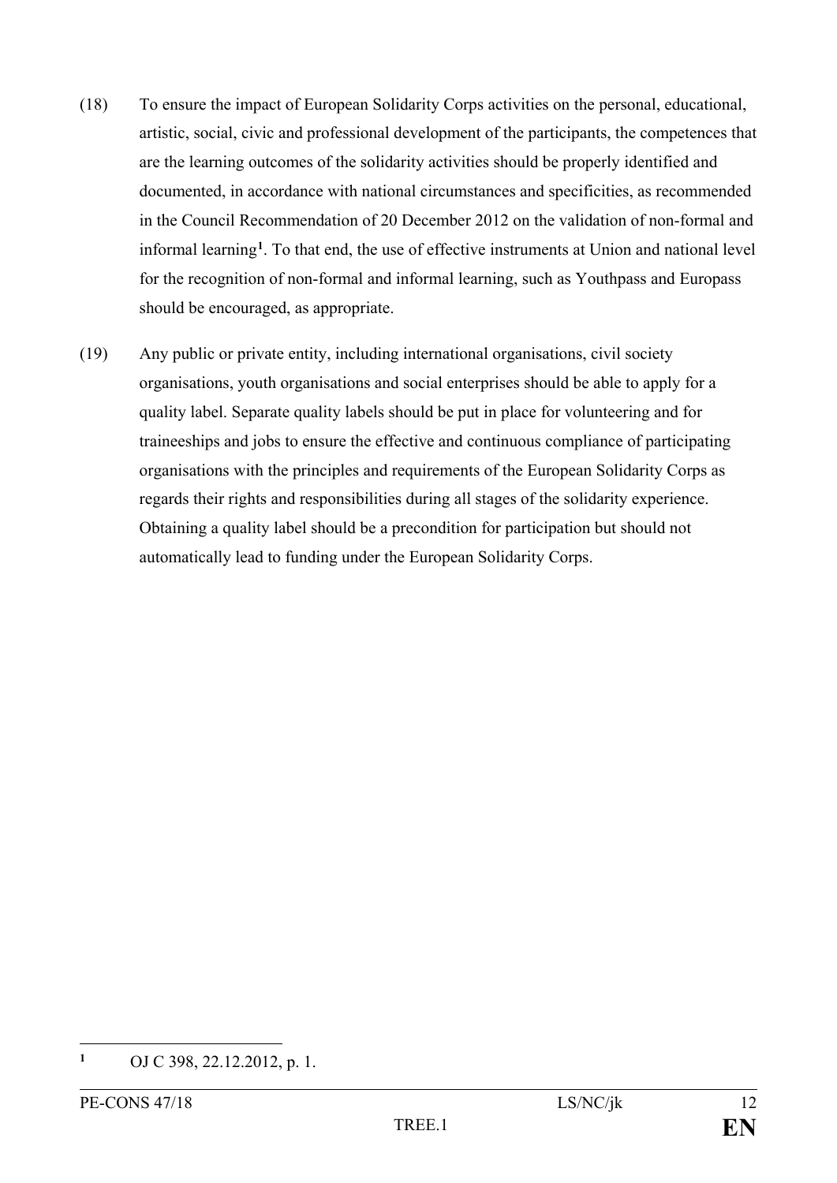(18) To ensure the impact of European Solidarity Corps activities on the personal, educational, artistic, social, civic and professional development of the participants, the competences that are the learning outcomes of the solidarity activities should be properly identified and documented, in accordance with national circumstances and specificities, as recommended in the Council Recommendation of 20 December 2012 on the validation of non-formal and informal learning[1]. To that end, the use of effective instruments at Union and national level for the recognition of non-formal and informal learning, such as Youthpass and Europass should be encouraged, as appropriate.

(19) Any public or private entity, including international organisations, civil society organisations, youth organisations and social enterprises should be able to apply for a quality label. Separate quality labels should be put in place for volunteering and for traineeships and jobs to ensure the effective and continuous compliance of participating organisations with the principles and requirements of the European Solidarity Corps as regards their rights and responsibilities during all stages of the solidarity experience. Obtaining a quality label should be a precondition for participation but should not automatically lead to funding under the European Solidarity Corps.

---

[1] OJ C 398, 22.12.2012, p. 1.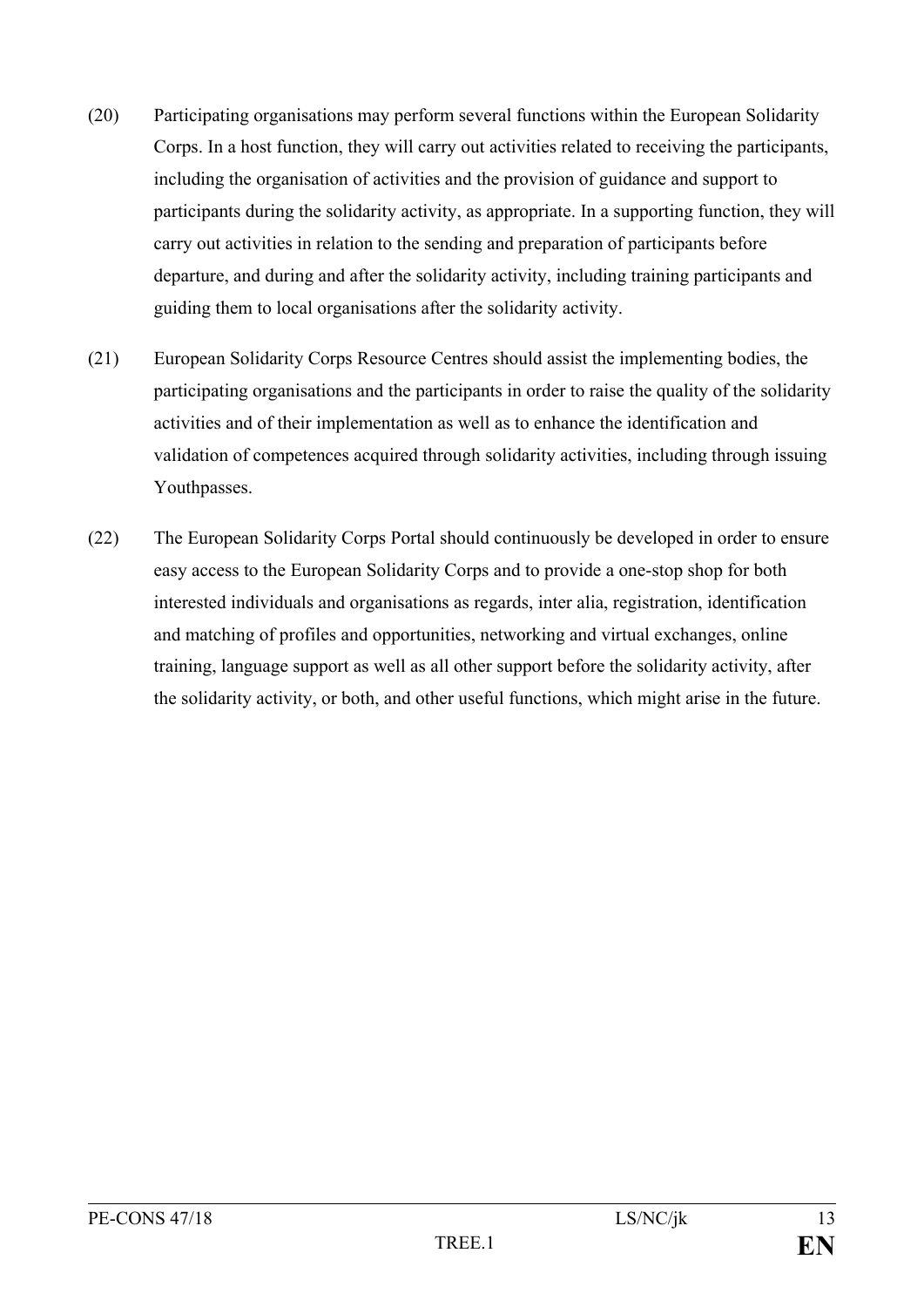(20) Participating organisations may perform several functions within the European Solidarity Corps. In a host function, they will carry out activities related to receiving the participants, including the organisation of activities and the provision of guidance and support to participants during the solidarity activity, as appropriate. In a supporting function, they will carry out activities in relation to the sending and preparation of participants before departure, and during and after the solidarity activity, including training participants and guiding them to local organisations after the solidarity activity.

(21) European Solidarity Corps Resource Centres should assist the implementing bodies, the participating organisations and the participants in order to raise the quality of the solidarity activities and of their implementation as well as to enhance the identification and validation of competences acquired through solidarity activities, including through issuing Youthpasses.

(22) The European Solidarity Corps Portal should continuously be developed in order to ensure easy access to the European Solidarity Corps and to provide a one-stop shop for both interested individuals and organisations as regards, inter alia, registration, identification and matching of profiles and opportunities, networking and virtual exchanges, online training, language support as well as all other support before the solidarity activity, after the solidarity activity, or both, and other useful functions, which might arise in the future.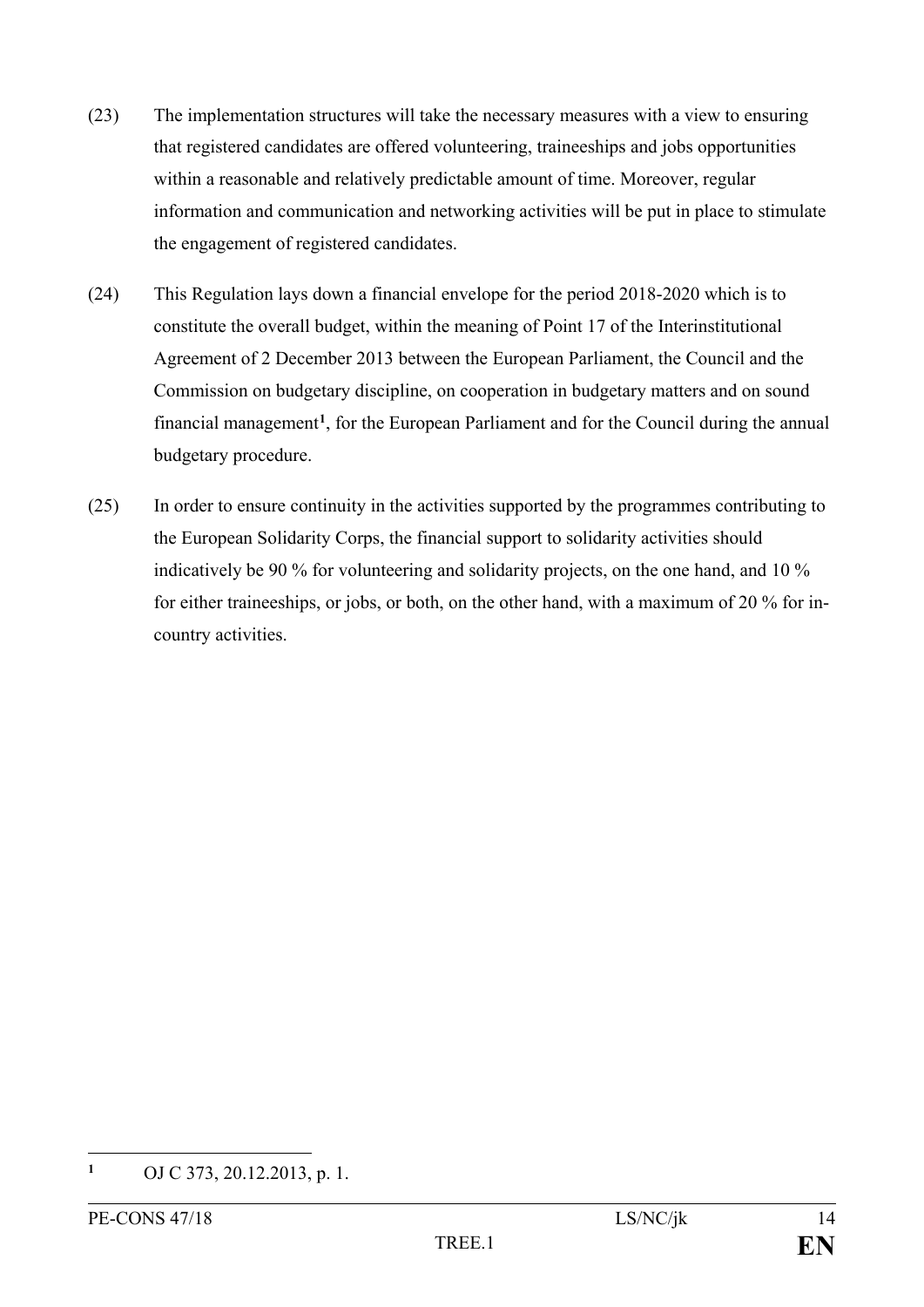(23) The implementation structures will take the necessary measures with a view to ensuring that registered candidates are offered volunteering, traineeships and jobs opportunities within a reasonable and relatively predictable amount of time. Moreover, regular information and communication and networking activities will be put in place to stimulate the engagement of registered candidates.

(24) This Regulation lays down a financial envelope for the period 2018-2020 which is to constitute the overall budget, within the meaning of Point 17 of the Interinstitutional Agreement of 2 December 2013 between the European Parliament, the Council and the Commission on budgetary discipline, on cooperation in budgetary matters and on sound financial management[1], for the European Parliament and for the Council during the annual budgetary procedure.

(25) In order to ensure continuity in the activities supported by the programmes contributing to the European Solidarity Corps, the financial support to solidarity activities should indicatively be 90 % for volunteering and solidarity projects, on the one hand, and 10 % for either traineeships, or jobs, or both, on the other hand, with a maximum of 20 % for in-country activities.

---

[1] OJ C 373, 20.12.2013, p. 1.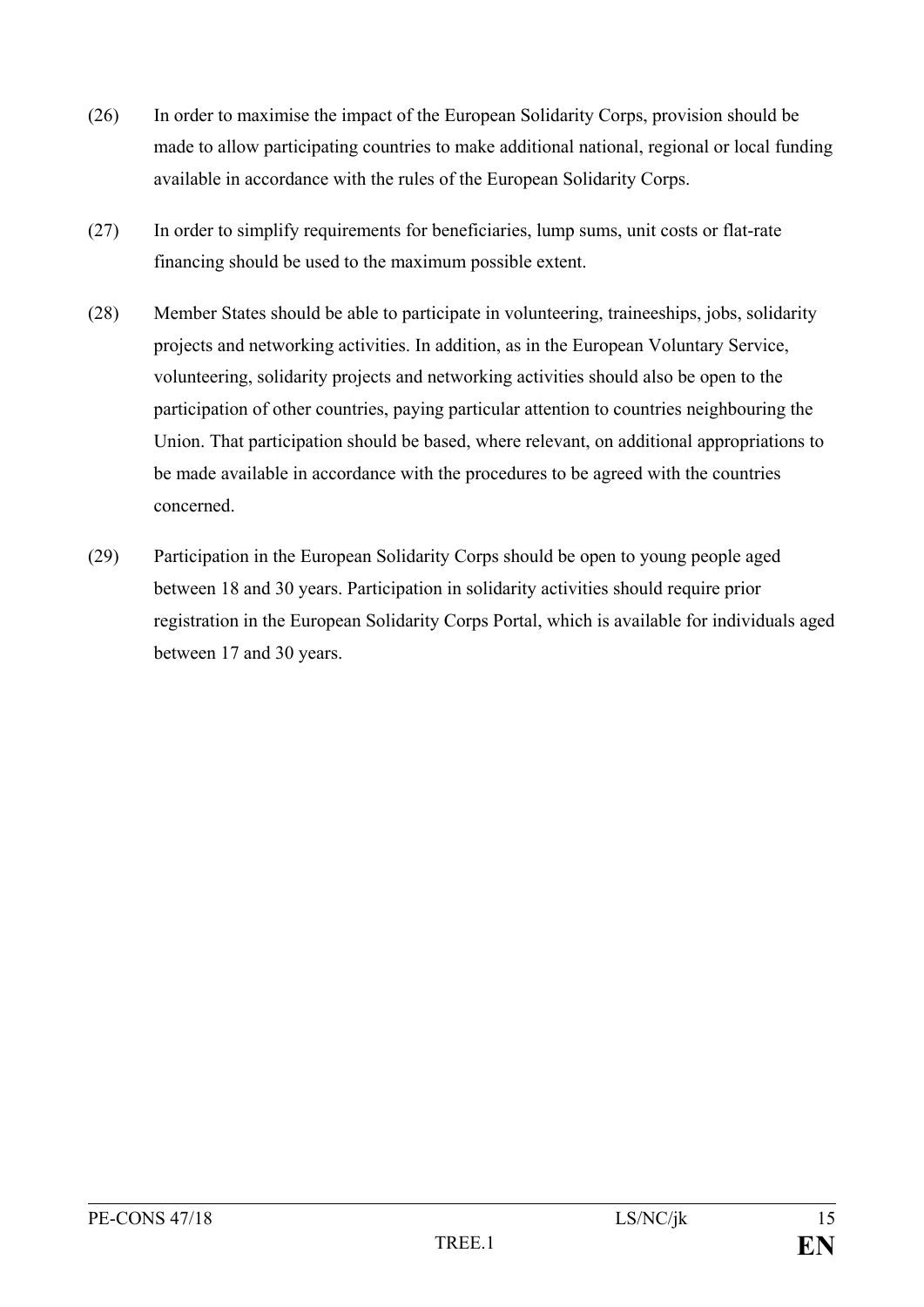(26) In order to maximise the impact of the European Solidarity Corps, provision should be made to allow participating countries to make additional national, regional or local funding available in accordance with the rules of the European Solidarity Corps.

(27) In order to simplify requirements for beneficiaries, lump sums, unit costs or flat-rate financing should be used to the maximum possible extent.

(28) Member States should be able to participate in volunteering, traineeships, jobs, solidarity projects and networking activities. In addition, as in the European Voluntary Service, volunteering, solidarity projects and networking activities should also be open to the participation of other countries, paying particular attention to countries neighbouring the Union. That participation should be based, where relevant, on additional appropriations to be made available in accordance with the procedures to be agreed with the countries concerned.

(29) Participation in the European Solidarity Corps should be open to young people aged between 18 and 30 years. Participation in solidarity activities should require prior registration in the European Solidarity Corps Portal, which is available for individuals aged between 17 and 30 years.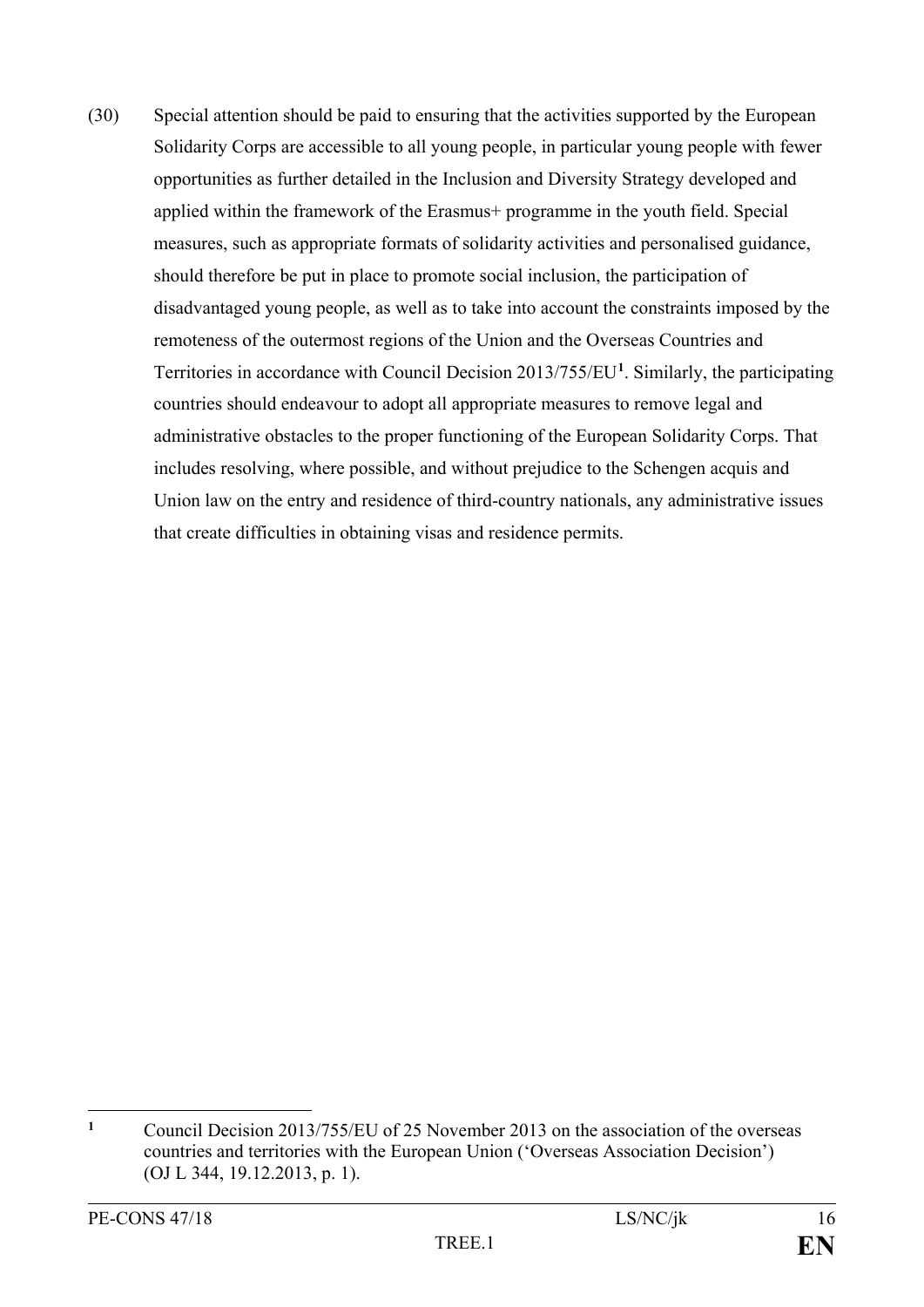(30) Special attention should be paid to ensuring that the activities supported by the European Solidarity Corps are accessible to all young people, in particular young people with fewer opportunities as further detailed in the Inclusion and Diversity Strategy developed and applied within the framework of the Erasmus+ programme in the youth field. Special measures, such as appropriate formats of solidarity activities and personalised guidance, should therefore be put in place to promote social inclusion, the participation of disadvantaged young people, as well as to take into account the constraints imposed by the remoteness of the outermost regions of the Union and the Overseas Countries and Territories in accordance with Council Decision 2013/755/EU[1]. Similarly, the participating countries should endeavour to adopt all appropriate measures to remove legal and administrative obstacles to the proper functioning of the European Solidarity Corps. That includes resolving, where possible, and without prejudice to the Schengen acquis and Union law on the entry and residence of third-country nationals, any administrative issues that create difficulties in obtaining visas and residence permits.

---

[1] Council Decision 2013/755/EU of 25 November 2013 on the association of the overseas countries and territories with the European Union ('Overseas Association Decision') (OJ L 344, 19.12.2013, p. 1).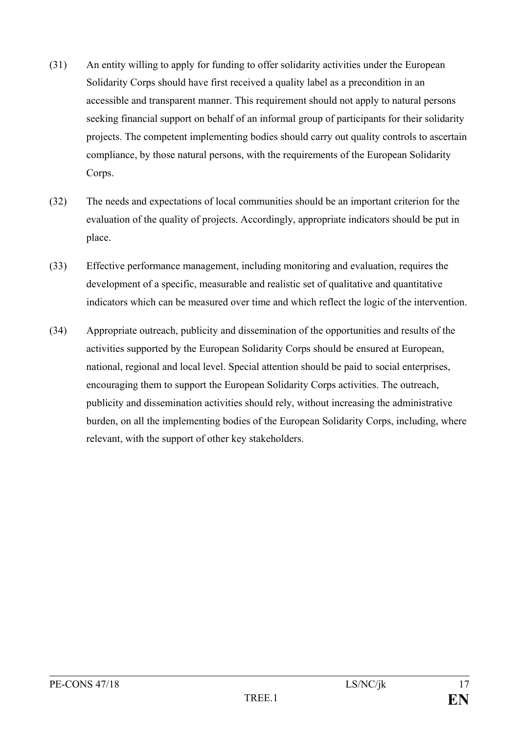(31) An entity willing to apply for funding to offer solidarity activities under the European Solidarity Corps should have first received a quality label as a precondition in an accessible and transparent manner. This requirement should not apply to natural persons seeking financial support on behalf of an informal group of participants for their solidarity projects. The competent implementing bodies should carry out quality controls to ascertain compliance, by those natural persons, with the requirements of the European Solidarity Corps.

(32) The needs and expectations of local communities should be an important criterion for the evaluation of the quality of projects. Accordingly, appropriate indicators should be put in place.

(33) Effective performance management, including monitoring and evaluation, requires the development of a specific, measurable and realistic set of qualitative and quantitative indicators which can be measured over time and which reflect the logic of the intervention.

(34) Appropriate outreach, publicity and dissemination of the opportunities and results of the activities supported by the European Solidarity Corps should be ensured at European, national, regional and local level. Special attention should be paid to social enterprises, encouraging them to support the European Solidarity Corps activities. The outreach, publicity and dissemination activities should rely, without increasing the administrative burden, on all the implementing bodies of the European Solidarity Corps, including, where relevant, with the support of other key stakeholders.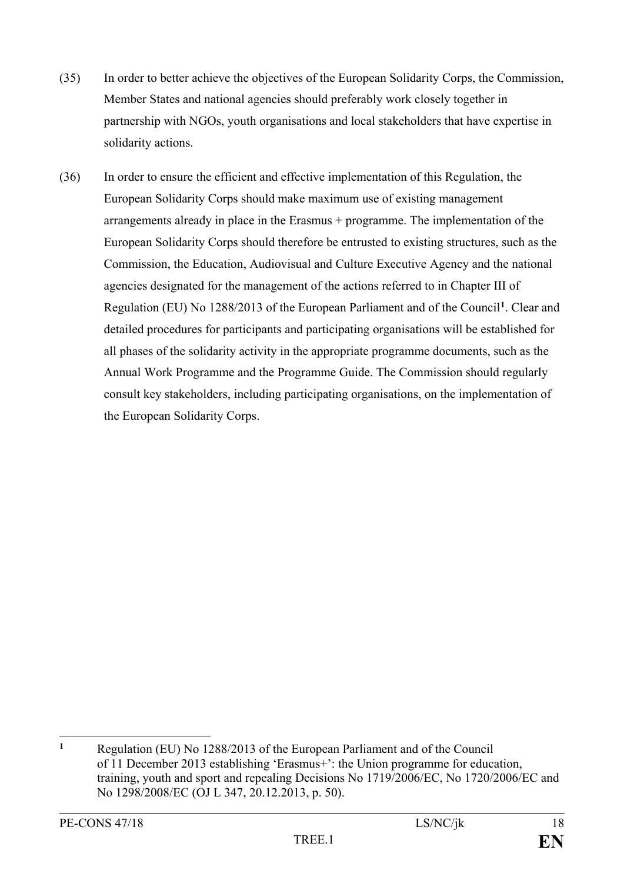(35) In order to better achieve the objectives of the European Solidarity Corps, the Commission, Member States and national agencies should preferably work closely together in partnership with NGOs, youth organisations and local stakeholders that have expertise in solidarity actions.

(36) In order to ensure the efficient and effective implementation of this Regulation, the European Solidarity Corps should make maximum use of existing management arrangements already in place in the Erasmus + programme. The implementation of the European Solidarity Corps should therefore be entrusted to existing structures, such as the Commission, the Education, Audiovisual and Culture Executive Agency and the national agencies designated for the management of the actions referred to in Chapter III of Regulation (EU) No 1288/2013 of the European Parliament and of the Council[1]. Clear and detailed procedures for participants and participating organisations will be established for all phases of the solidarity activity in the appropriate programme documents, such as the Annual Work Programme and the Programme Guide. The Commission should regularly consult key stakeholders, including participating organisations, on the implementation of the European Solidarity Corps.

---

[1] Regulation (EU) No 1288/2013 of the European Parliament and of the Council of 11 December 2013 establishing 'Erasmus+': the Union programme for education, training, youth and sport and repealing Decisions No 1719/2006/EC, No 1720/2006/EC and No 1298/2008/EC (OJ L 347, 20.12.2013, p. 50).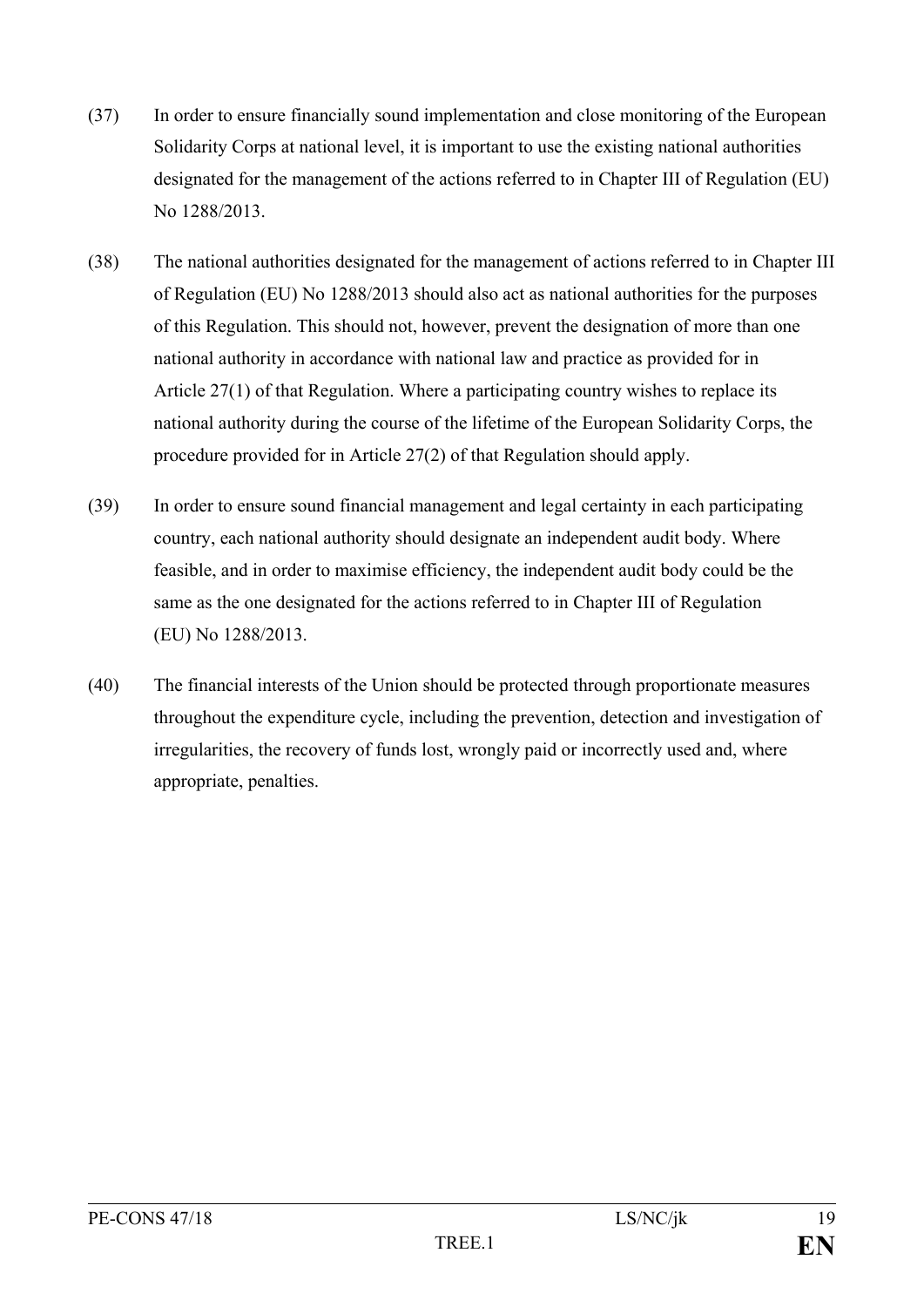(37) In order to ensure financially sound implementation and close monitoring of the European Solidarity Corps at national level, it is important to use the existing national authorities designated for the management of the actions referred to in Chapter III of Regulation (EU) No 1288/2013.

(38) The national authorities designated for the management of actions referred to in Chapter III of Regulation (EU) No 1288/2013 should also act as national authorities for the purposes of this Regulation. This should not, however, prevent the designation of more than one national authority in accordance with national law and practice as provided for in Article 27(1) of that Regulation. Where a participating country wishes to replace its national authority during the course of the lifetime of the European Solidarity Corps, the procedure provided for in Article 27(2) of that Regulation should apply.

(39) In order to ensure sound financial management and legal certainty in each participating country, each national authority should designate an independent audit body. Where feasible, and in order to maximise efficiency, the independent audit body could be the same as the one designated for the actions referred to in Chapter III of Regulation (EU) No 1288/2013.

(40) The financial interests of the Union should be protected through proportionate measures throughout the expenditure cycle, including the prevention, detection and investigation of irregularities, the recovery of funds lost, wrongly paid or incorrectly used and, where appropriate, penalties.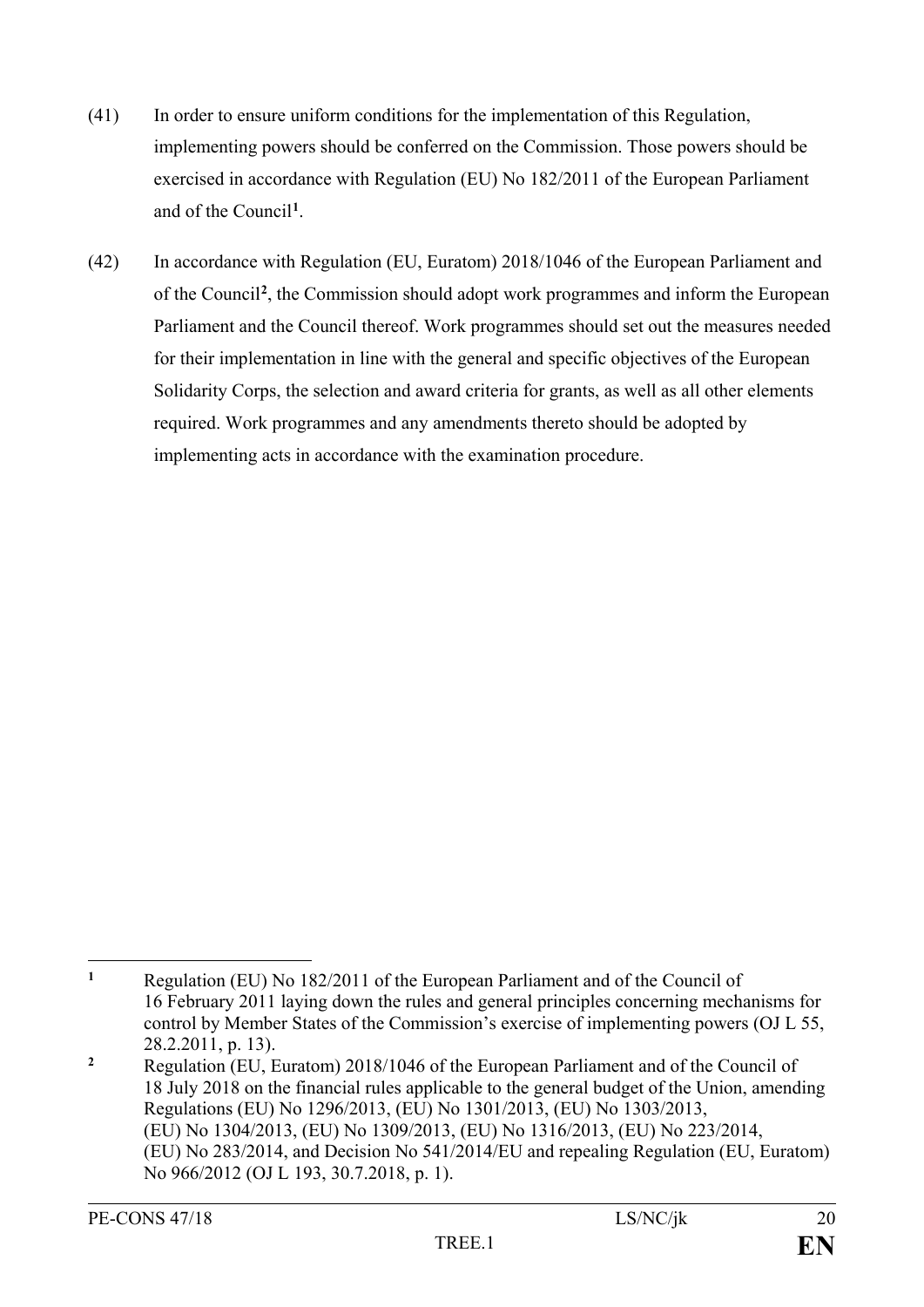(41) In order to ensure uniform conditions for the implementation of this Regulation, implementing powers should be conferred on the Commission. Those powers should be exercised in accordance with Regulation (EU) No 182/2011 of the European Parliament and of the Council[1].

(42) In accordance with Regulation (EU, Euratom) 2018/1046 of the European Parliament and of the Council[2], the Commission should adopt work programmes and inform the European Parliament and the Council thereof. Work programmes should set out the measures needed for their implementation in line with the general and specific objectives of the European Solidarity Corps, the selection and award criteria for grants, as well as all other elements required. Work programmes and any amendments thereto should be adopted by implementing acts in accordance with the examination procedure.

---

[1] Regulation (EU) No 182/2011 of the European Parliament and of the Council of 16 February 2011 laying down the rules and general principles concerning mechanisms for control by Member States of the Commission's exercise of implementing powers (OJ L 55, 28.2.2011, p. 13).

[2] Regulation (EU, Euratom) 2018/1046 of the European Parliament and of the Council of 18 July 2018 on the financial rules applicable to the general budget of the Union, amending Regulations (EU) No 1296/2013, (EU) No 1301/2013, (EU) No 1303/2013, (EU) No 1304/2013, (EU) No 1309/2013, (EU) No 1316/2013, (EU) No 223/2014, (EU) No 283/2014, and Decision No 541/2014/EU and repealing Regulation (EU, Euratom) No 966/2012 (OJ L 193, 30.7.2018, p. 1).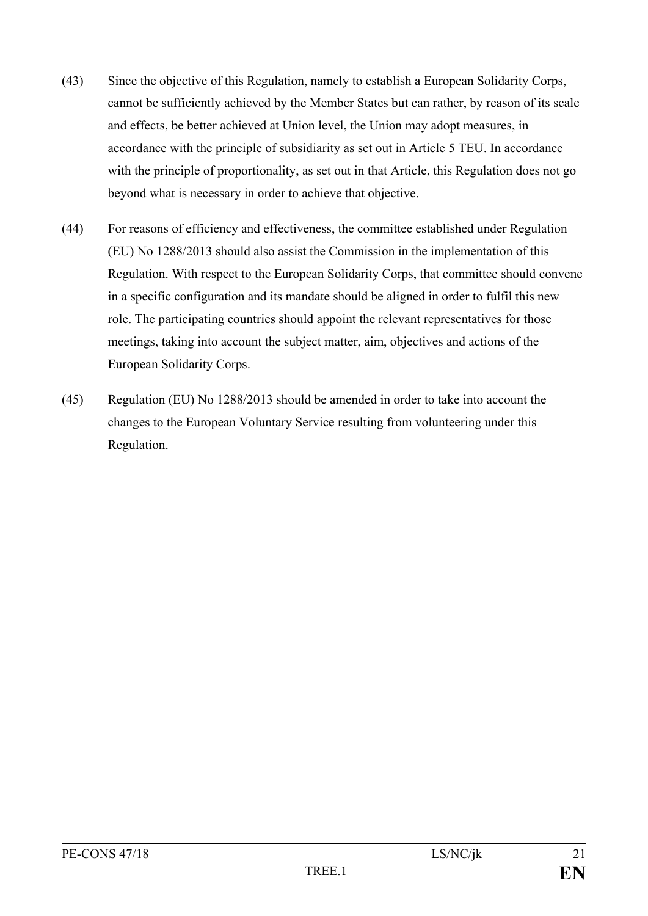(43) Since the objective of this Regulation, namely to establish a European Solidarity Corps, cannot be sufficiently achieved by the Member States but can rather, by reason of its scale and effects, be better achieved at Union level, the Union may adopt measures, in accordance with the principle of subsidiarity as set out in Article 5 TEU. In accordance with the principle of proportionality, as set out in that Article, this Regulation does not go beyond what is necessary in order to achieve that objective.

(44) For reasons of efficiency and effectiveness, the committee established under Regulation (EU) No 1288/2013 should also assist the Commission in the implementation of this Regulation. With respect to the European Solidarity Corps, that committee should convene in a specific configuration and its mandate should be aligned in order to fulfil this new role. The participating countries should appoint the relevant representatives for those meetings, taking into account the subject matter, aim, objectives and actions of the European Solidarity Corps.

(45) Regulation (EU) No 1288/2013 should be amended in order to take into account the changes to the European Voluntary Service resulting from volunteering under this Regulation.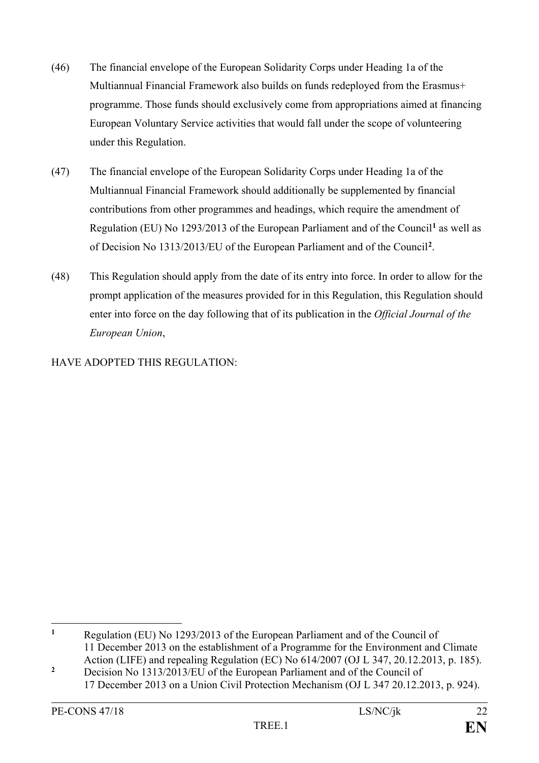(46) The financial envelope of the European Solidarity Corps under Heading 1a of the Multiannual Financial Framework also builds on funds redeployed from the Erasmus+ programme. Those funds should exclusively come from appropriations aimed at financing European Voluntary Service activities that would fall under the scope of volunteering under this Regulation.

(47) The financial envelope of the European Solidarity Corps under Heading 1a of the Multiannual Financial Framework should additionally be supplemented by financial contributions from other programmes and headings, which require the amendment of Regulation (EU) No 1293/2013 of the European Parliament and of the Council[1] as well as of Decision No 1313/2013/EU of the European Parliament and of the Council[2].

(48) This Regulation should apply from the date of its entry into force. In order to allow for the prompt application of the measures provided for in this Regulation, this Regulation should enter into force on the day following that of its publication in the *Official Journal of the European Union*,

HAVE ADOPTED THIS REGULATION:

---

[1] Regulation (EU) No 1293/2013 of the European Parliament and of the Council of 11 December 2013 on the establishment of a Programme for the Environment and Climate Action (LIFE) and repealing Regulation (EC) No 614/2007 (OJ L 347, 20.12.2013, p. 185).

[2] Decision No 1313/2013/EU of the European Parliament and of the Council of 17 December 2013 on a Union Civil Protection Mechanism (OJ L 347 20.12.2013, p. 924).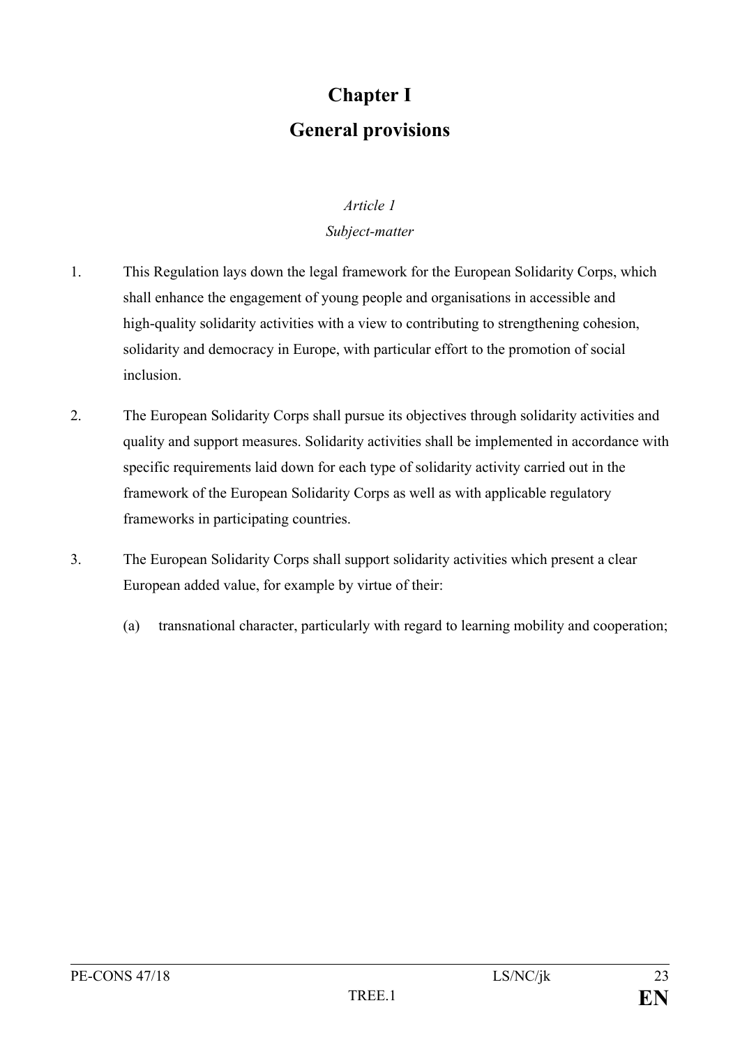# Chapter I

# General provisions

*Article 1*

*Subject-matter*

1. This Regulation lays down the legal framework for the European Solidarity Corps, which shall enhance the engagement of young people and organisations in accessible and high-quality solidarity activities with a view to contributing to strengthening cohesion, solidarity and democracy in Europe, with particular effort to the promotion of social inclusion.

2. The European Solidarity Corps shall pursue its objectives through solidarity activities and quality and support measures. Solidarity activities shall be implemented in accordance with specific requirements laid down for each type of solidarity activity carried out in the framework of the European Solidarity Corps as well as with applicable regulatory frameworks in participating countries.

3. The European Solidarity Corps shall support solidarity activities which present a clear European added value, for example by virtue of their:

   (a) transnational character, particularly with regard to learning mobility and cooperation;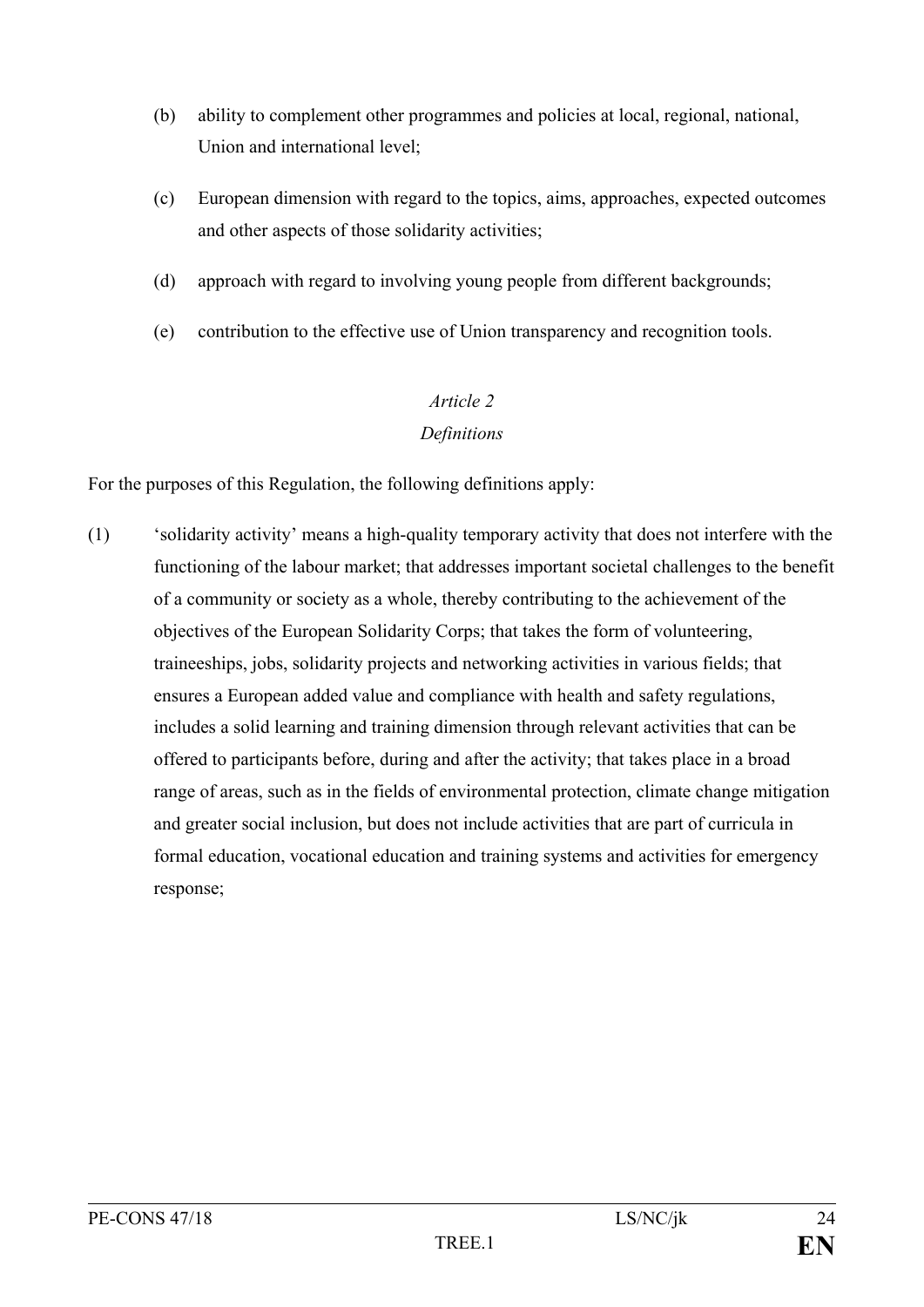(b) ability to complement other programmes and policies at local, regional, national, Union and international level;

(c) European dimension with regard to the topics, aims, approaches, expected outcomes and other aspects of those solidarity activities;

(d) approach with regard to involving young people from different backgrounds;

(e) contribution to the effective use of Union transparency and recognition tools.

*Article 2*

*Definitions*

For the purposes of this Regulation, the following definitions apply:

(1) 'solidarity activity' means a high-quality temporary activity that does not interfere with the functioning of the labour market; that addresses important societal challenges to the benefit of a community or society as a whole, thereby contributing to the achievement of the objectives of the European Solidarity Corps; that takes the form of volunteering, traineeships, jobs, solidarity projects and networking activities in various fields; that ensures a European added value and compliance with health and safety regulations, includes a solid learning and training dimension through relevant activities that can be offered to participants before, during and after the activity; that takes place in a broad range of areas, such as in the fields of environmental protection, climate change mitigation and greater social inclusion, but does not include activities that are part of curricula in formal education, vocational education and training systems and activities for emergency response;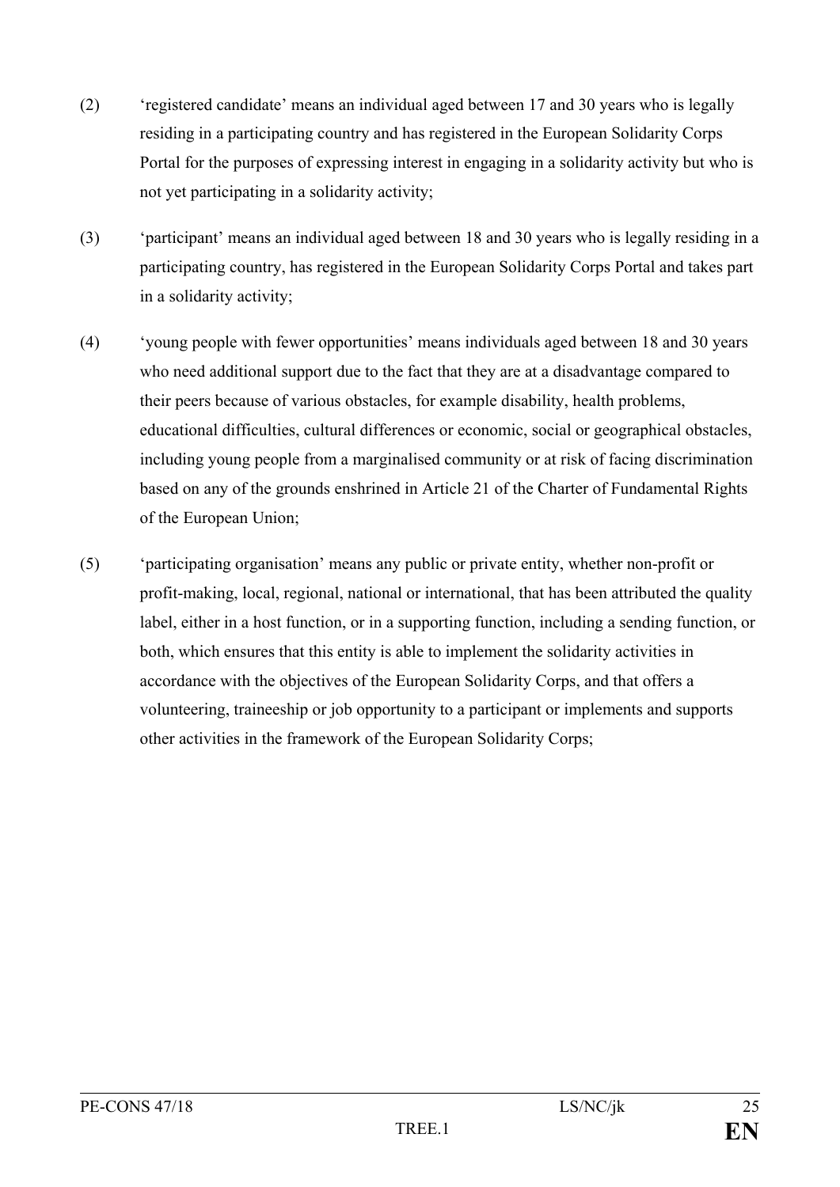(2) 'registered candidate' means an individual aged between 17 and 30 years who is legally residing in a participating country and has registered in the European Solidarity Corps Portal for the purposes of expressing interest in engaging in a solidarity activity but who is not yet participating in a solidarity activity;

(3) 'participant' means an individual aged between 18 and 30 years who is legally residing in a participating country, has registered in the European Solidarity Corps Portal and takes part in a solidarity activity;

(4) 'young people with fewer opportunities' means individuals aged between 18 and 30 years who need additional support due to the fact that they are at a disadvantage compared to their peers because of various obstacles, for example disability, health problems, educational difficulties, cultural differences or economic, social or geographical obstacles, including young people from a marginalised community or at risk of facing discrimination based on any of the grounds enshrined in Article 21 of the Charter of Fundamental Rights of the European Union;

(5) 'participating organisation' means any public or private entity, whether non-profit or profit-making, local, regional, national or international, that has been attributed the quality label, either in a host function, or in a supporting function, including a sending function, or both, which ensures that this entity is able to implement the solidarity activities in accordance with the objectives of the European Solidarity Corps, and that offers a volunteering, traineeship or job opportunity to a participant or implements and supports other activities in the framework of the European Solidarity Corps;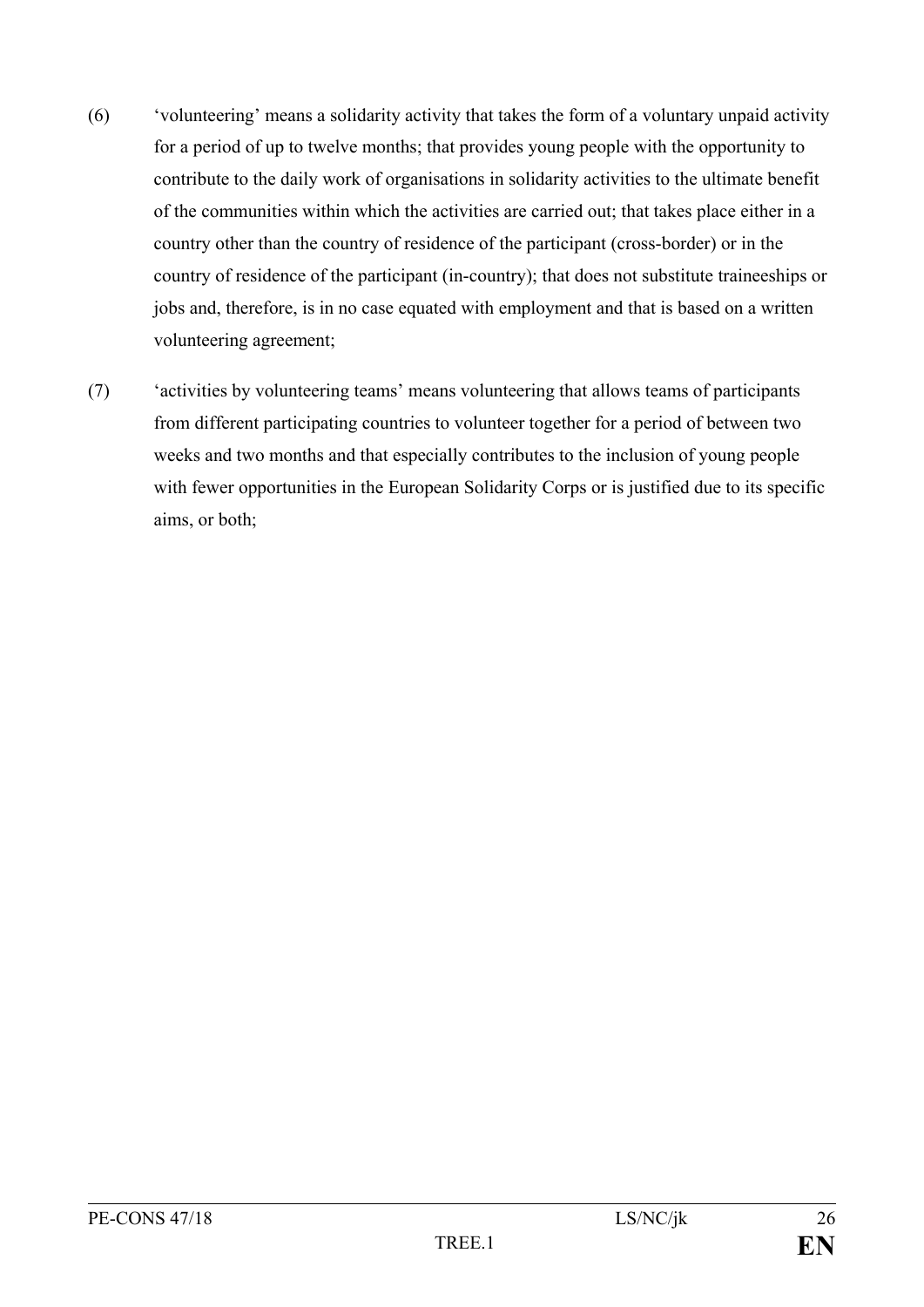(6) ‘volunteering’ means a solidarity activity that takes the form of a voluntary unpaid activity for a period of up to twelve months; that provides young people with the opportunity to contribute to the daily work of organisations in solidarity activities to the ultimate benefit of the communities within which the activities are carried out; that takes place either in a country other than the country of residence of the participant (cross-border) or in the country of residence of the participant (in-country); that does not substitute traineeships or jobs and, therefore, is in no case equated with employment and that is based on a written volunteering agreement;

(7) ‘activities by volunteering teams’ means volunteering that allows teams of participants from different participating countries to volunteer together for a period of between two weeks and two months and that especially contributes to the inclusion of young people with fewer opportunities in the European Solidarity Corps or is justified due to its specific aims, or both;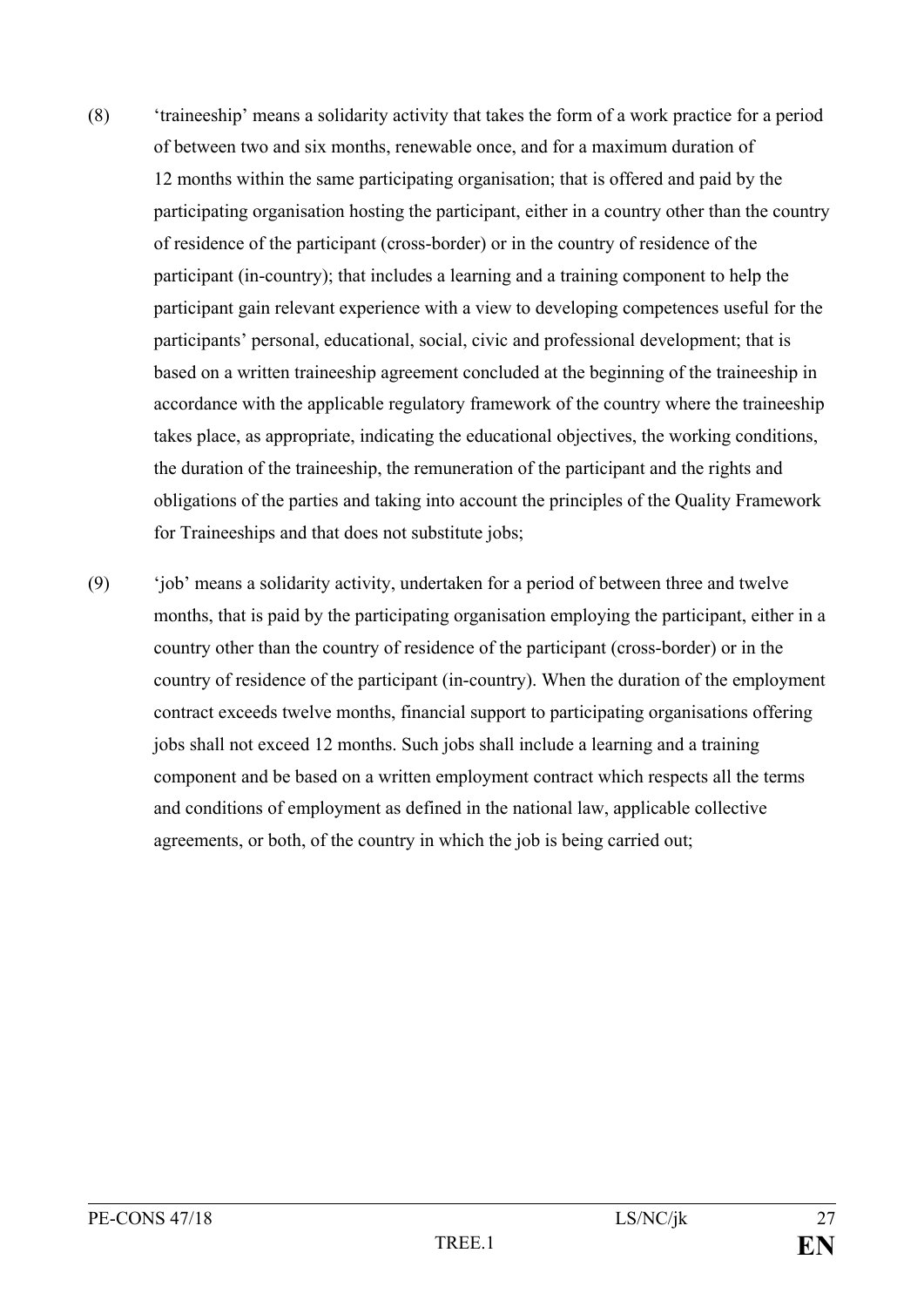(8) 'traineeship' means a solidarity activity that takes the form of a work practice for a period of between two and six months, renewable once, and for a maximum duration of 12 months within the same participating organisation; that is offered and paid by the participating organisation hosting the participant, either in a country other than the country of residence of the participant (cross-border) or in the country of residence of the participant (in-country); that includes a learning and a training component to help the participant gain relevant experience with a view to developing competences useful for the participants' personal, educational, social, civic and professional development; that is based on a written traineeship agreement concluded at the beginning of the traineeship in accordance with the applicable regulatory framework of the country where the traineeship takes place, as appropriate, indicating the educational objectives, the working conditions, the duration of the traineeship, the remuneration of the participant and the rights and obligations of the parties and taking into account the principles of the Quality Framework for Traineeships and that does not substitute jobs;

(9) 'job' means a solidarity activity, undertaken for a period of between three and twelve months, that is paid by the participating organisation employing the participant, either in a country other than the country of residence of the participant (cross-border) or in the country of residence of the participant (in-country). When the duration of the employment contract exceeds twelve months, financial support to participating organisations offering jobs shall not exceed 12 months. Such jobs shall include a learning and a training component and be based on a written employment contract which respects all the terms and conditions of employment as defined in the national law, applicable collective agreements, or both, of the country in which the job is being carried out;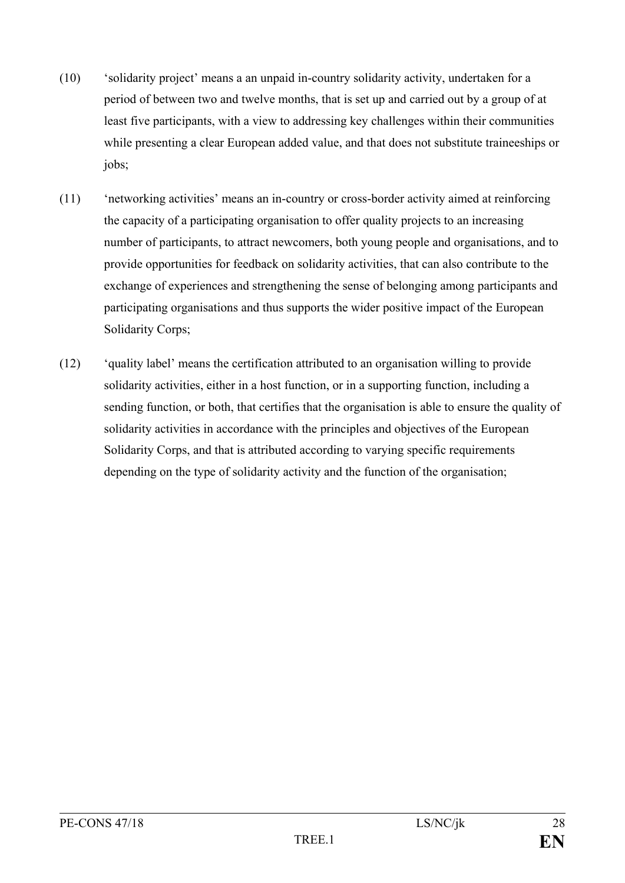(10) ‘solidarity project’ means a an unpaid in-country solidarity activity, undertaken for a period of between two and twelve months, that is set up and carried out by a group of at least five participants, with a view to addressing key challenges within their communities while presenting a clear European added value, and that does not substitute traineeships or jobs;

(11) ‘networking activities’ means an in-country or cross-border activity aimed at reinforcing the capacity of a participating organisation to offer quality projects to an increasing number of participants, to attract newcomers, both young people and organisations, and to provide opportunities for feedback on solidarity activities, that can also contribute to the exchange of experiences and strengthening the sense of belonging among participants and participating organisations and thus supports the wider positive impact of the European Solidarity Corps;

(12) ‘quality label’ means the certification attributed to an organisation willing to provide solidarity activities, either in a host function, or in a supporting function, including a sending function, or both, that certifies that the organisation is able to ensure the quality of solidarity activities in accordance with the principles and objectives of the European Solidarity Corps, and that is attributed according to varying specific requirements depending on the type of solidarity activity and the function of the organisation;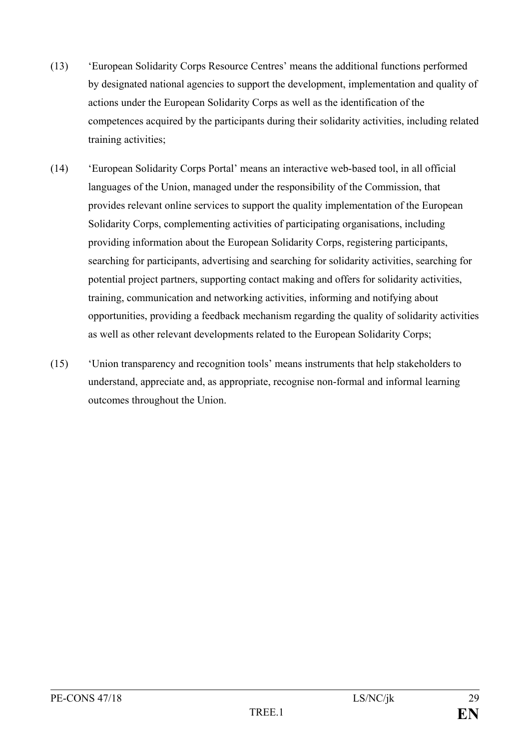(13) 'European Solidarity Corps Resource Centres' means the additional functions performed by designated national agencies to support the development, implementation and quality of actions under the European Solidarity Corps as well as the identification of the competences acquired by the participants during their solidarity activities, including related training activities;

(14) 'European Solidarity Corps Portal' means an interactive web-based tool, in all official languages of the Union, managed under the responsibility of the Commission, that provides relevant online services to support the quality implementation of the European Solidarity Corps, complementing activities of participating organisations, including providing information about the European Solidarity Corps, registering participants, searching for participants, advertising and searching for solidarity activities, searching for potential project partners, supporting contact making and offers for solidarity activities, training, communication and networking activities, informing and notifying about opportunities, providing a feedback mechanism regarding the quality of solidarity activities as well as other relevant developments related to the European Solidarity Corps;

(15) 'Union transparency and recognition tools' means instruments that help stakeholders to understand, appreciate and, as appropriate, recognise non-formal and informal learning outcomes throughout the Union.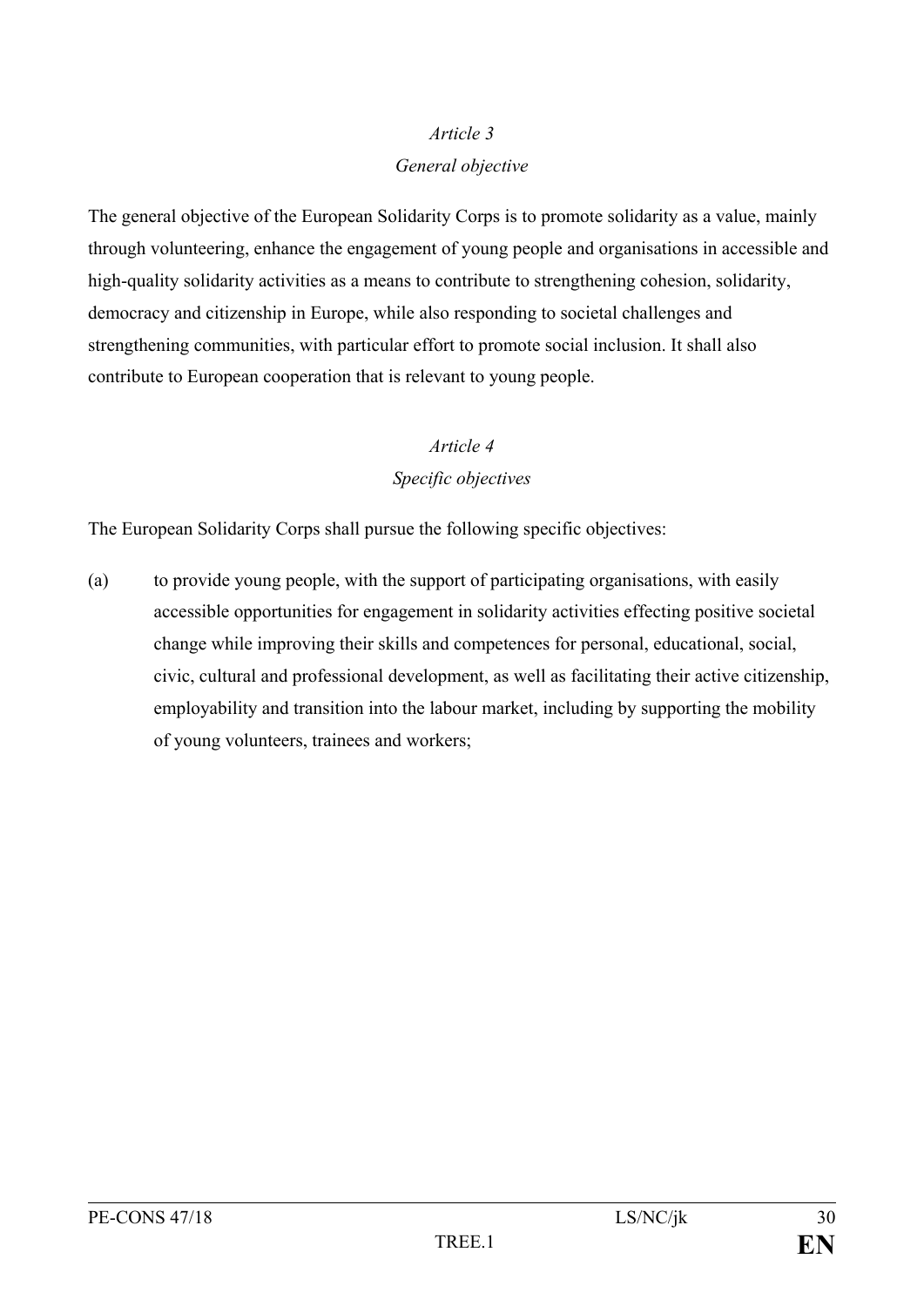*Article 3*

*General objective*

The general objective of the European Solidarity Corps is to promote solidarity as a value, mainly through volunteering, enhance the engagement of young people and organisations in accessible and high-quality solidarity activities as a means to contribute to strengthening cohesion, solidarity, democracy and citizenship in Europe, while also responding to societal challenges and strengthening communities, with particular effort to promote social inclusion. It shall also contribute to European cooperation that is relevant to young people.

*Article 4*

*Specific objectives*

The European Solidarity Corps shall pursue the following specific objectives:

(a) to provide young people, with the support of participating organisations, with easily accessible opportunities for engagement in solidarity activities effecting positive societal change while improving their skills and competences for personal, educational, social, civic, cultural and professional development, as well as facilitating their active citizenship, employability and transition into the labour market, including by supporting the mobility of young volunteers, trainees and workers;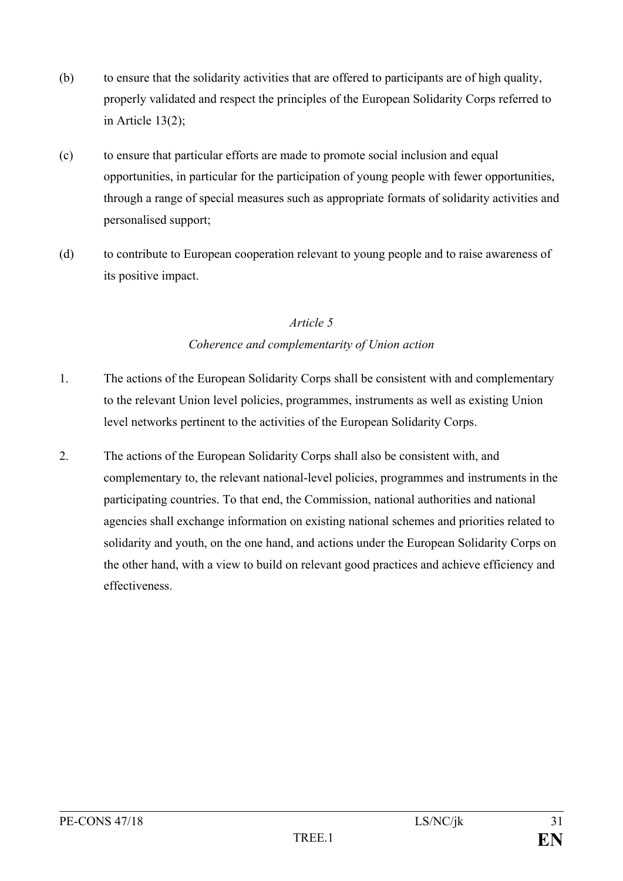(b) to ensure that the solidarity activities that are offered to participants are of high quality, properly validated and respect the principles of the European Solidarity Corps referred to in Article 13(2);

(c) to ensure that particular efforts are made to promote social inclusion and equal opportunities, in particular for the participation of young people with fewer opportunities, through a range of special measures such as appropriate formats of solidarity activities and personalised support;

(d) to contribute to European cooperation relevant to young people and to raise awareness of its positive impact.

*Article 5*

*Coherence and complementarity of Union action*

1. The actions of the European Solidarity Corps shall be consistent with and complementary to the relevant Union level policies, programmes, instruments as well as existing Union level networks pertinent to the activities of the European Solidarity Corps.

2. The actions of the European Solidarity Corps shall also be consistent with, and complementary to, the relevant national-level policies, programmes and instruments in the participating countries. To that end, the Commission, national authorities and national agencies shall exchange information on existing national schemes and priorities related to solidarity and youth, on the one hand, and actions under the European Solidarity Corps on the other hand, with a view to build on relevant good practices and achieve efficiency and effectiveness.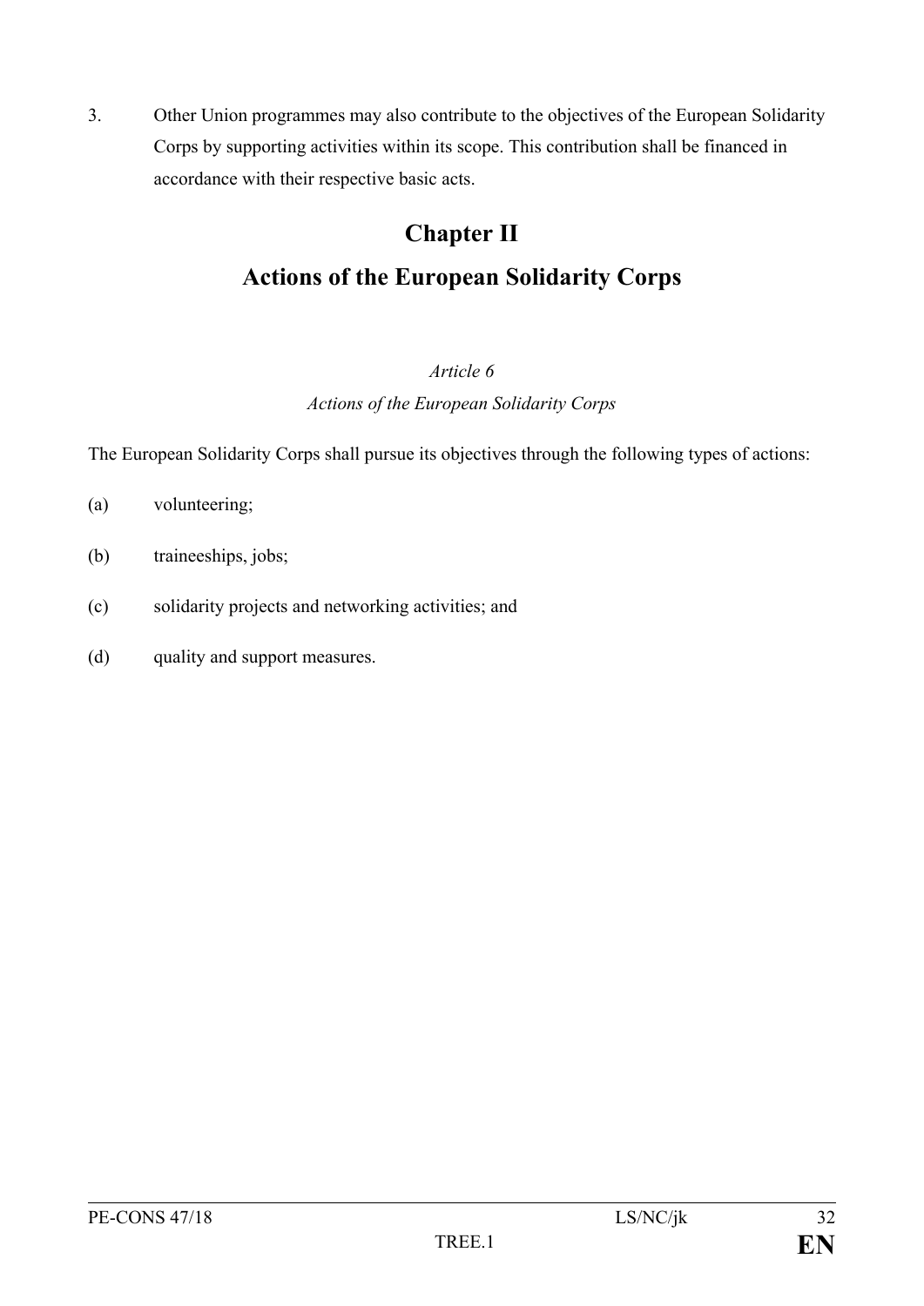3. Other Union programmes may also contribute to the objectives of the European Solidarity Corps by supporting activities within its scope. This contribution shall be financed in accordance with their respective basic acts.

## Chapter II

## Actions of the European Solidarity Corps

*Article 6*

*Actions of the European Solidarity Corps*

The European Solidarity Corps shall pursue its objectives through the following types of actions:

(a) volunteering;

(b) traineeships, jobs;

(c) solidarity projects and networking activities; and

(d) quality and support measures.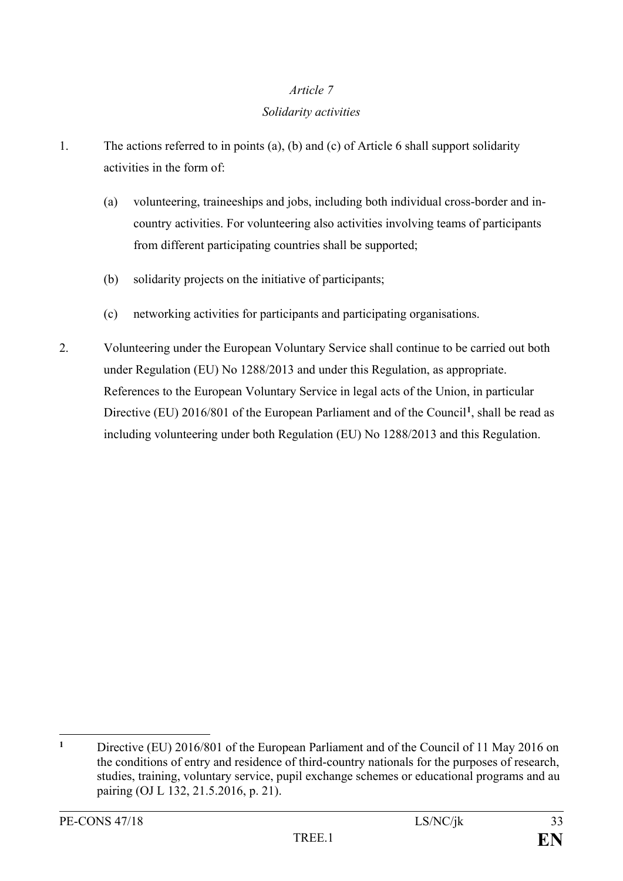*Article 7*

*Solidarity activities*

1. The actions referred to in points (a), (b) and (c) of Article 6 shall support solidarity activities in the form of:

   (a) volunteering, traineeships and jobs, including both individual cross-border and in-country activities. For volunteering also activities involving teams of participants from different participating countries shall be supported;

   (b) solidarity projects on the initiative of participants;

   (c) networking activities for participants and participating organisations.

2. Volunteering under the European Voluntary Service shall continue to be carried out both under Regulation (EU) No 1288/2013 and under this Regulation, as appropriate. References to the European Voluntary Service in legal acts of the Union, in particular Directive (EU) 2016/801 of the European Parliament and of the Council[1], shall be read as including volunteering under both Regulation (EU) No 1288/2013 and this Regulation.

---

[1] Directive (EU) 2016/801 of the European Parliament and of the Council of 11 May 2016 on the conditions of entry and residence of third-country nationals for the purposes of research, studies, training, voluntary service, pupil exchange schemes or educational programs and au pairing (OJ L 132, 21.5.2016, p. 21).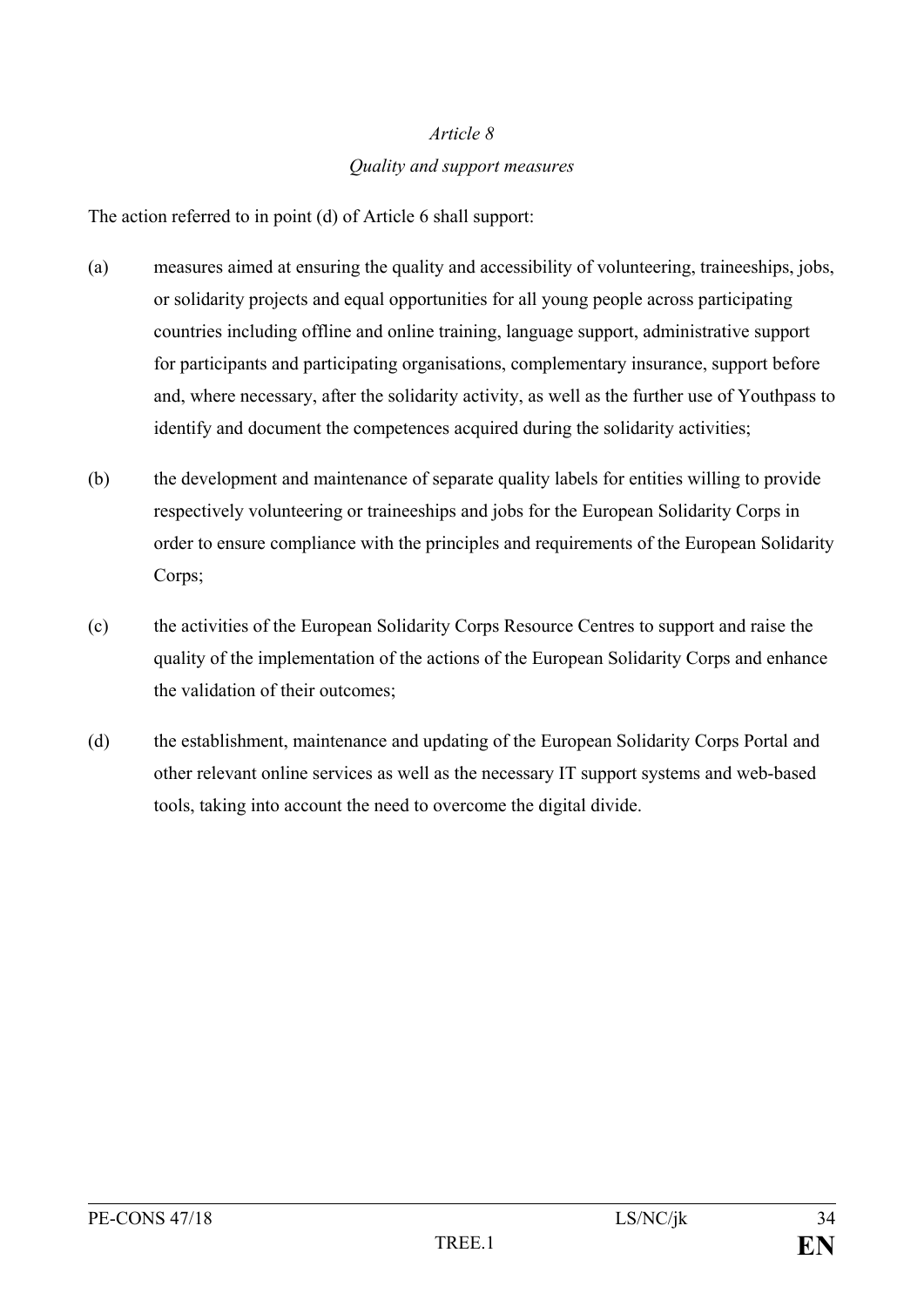*Article 8*

*Quality and support measures*

The action referred to in point (d) of Article 6 shall support:

(a) measures aimed at ensuring the quality and accessibility of volunteering, traineeships, jobs, or solidarity projects and equal opportunities for all young people across participating countries including offline and online training, language support, administrative support for participants and participating organisations, complementary insurance, support before and, where necessary, after the solidarity activity, as well as the further use of Youthpass to identify and document the competences acquired during the solidarity activities;

(b) the development and maintenance of separate quality labels for entities willing to provide respectively volunteering or traineeships and jobs for the European Solidarity Corps in order to ensure compliance with the principles and requirements of the European Solidarity Corps;

(c) the activities of the European Solidarity Corps Resource Centres to support and raise the quality of the implementation of the actions of the European Solidarity Corps and enhance the validation of their outcomes;

(d) the establishment, maintenance and updating of the European Solidarity Corps Portal and other relevant online services as well as the necessary IT support systems and web-based tools, taking into account the need to overcome the digital divide.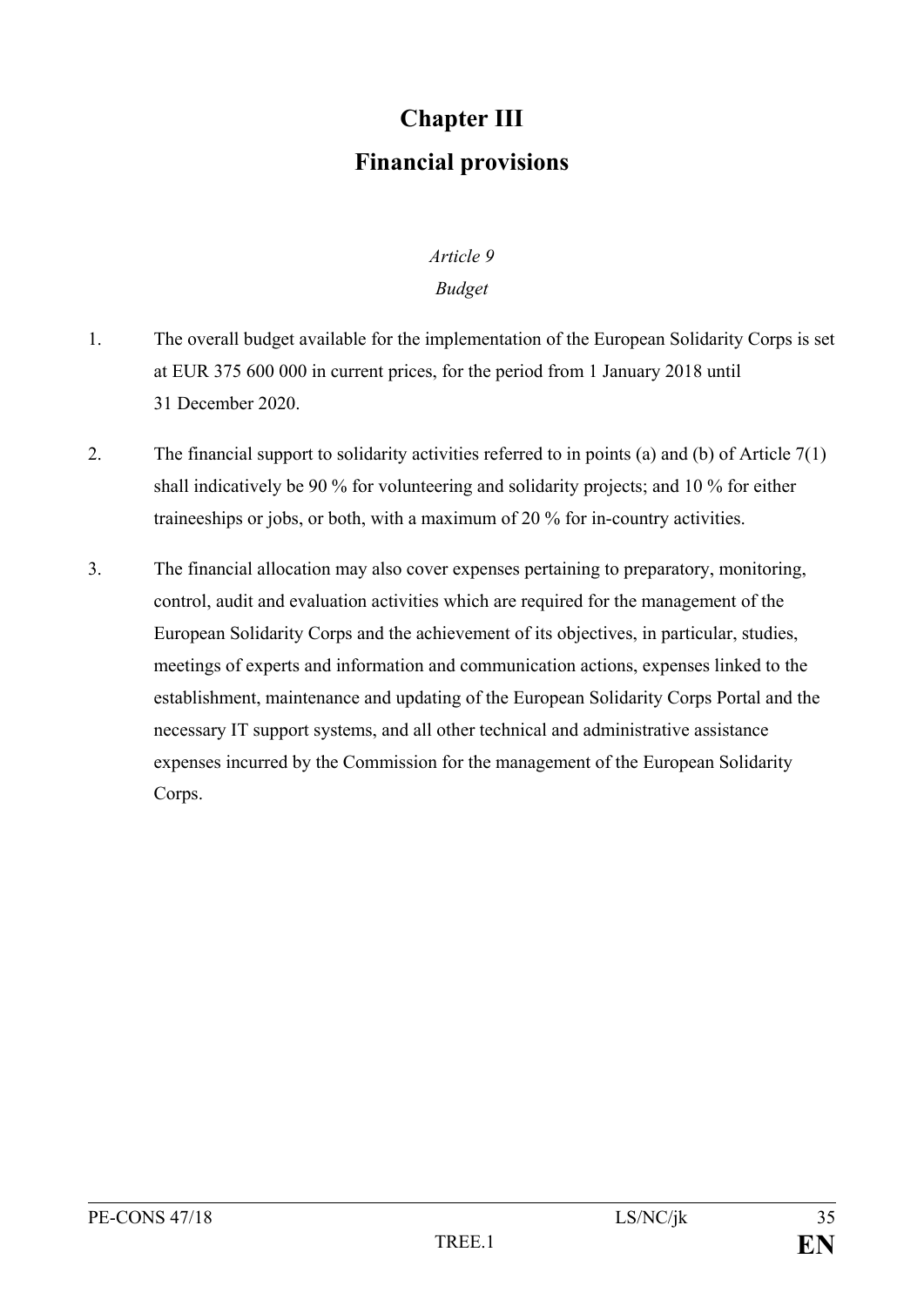# Chapter III

# Financial provisions

*Article 9*

*Budget*

1. The overall budget available for the implementation of the European Solidarity Corps is set at EUR 375 600 000 in current prices, for the period from 1 January 2018 until 31 December 2020.

2. The financial support to solidarity activities referred to in points (a) and (b) of Article 7(1) shall indicatively be 90 % for volunteering and solidarity projects; and 10 % for either traineeships or jobs, or both, with a maximum of 20 % for in-country activities.

3. The financial allocation may also cover expenses pertaining to preparatory, monitoring, control, audit and evaluation activities which are required for the management of the European Solidarity Corps and the achievement of its objectives, in particular, studies, meetings of experts and information and communication actions, expenses linked to the establishment, maintenance and updating of the European Solidarity Corps Portal and the necessary IT support systems, and all other technical and administrative assistance expenses incurred by the Commission for the management of the European Solidarity Corps.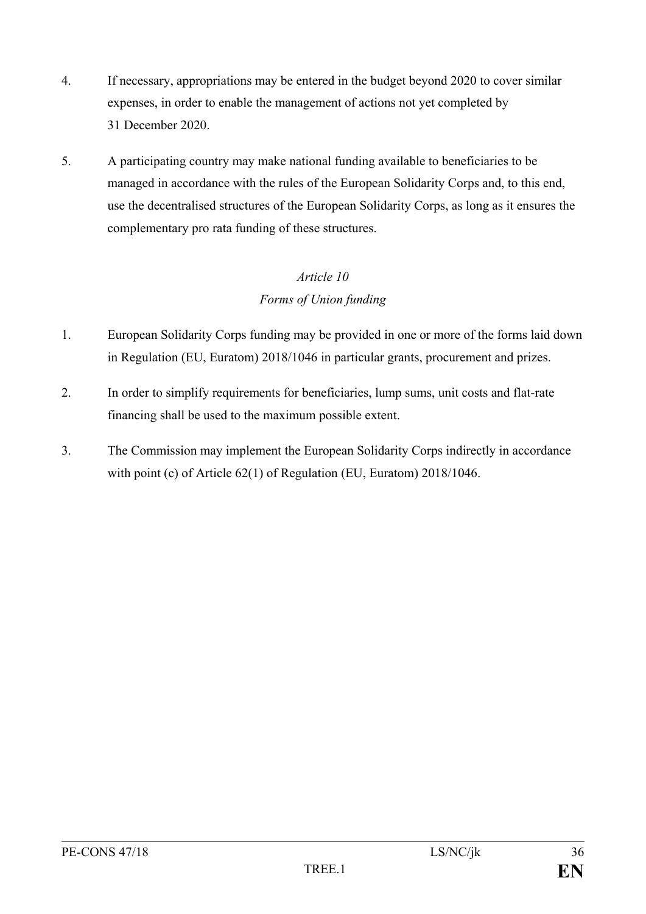4. If necessary, appropriations may be entered in the budget beyond 2020 to cover similar expenses, in order to enable the management of actions not yet completed by 31 December 2020.

5. A participating country may make national funding available to beneficiaries to be managed in accordance with the rules of the European Solidarity Corps and, to this end, use the decentralised structures of the European Solidarity Corps, as long as it ensures the complementary pro rata funding of these structures.

*Article 10*

*Forms of Union funding*

1. European Solidarity Corps funding may be provided in one or more of the forms laid down in Regulation (EU, Euratom) 2018/1046 in particular grants, procurement and prizes.

2. In order to simplify requirements for beneficiaries, lump sums, unit costs and flat-rate financing shall be used to the maximum possible extent.

3. The Commission may implement the European Solidarity Corps indirectly in accordance with point (c) of Article 62(1) of Regulation (EU, Euratom) 2018/1046.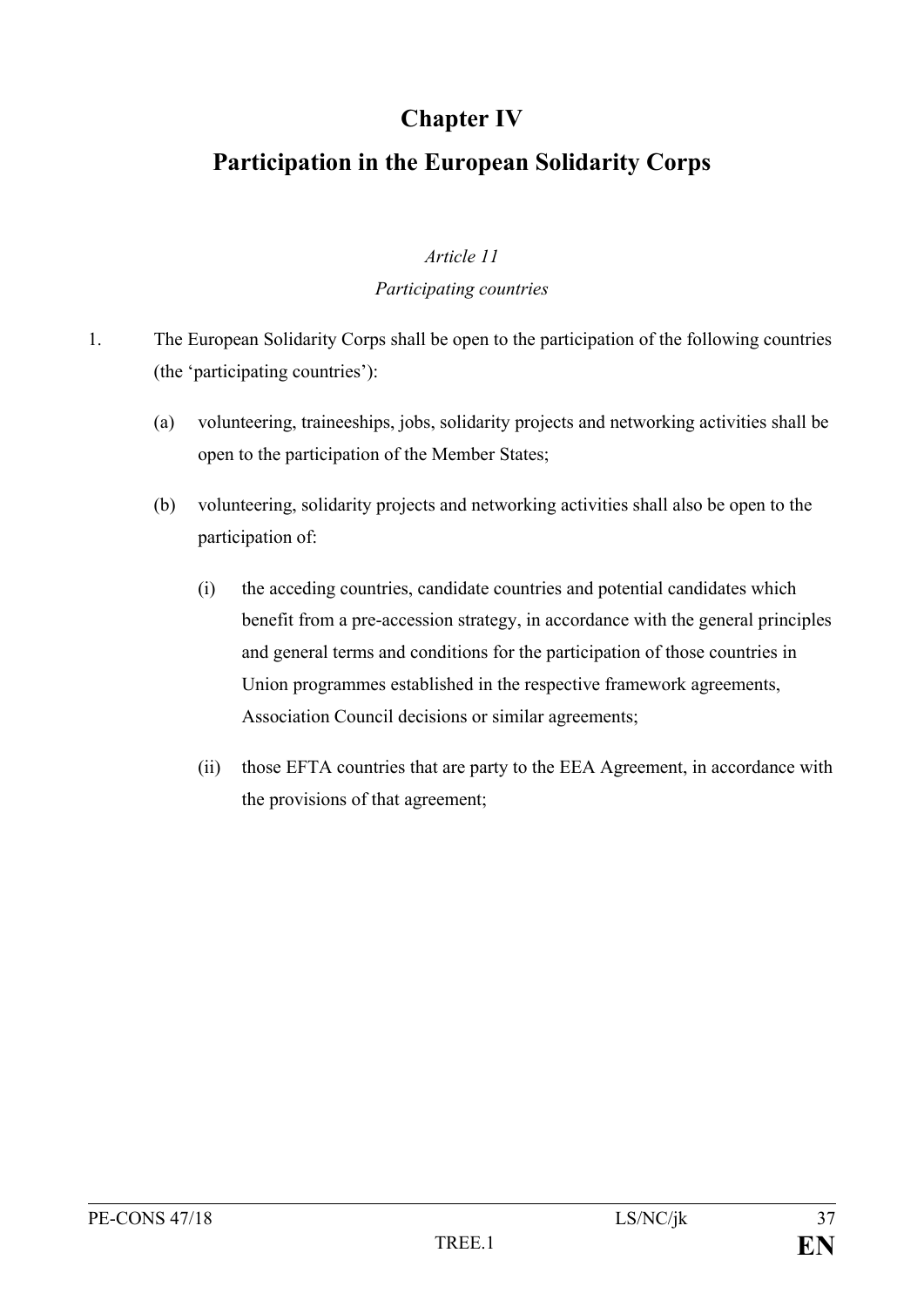# Chapter IV

# Participation in the European Solidarity Corps

*Article 11*

*Participating countries*

1. The European Solidarity Corps shall be open to the participation of the following countries (the 'participating countries'):

   (a) volunteering, traineeships, jobs, solidarity projects and networking activities shall be open to the participation of the Member States;

   (b) volunteering, solidarity projects and networking activities shall also be open to the participation of:

      (i) the acceding countries, candidate countries and potential candidates which benefit from a pre-accession strategy, in accordance with the general principles and general terms and conditions for the participation of those countries in Union programmes established in the respective framework agreements, Association Council decisions or similar agreements;

      (ii) those EFTA countries that are party to the EEA Agreement, in accordance with the provisions of that agreement;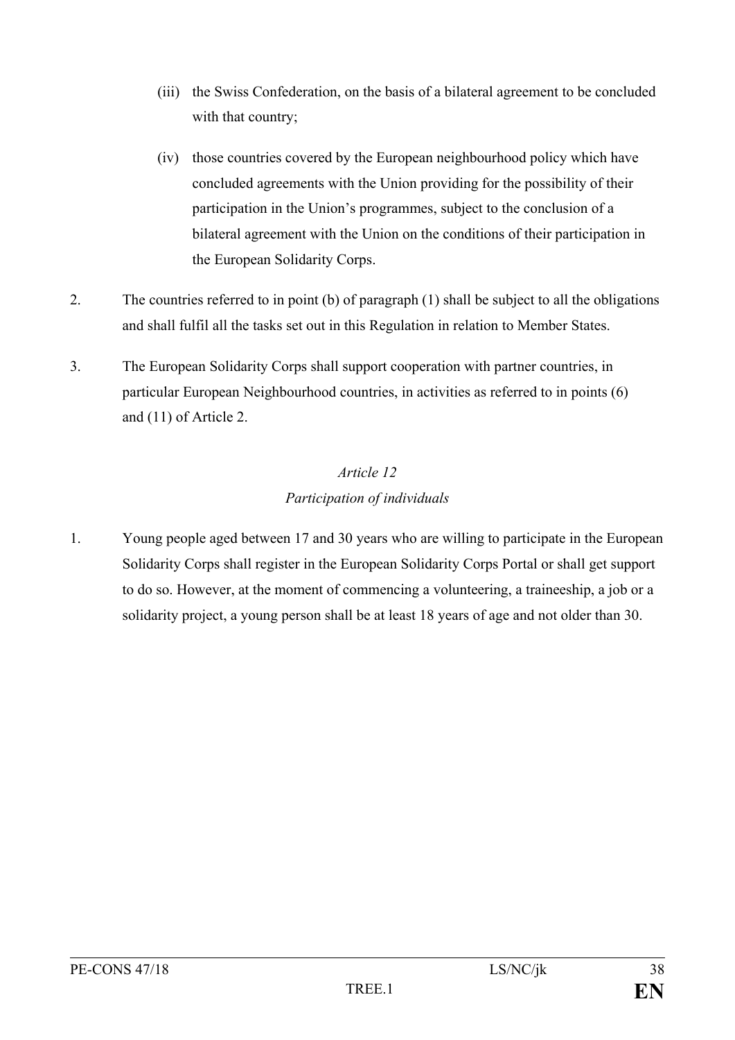(iii) the Swiss Confederation, on the basis of a bilateral agreement to be concluded with that country;

(iv) those countries covered by the European neighbourhood policy which have concluded agreements with the Union providing for the possibility of their participation in the Union's programmes, subject to the conclusion of a bilateral agreement with the Union on the conditions of their participation in the European Solidarity Corps.

2. The countries referred to in point (b) of paragraph (1) shall be subject to all the obligations and shall fulfil all the tasks set out in this Regulation in relation to Member States.

3. The European Solidarity Corps shall support cooperation with partner countries, in particular European Neighbourhood countries, in activities as referred to in points (6) and (11) of Article 2.

*Article 12*

*Participation of individuals*

1. Young people aged between 17 and 30 years who are willing to participate in the European Solidarity Corps shall register in the European Solidarity Corps Portal or shall get support to do so. However, at the moment of commencing a volunteering, a traineeship, a job or a solidarity project, a young person shall be at least 18 years of age and not older than 30.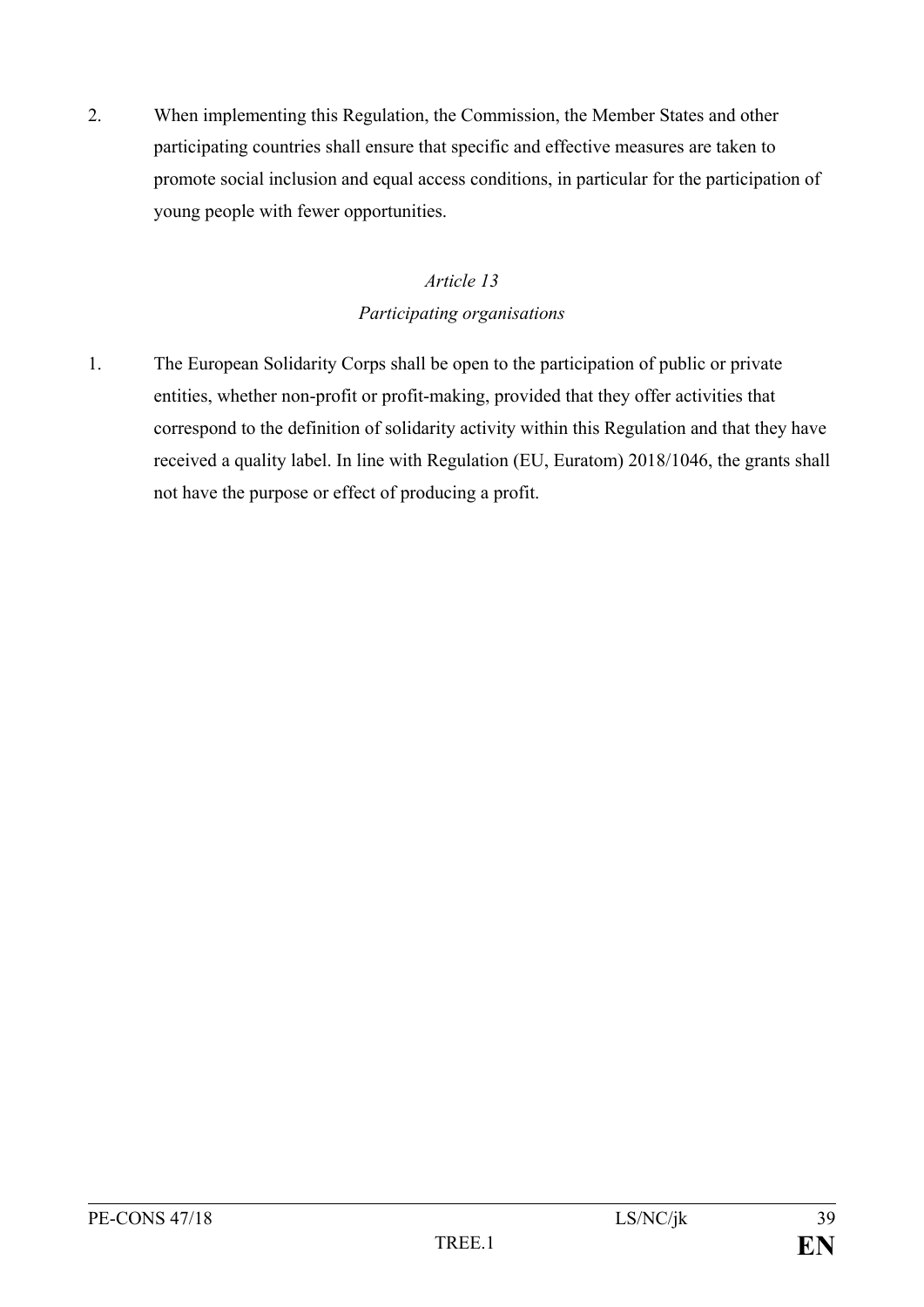2. When implementing this Regulation, the Commission, the Member States and other participating countries shall ensure that specific and effective measures are taken to promote social inclusion and equal access conditions, in particular for the participation of young people with fewer opportunities.

*Article 13*

*Participating organisations*

1. The European Solidarity Corps shall be open to the participation of public or private entities, whether non-profit or profit-making, provided that they offer activities that correspond to the definition of solidarity activity within this Regulation and that they have received a quality label. In line with Regulation (EU, Euratom) 2018/1046, the grants shall not have the purpose or effect of producing a profit.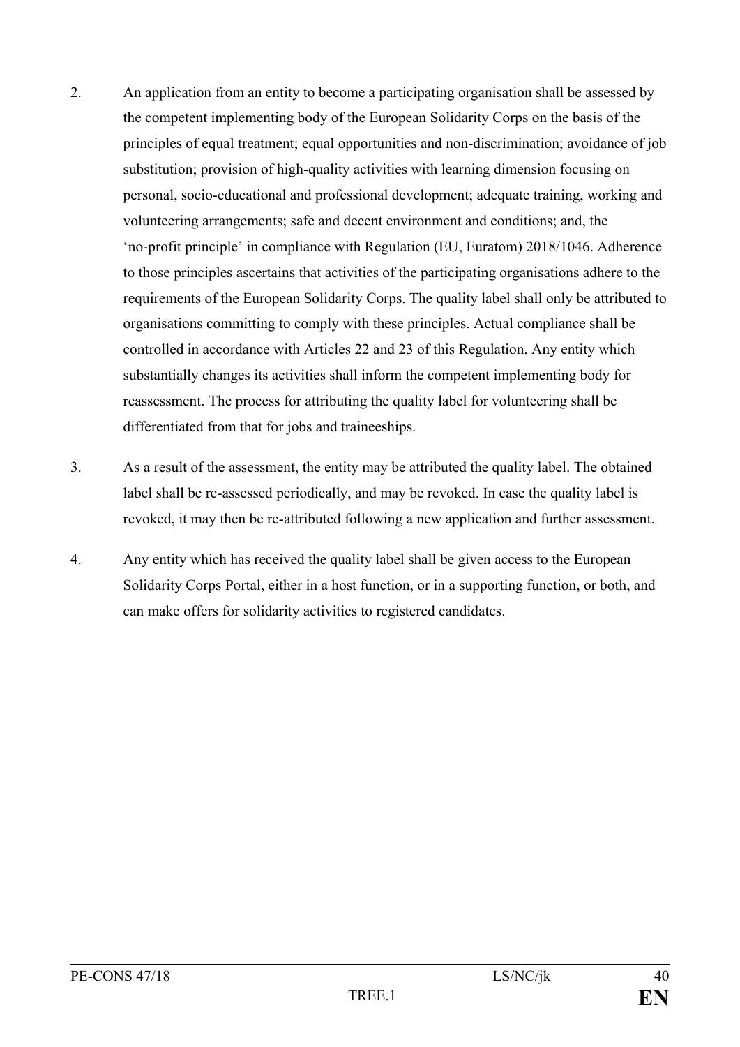2. An application from an entity to become a participating organisation shall be assessed by the competent implementing body of the European Solidarity Corps on the basis of the principles of equal treatment; equal opportunities and non-discrimination; avoidance of job substitution; provision of high-quality activities with learning dimension focusing on personal, socio-educational and professional development; adequate training, working and volunteering arrangements; safe and decent environment and conditions; and, the 'no-profit principle' in compliance with Regulation (EU, Euratom) 2018/1046. Adherence to those principles ascertains that activities of the participating organisations adhere to the requirements of the European Solidarity Corps. The quality label shall only be attributed to organisations committing to comply with these principles. Actual compliance shall be controlled in accordance with Articles 22 and 23 of this Regulation. Any entity which substantially changes its activities shall inform the competent implementing body for reassessment. The process for attributing the quality label for volunteering shall be differentiated from that for jobs and traineeships.

3. As a result of the assessment, the entity may be attributed the quality label. The obtained label shall be re-assessed periodically, and may be revoked. In case the quality label is revoked, it may then be re-attributed following a new application and further assessment.

4. Any entity which has received the quality label shall be given access to the European Solidarity Corps Portal, either in a host function, or in a supporting function, or both, and can make offers for solidarity activities to registered candidates.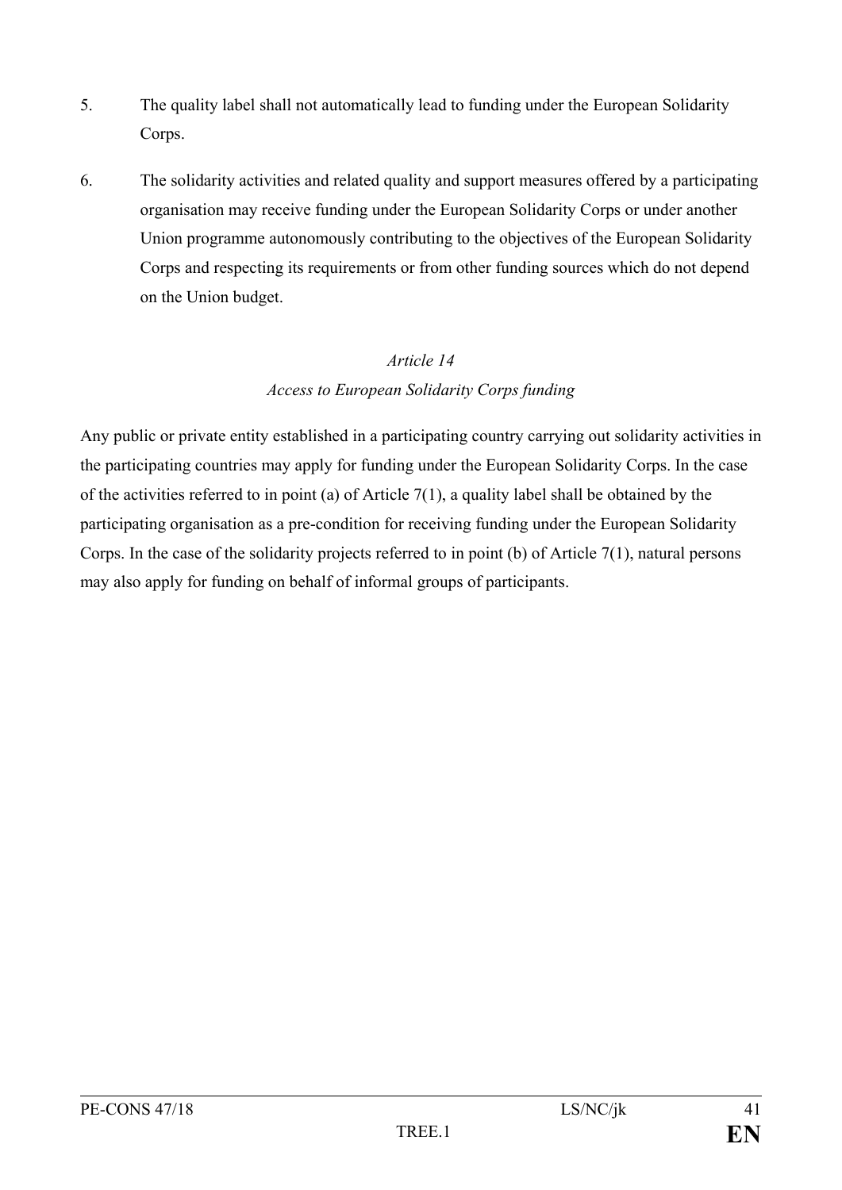5. The quality label shall not automatically lead to funding under the European Solidarity Corps.

6. The solidarity activities and related quality and support measures offered by a participating organisation may receive funding under the European Solidarity Corps or under another Union programme autonomously contributing to the objectives of the European Solidarity Corps and respecting its requirements or from other funding sources which do not depend on the Union budget.

*Article 14*

*Access to European Solidarity Corps funding*

Any public or private entity established in a participating country carrying out solidarity activities in the participating countries may apply for funding under the European Solidarity Corps. In the case of the activities referred to in point (a) of Article 7(1), a quality label shall be obtained by the participating organisation as a pre-condition for receiving funding under the European Solidarity Corps. In the case of the solidarity projects referred to in point (b) of Article 7(1), natural persons may also apply for funding on behalf of informal groups of participants.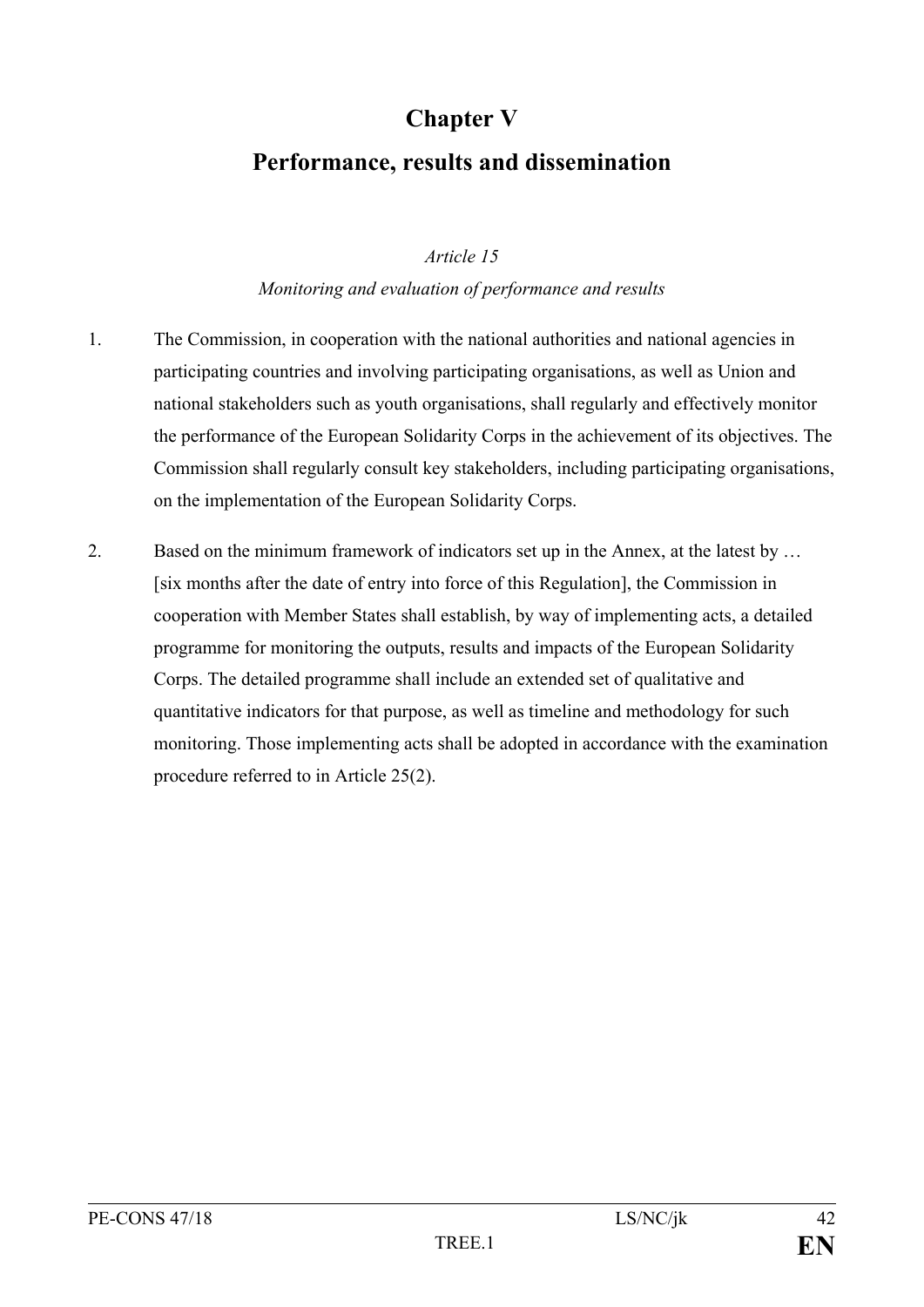# Chapter V

# Performance, results and dissemination

*Article 15*

*Monitoring and evaluation of performance and results*

1. The Commission, in cooperation with the national authorities and national agencies in participating countries and involving participating organisations, as well as Union and national stakeholders such as youth organisations, shall regularly and effectively monitor the performance of the European Solidarity Corps in the achievement of its objectives. The Commission shall regularly consult key stakeholders, including participating organisations, on the implementation of the European Solidarity Corps.

2. Based on the minimum framework of indicators set up in the Annex, at the latest by … [six months after the date of entry into force of this Regulation], the Commission in cooperation with Member States shall establish, by way of implementing acts, a detailed programme for monitoring the outputs, results and impacts of the European Solidarity Corps. The detailed programme shall include an extended set of qualitative and quantitative indicators for that purpose, as well as timeline and methodology for such monitoring. Those implementing acts shall be adopted in accordance with the examination procedure referred to in Article 25(2).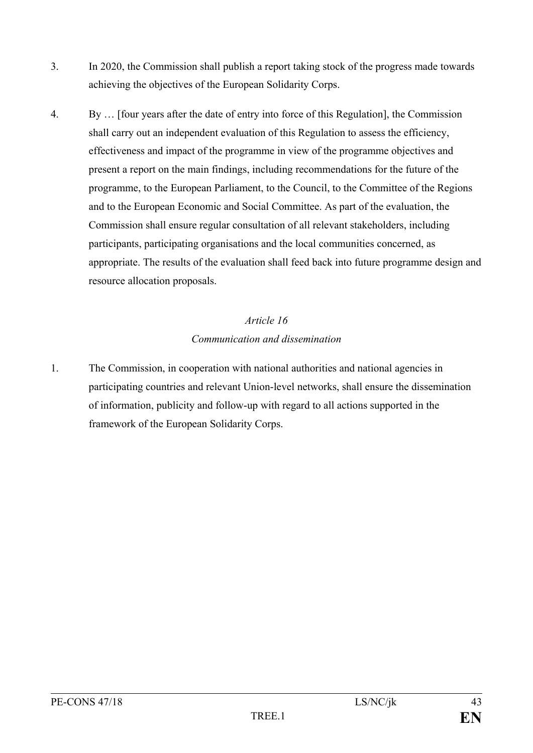3. In 2020, the Commission shall publish a report taking stock of the progress made towards achieving the objectives of the European Solidarity Corps.

4. By … [four years after the date of entry into force of this Regulation], the Commission shall carry out an independent evaluation of this Regulation to assess the efficiency, effectiveness and impact of the programme in view of the programme objectives and present a report on the main findings, including recommendations for the future of the programme, to the European Parliament, to the Council, to the Committee of the Regions and to the European Economic and Social Committee. As part of the evaluation, the Commission shall ensure regular consultation of all relevant stakeholders, including participants, participating organisations and the local communities concerned, as appropriate. The results of the evaluation shall feed back into future programme design and resource allocation proposals.

*Article 16*

*Communication and dissemination*

1. The Commission, in cooperation with national authorities and national agencies in participating countries and relevant Union-level networks, shall ensure the dissemination of information, publicity and follow-up with regard to all actions supported in the framework of the European Solidarity Corps.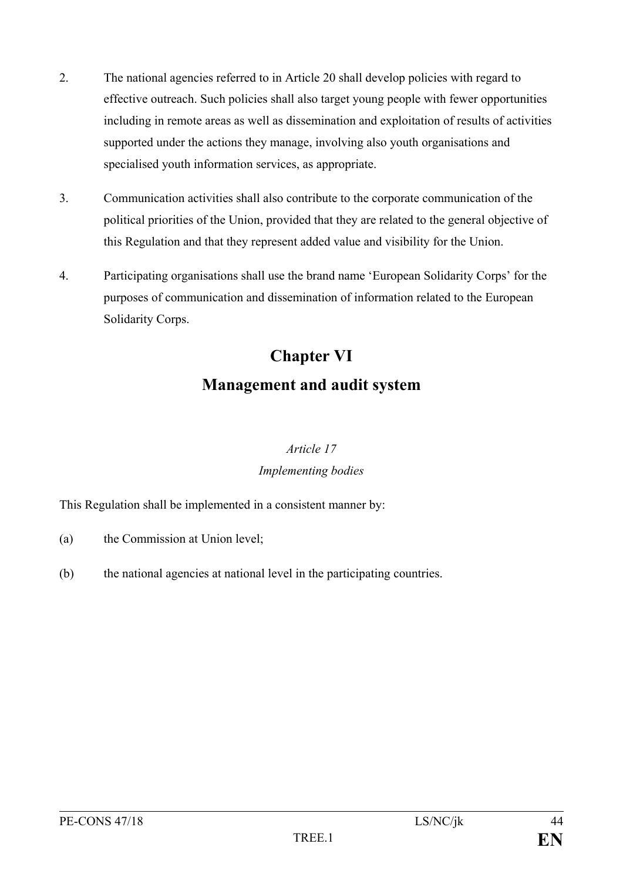2. The national agencies referred to in Article 20 shall develop policies with regard to effective outreach. Such policies shall also target young people with fewer opportunities including in remote areas as well as dissemination and exploitation of results of activities supported under the actions they manage, involving also youth organisations and specialised youth information services, as appropriate.

3. Communication activities shall also contribute to the corporate communication of the political priorities of the Union, provided that they are related to the general objective of this Regulation and that they represent added value and visibility for the Union.

4. Participating organisations shall use the brand name 'European Solidarity Corps' for the purposes of communication and dissemination of information related to the European Solidarity Corps.

## Chapter VI
## Management and audit system

*Article 17*

*Implementing bodies*

This Regulation shall be implemented in a consistent manner by:

(a) the Commission at Union level;

(b) the national agencies at national level in the participating countries.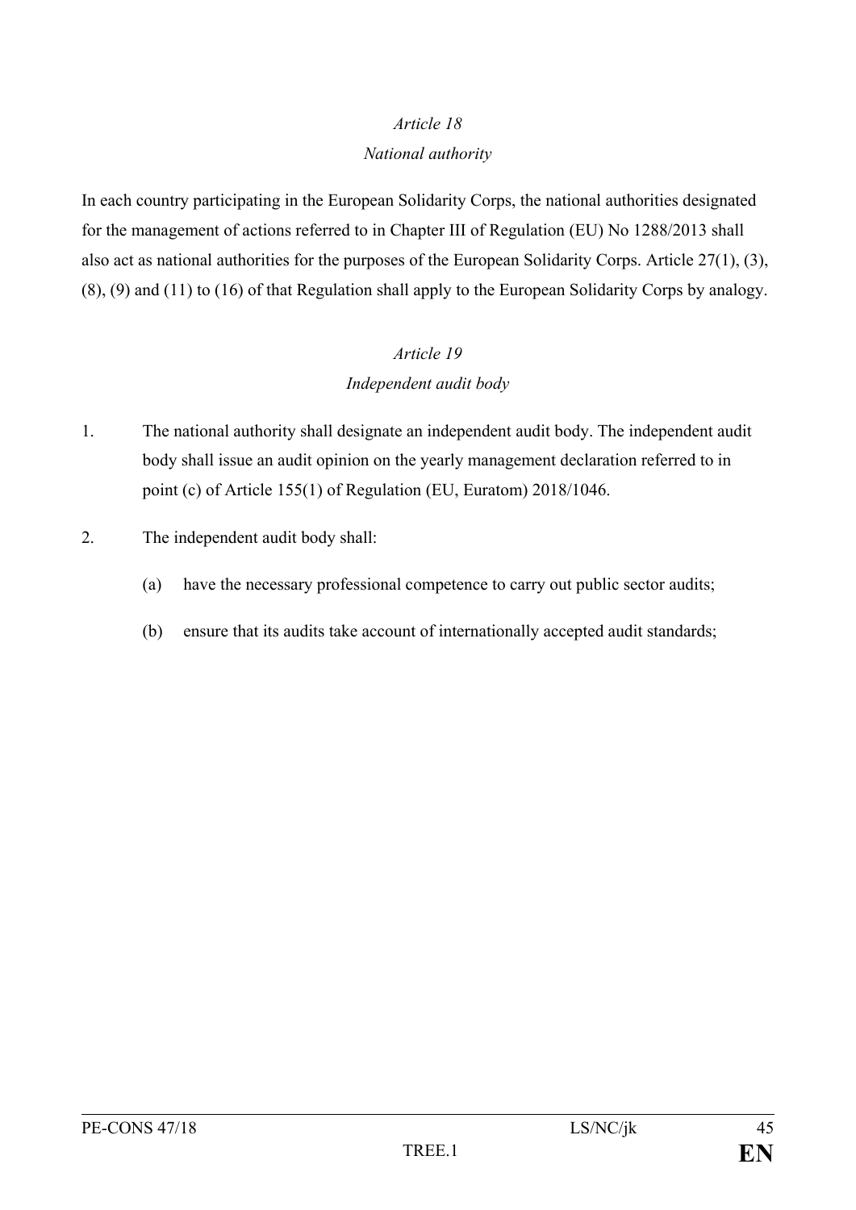*Article 18*

*National authority*

In each country participating in the European Solidarity Corps, the national authorities designated for the management of actions referred to in Chapter III of Regulation (EU) No 1288/2013 shall also act as national authorities for the purposes of the European Solidarity Corps. Article 27(1), (3), (8), (9) and (11) to (16) of that Regulation shall apply to the European Solidarity Corps by analogy.

*Article 19*

*Independent audit body*

1. The national authority shall designate an independent audit body. The independent audit body shall issue an audit opinion on the yearly management declaration referred to in point (c) of Article 155(1) of Regulation (EU, Euratom) 2018/1046.

2. The independent audit body shall:

   (a) have the necessary professional competence to carry out public sector audits;

   (b) ensure that its audits take account of internationally accepted audit standards;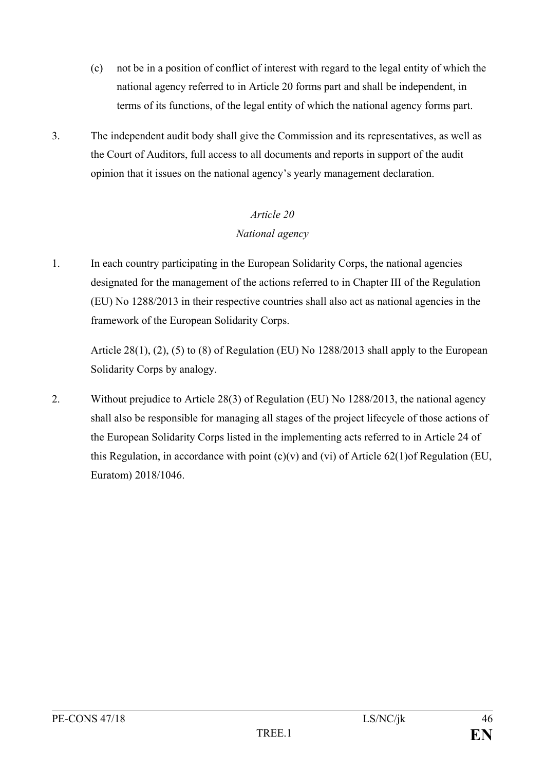(c) not be in a position of conflict of interest with regard to the legal entity of which the national agency referred to in Article 20 forms part and shall be independent, in terms of its functions, of the legal entity of which the national agency forms part.

3. The independent audit body shall give the Commission and its representatives, as well as the Court of Auditors, full access to all documents and reports in support of the audit opinion that it issues on the national agency's yearly management declaration.

*Article 20*

*National agency*

1. In each country participating in the European Solidarity Corps, the national agencies designated for the management of the actions referred to in Chapter III of the Regulation (EU) No 1288/2013 in their respective countries shall also act as national agencies in the framework of the European Solidarity Corps.

   Article 28(1), (2), (5) to (8) of Regulation (EU) No 1288/2013 shall apply to the European Solidarity Corps by analogy.

2. Without prejudice to Article 28(3) of Regulation (EU) No 1288/2013, the national agency shall also be responsible for managing all stages of the project lifecycle of those actions of the European Solidarity Corps listed in the implementing acts referred to in Article 24 of this Regulation, in accordance with point (c)(v) and (vi) of Article 62(1)of Regulation (EU, Euratom) 2018/1046.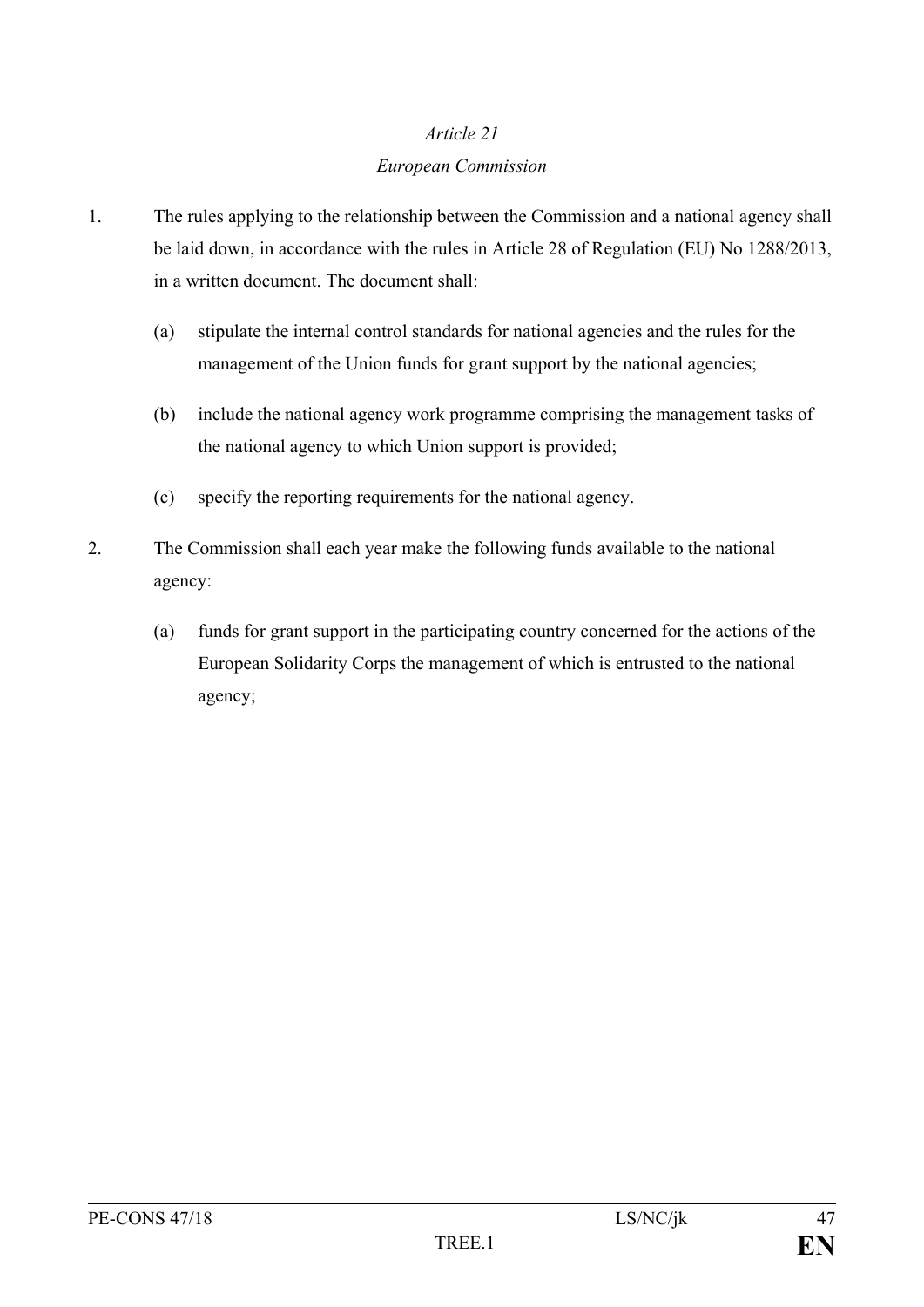*Article 21*

*European Commission*

1. The rules applying to the relationship between the Commission and a national agency shall be laid down, in accordance with the rules in Article 28 of Regulation (EU) No 1288/2013, in a written document. The document shall:

   (a) stipulate the internal control standards for national agencies and the rules for the management of the Union funds for grant support by the national agencies;

   (b) include the national agency work programme comprising the management tasks of the national agency to which Union support is provided;

   (c) specify the reporting requirements for the national agency.

2. The Commission shall each year make the following funds available to the national agency:

   (a) funds for grant support in the participating country concerned for the actions of the European Solidarity Corps the management of which is entrusted to the national agency;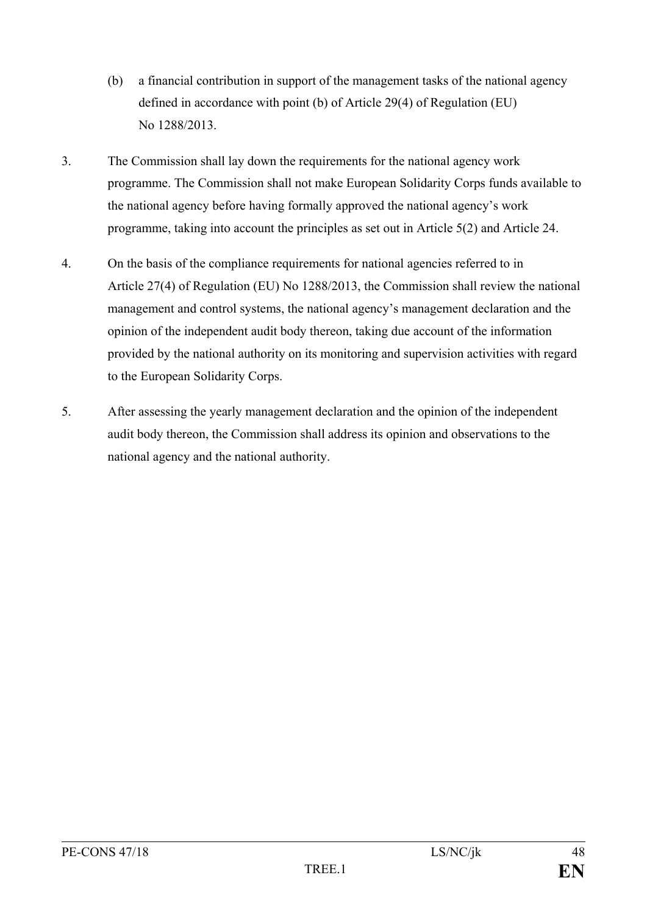(b) a financial contribution in support of the management tasks of the national agency defined in accordance with point (b) of Article 29(4) of Regulation (EU) No 1288/2013.

3. The Commission shall lay down the requirements for the national agency work programme. The Commission shall not make European Solidarity Corps funds available to the national agency before having formally approved the national agency's work programme, taking into account the principles as set out in Article 5(2) and Article 24.

4. On the basis of the compliance requirements for national agencies referred to in Article 27(4) of Regulation (EU) No 1288/2013, the Commission shall review the national management and control systems, the national agency's management declaration and the opinion of the independent audit body thereon, taking due account of the information provided by the national authority on its monitoring and supervision activities with regard to the European Solidarity Corps.

5. After assessing the yearly management declaration and the opinion of the independent audit body thereon, the Commission shall address its opinion and observations to the national agency and the national authority.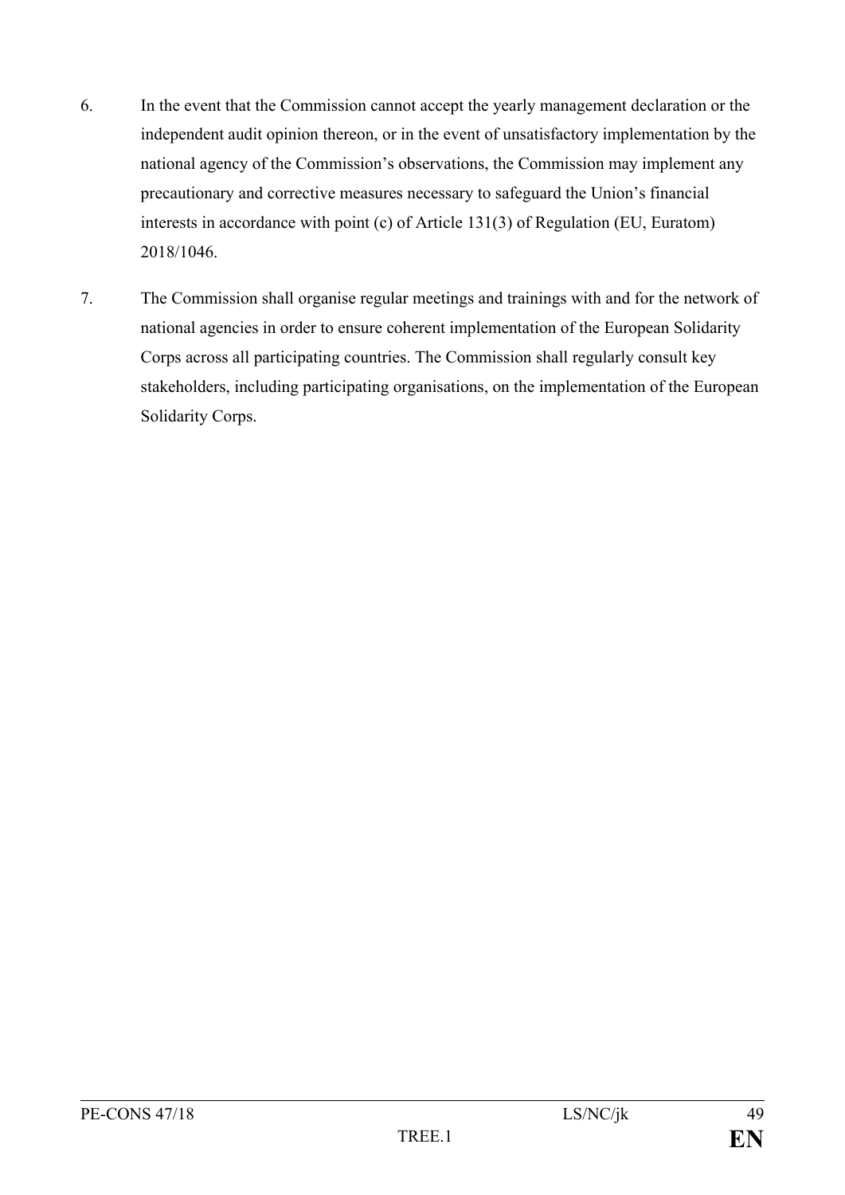6. In the event that the Commission cannot accept the yearly management declaration or the independent audit opinion thereon, or in the event of unsatisfactory implementation by the national agency of the Commission's observations, the Commission may implement any precautionary and corrective measures necessary to safeguard the Union's financial interests in accordance with point (c) of Article 131(3) of Regulation (EU, Euratom) 2018/1046.

7. The Commission shall organise regular meetings and trainings with and for the network of national agencies in order to ensure coherent implementation of the European Solidarity Corps across all participating countries. The Commission shall regularly consult key stakeholders, including participating organisations, on the implementation of the European Solidarity Corps.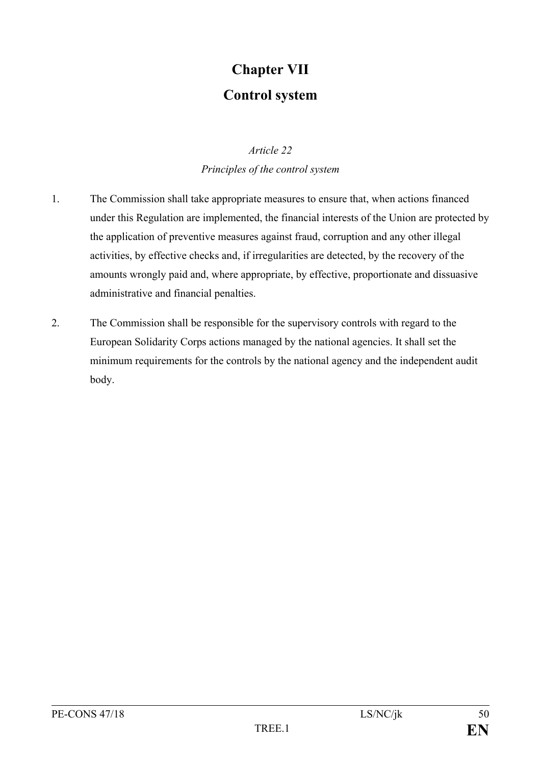# Chapter VII
# Control system

*Article 22*

*Principles of the control system*

1. The Commission shall take appropriate measures to ensure that, when actions financed under this Regulation are implemented, the financial interests of the Union are protected by the application of preventive measures against fraud, corruption and any other illegal activities, by effective checks and, if irregularities are detected, by the recovery of the amounts wrongly paid and, where appropriate, by effective, proportionate and dissuasive administrative and financial penalties.

2. The Commission shall be responsible for the supervisory controls with regard to the European Solidarity Corps actions managed by the national agencies. It shall set the minimum requirements for the controls by the national agency and the independent audit body.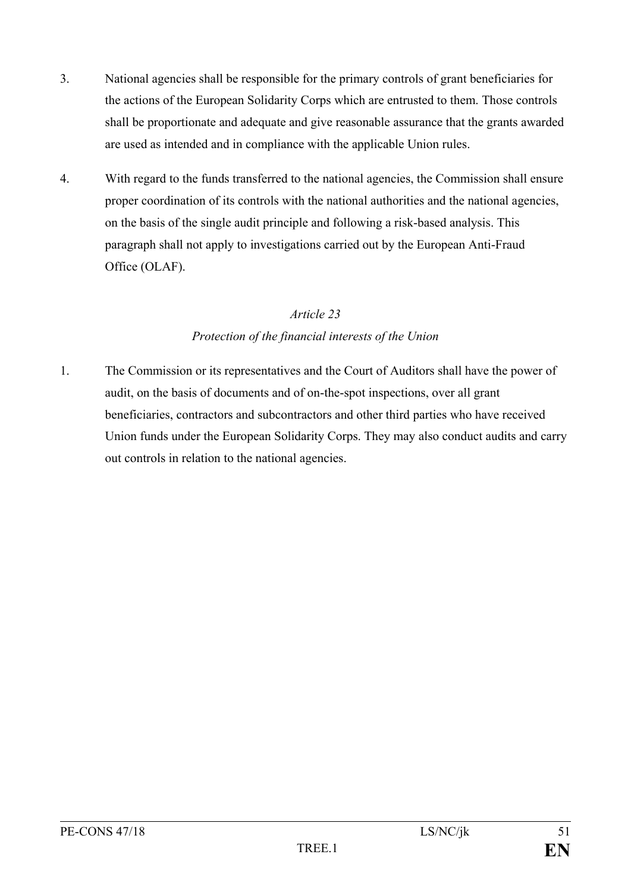3. National agencies shall be responsible for the primary controls of grant beneficiaries for the actions of the European Solidarity Corps which are entrusted to them. Those controls shall be proportionate and adequate and give reasonable assurance that the grants awarded are used as intended and in compliance with the applicable Union rules.

4. With regard to the funds transferred to the national agencies, the Commission shall ensure proper coordination of its controls with the national authorities and the national agencies, on the basis of the single audit principle and following a risk-based analysis. This paragraph shall not apply to investigations carried out by the European Anti-Fraud Office (OLAF).

*Article 23*

*Protection of the financial interests of the Union*

1. The Commission or its representatives and the Court of Auditors shall have the power of audit, on the basis of documents and of on-the-spot inspections, over all grant beneficiaries, contractors and subcontractors and other third parties who have received Union funds under the European Solidarity Corps. They may also conduct audits and carry out controls in relation to the national agencies.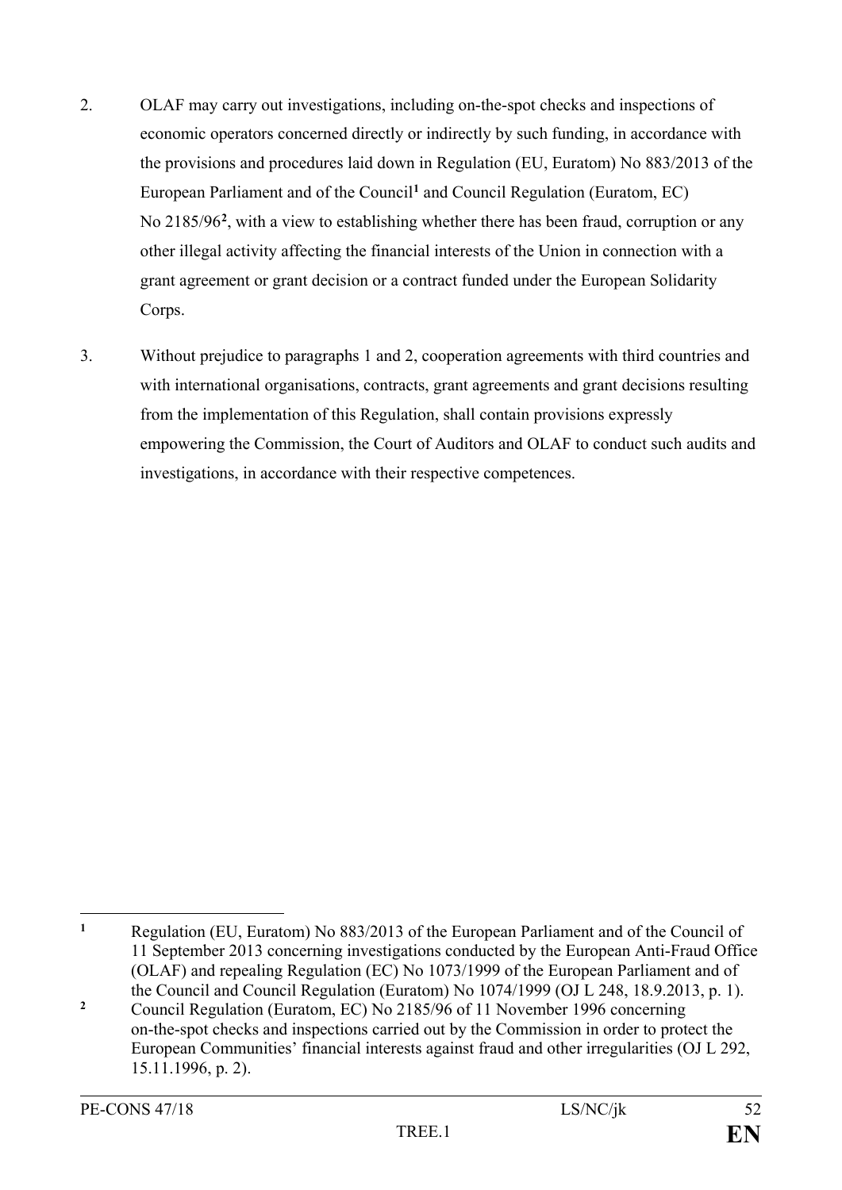2. OLAF may carry out investigations, including on-the-spot checks and inspections of economic operators concerned directly or indirectly by such funding, in accordance with the provisions and procedures laid down in Regulation (EU, Euratom) No 883/2013 of the European Parliament and of the Council[1] and Council Regulation (Euratom, EC) No 2185/96[2], with a view to establishing whether there has been fraud, corruption or any other illegal activity affecting the financial interests of the Union in connection with a grant agreement or grant decision or a contract funded under the European Solidarity Corps.

3. Without prejudice to paragraphs 1 and 2, cooperation agreements with third countries and with international organisations, contracts, grant agreements and grant decisions resulting from the implementation of this Regulation, shall contain provisions expressly empowering the Commission, the Court of Auditors and OLAF to conduct such audits and investigations, in accordance with their respective competences.

---

[1] Regulation (EU, Euratom) No 883/2013 of the European Parliament and of the Council of 11 September 2013 concerning investigations conducted by the European Anti-Fraud Office (OLAF) and repealing Regulation (EC) No 1073/1999 of the European Parliament and of the Council and Council Regulation (Euratom) No 1074/1999 (OJ L 248, 18.9.2013, p. 1).

[2] Council Regulation (Euratom, EC) No 2185/96 of 11 November 1996 concerning on-the-spot checks and inspections carried out by the Commission in order to protect the European Communities' financial interests against fraud and other irregularities (OJ L 292, 15.11.1996, p. 2).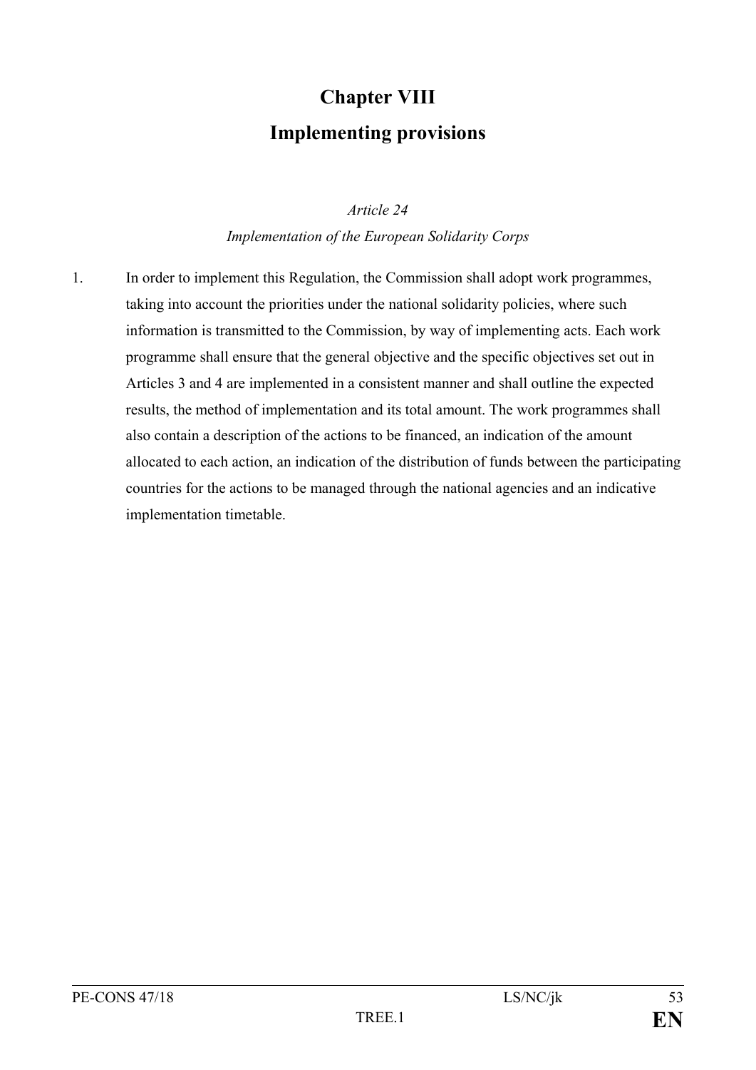# Chapter VIII

# Implementing provisions

*Article 24*

*Implementation of the European Solidarity Corps*

1. In order to implement this Regulation, the Commission shall adopt work programmes, taking into account the priorities under the national solidarity policies, where such information is transmitted to the Commission, by way of implementing acts. Each work programme shall ensure that the general objective and the specific objectives set out in Articles 3 and 4 are implemented in a consistent manner and shall outline the expected results, the method of implementation and its total amount. The work programmes shall also contain a description of the actions to be financed, an indication of the amount allocated to each action, an indication of the distribution of funds between the participating countries for the actions to be managed through the national agencies and an indicative implementation timetable.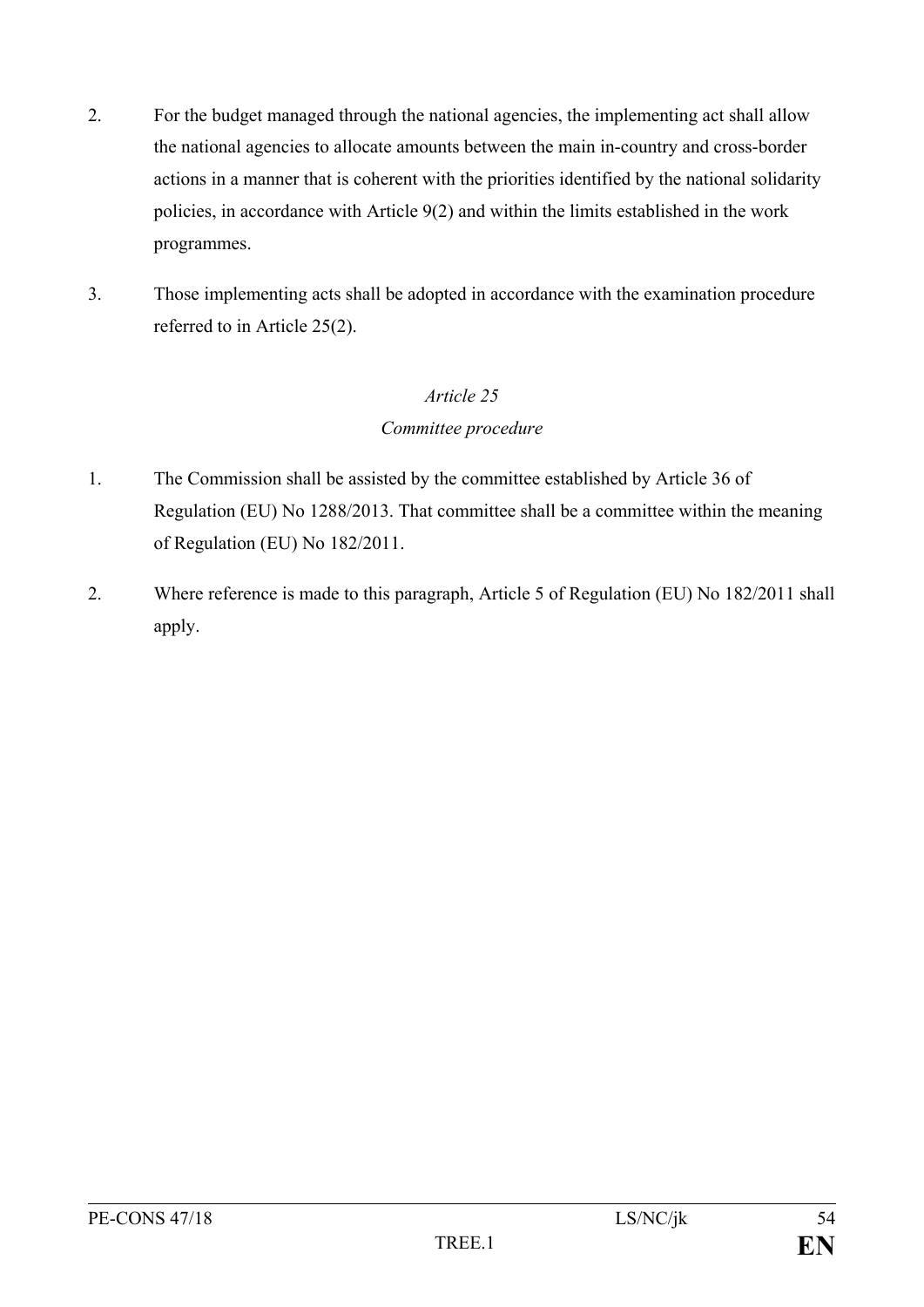2. For the budget managed through the national agencies, the implementing act shall allow the national agencies to allocate amounts between the main in-country and cross-border actions in a manner that is coherent with the priorities identified by the national solidarity policies, in accordance with Article 9(2) and within the limits established in the work programmes.

3. Those implementing acts shall be adopted in accordance with the examination procedure referred to in Article 25(2).

*Article 25*

*Committee procedure*

1. The Commission shall be assisted by the committee established by Article 36 of Regulation (EU) No 1288/2013. That committee shall be a committee within the meaning of Regulation (EU) No 182/2011.

2. Where reference is made to this paragraph, Article 5 of Regulation (EU) No 182/2011 shall apply.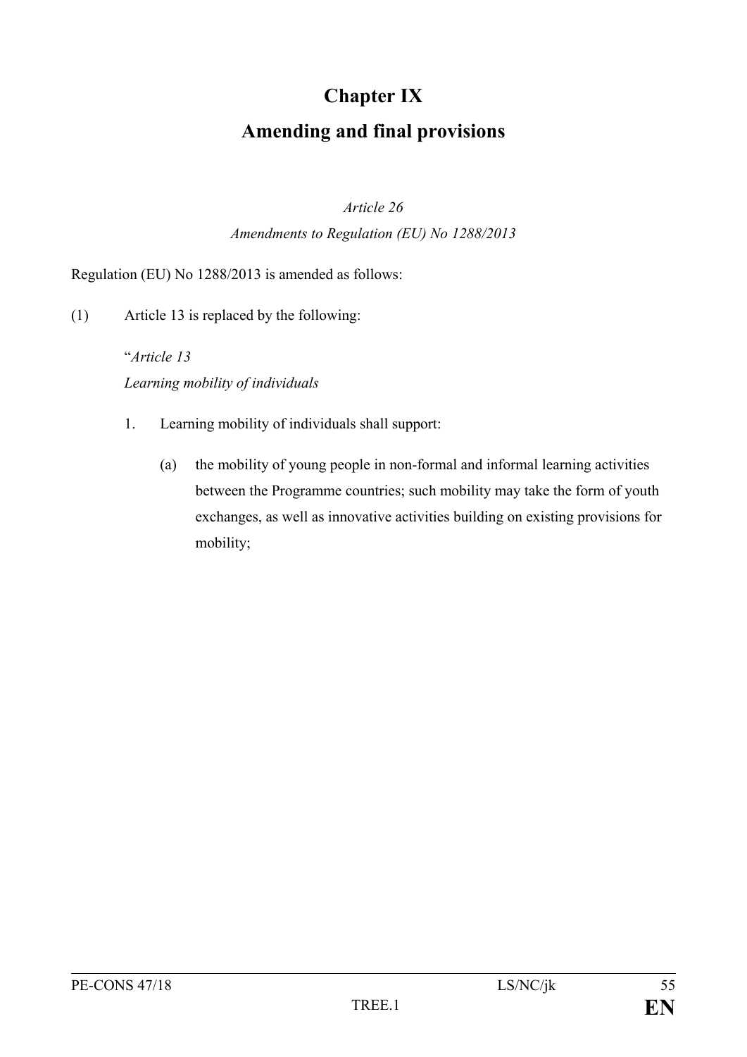# Chapter IX

# Amending and final provisions

*Article 26*

*Amendments to Regulation (EU) No 1288/2013*

Regulation (EU) No 1288/2013 is amended as follows:

(1) Article 13 is replaced by the following:

"*Article 13*
*Learning mobility of individuals*

1. Learning mobility of individuals shall support:

   (a) the mobility of young people in non-formal and informal learning activities between the Programme countries; such mobility may take the form of youth exchanges, as well as innovative activities building on existing provisions for mobility;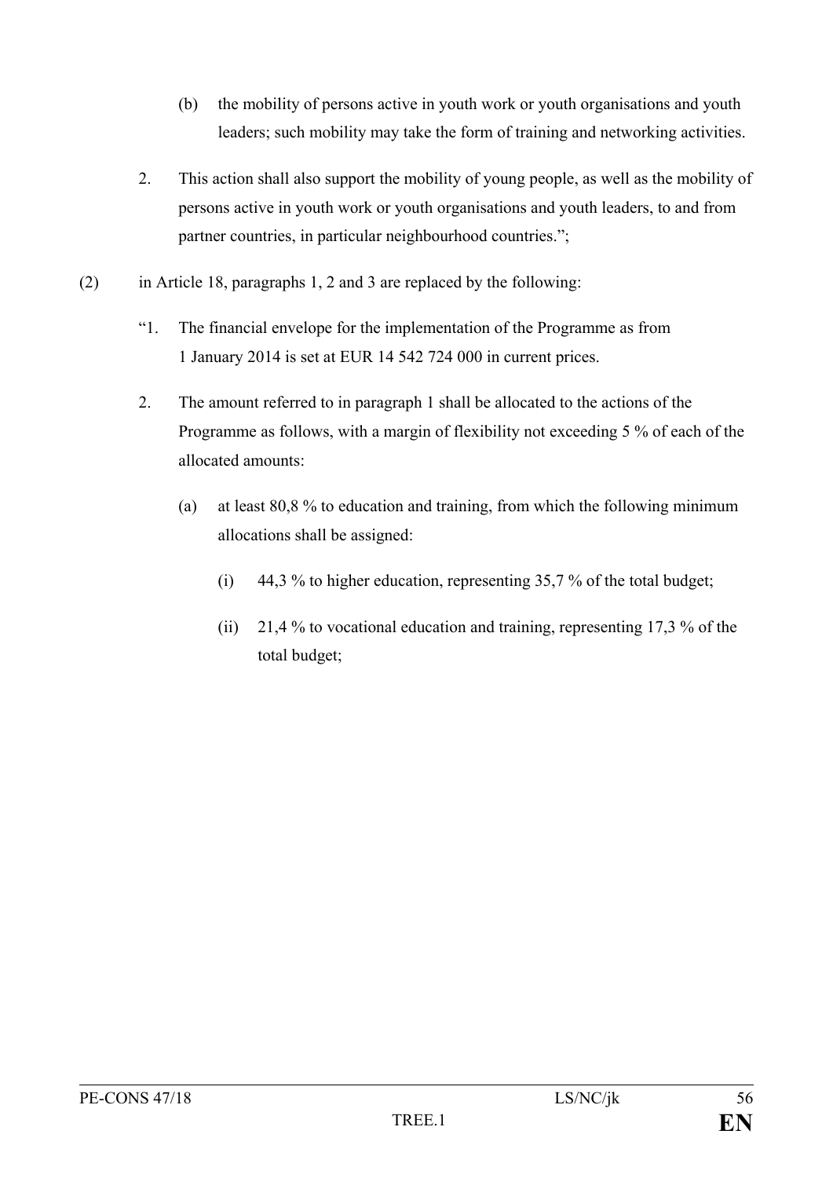(b) the mobility of persons active in youth work or youth organisations and youth leaders; such mobility may take the form of training and networking activities.

2. This action shall also support the mobility of young people, as well as the mobility of persons active in youth work or youth organisations and youth leaders, to and from partner countries, in particular neighbourhood countries.";

(2) in Article 18, paragraphs 1, 2 and 3 are replaced by the following:

"1. The financial envelope for the implementation of the Programme as from 1 January 2014 is set at EUR 14 542 724 000 in current prices.

2. The amount referred to in paragraph 1 shall be allocated to the actions of the Programme as follows, with a margin of flexibility not exceeding 5 % of each of the allocated amounts:

(a) at least 80,8 % to education and training, from which the following minimum allocations shall be assigned:

(i) 44,3 % to higher education, representing 35,7 % of the total budget;

(ii) 21,4 % to vocational education and training, representing 17,3 % of the total budget;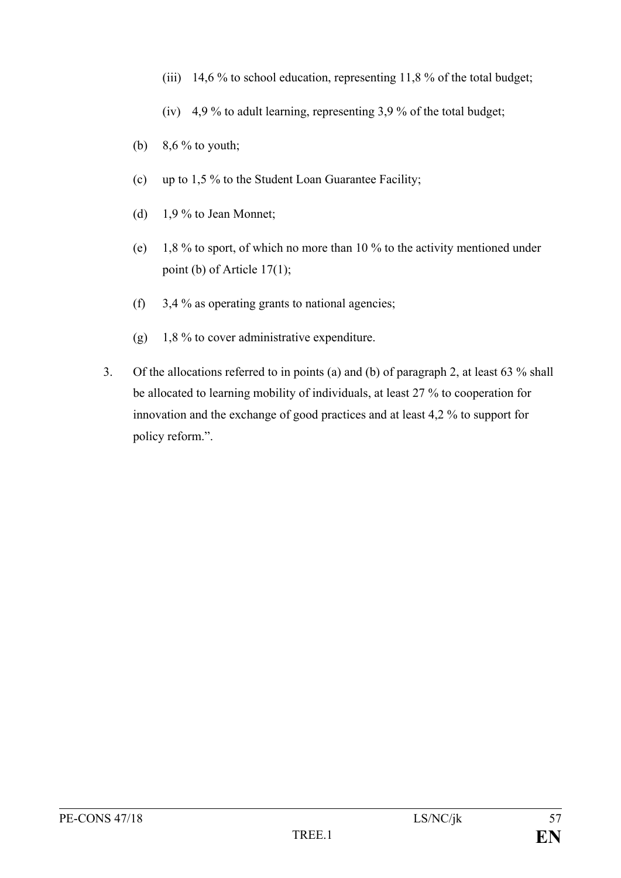(iii) 14,6 % to school education, representing 11,8 % of the total budget;

(iv) 4,9 % to adult learning, representing 3,9 % of the total budget;

(b) 8,6 % to youth;

(c) up to 1,5 % to the Student Loan Guarantee Facility;

(d) 1,9 % to Jean Monnet;

(e) 1,8 % to sport, of which no more than 10 % to the activity mentioned under point (b) of Article 17(1);

(f) 3,4 % as operating grants to national agencies;

(g) 1,8 % to cover administrative expenditure.

3. Of the allocations referred to in points (a) and (b) of paragraph 2, at least 63 % shall be allocated to learning mobility of individuals, at least 27 % to cooperation for innovation and the exchange of good practices and at least 4,2 % to support for policy reform.".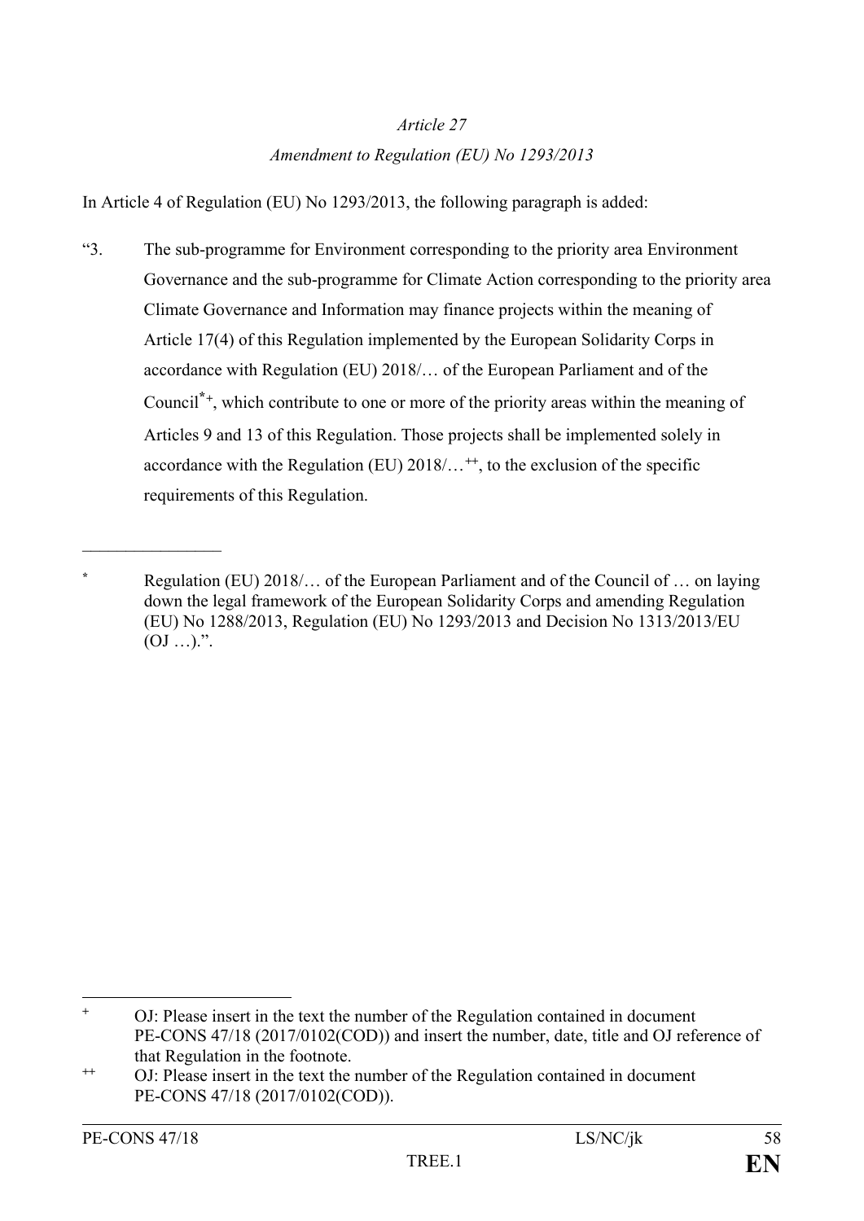*Article 27*

*Amendment to Regulation (EU) No 1293/2013*

In Article 4 of Regulation (EU) No 1293/2013, the following paragraph is added:

"3. The sub-programme for Environment corresponding to the priority area Environment Governance and the sub-programme for Climate Action corresponding to the priority area Climate Governance and Information may finance projects within the meaning of Article 17(4) of this Regulation implemented by the European Solidarity Corps in accordance with Regulation (EU) 2018/… of the European Parliament and of the Council[*][+], which contribute to one or more of the priority areas within the meaning of Articles 9 and 13 of this Regulation. Those projects shall be implemented solely in accordance with the Regulation (EU) 2018/…[++], to the exclusion of the specific requirements of this Regulation.

\_\_\_\_\_\_\_\_\_\_\_\_\_\_\_\_

[*] Regulation (EU) 2018/… of the European Parliament and of the Council of … on laying down the legal framework of the European Solidarity Corps and amending Regulation (EU) No 1288/2013, Regulation (EU) No 1293/2013 and Decision No 1313/2013/EU (OJ …).".

---

[+] OJ: Please insert in the text the number of the Regulation contained in document PE-CONS 47/18 (2017/0102(COD)) and insert the number, date, title and OJ reference of that Regulation in the footnote.

[++] OJ: Please insert in the text the number of the Regulation contained in document PE-CONS 47/18 (2017/0102(COD)).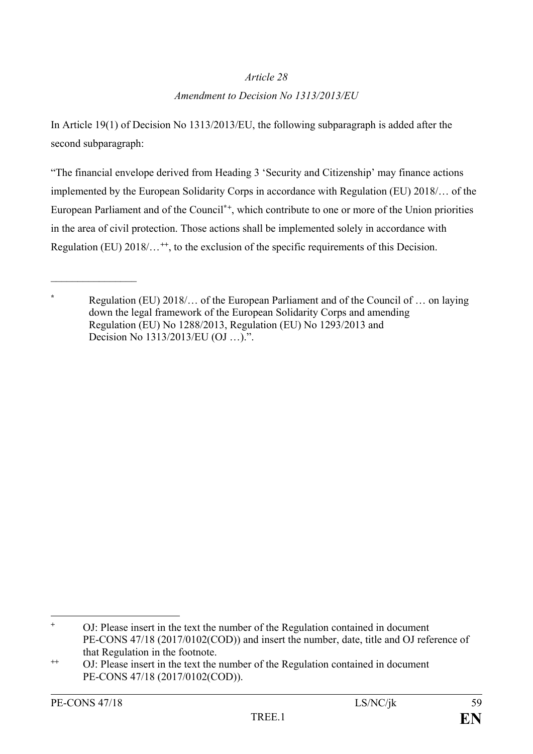*Article 28*

*Amendment to Decision No 1313/2013/EU*

In Article 19(1) of Decision No 1313/2013/EU, the following subparagraph is added after the second subparagraph:

"The financial envelope derived from Heading 3 'Security and Citizenship' may finance actions implemented by the European Solidarity Corps in accordance with Regulation (EU) 2018/… of the European Parliament and of the Council[*+], which contribute to one or more of the Union priorities in the area of civil protection. Those actions shall be implemented solely in accordance with Regulation (EU) 2018/…[++], to the exclusion of the specific requirements of this Decision.

\_\_\_\_\_\_\_\_\_\_\_\_\_\_\_\_

[*] Regulation (EU) 2018/… of the European Parliament and of the Council of … on laying down the legal framework of the European Solidarity Corps and amending Regulation (EU) No 1288/2013, Regulation (EU) No 1293/2013 and Decision No 1313/2013/EU (OJ …).".

---

[+] OJ: Please insert in the text the number of the Regulation contained in document PE-CONS 47/18 (2017/0102(COD)) and insert the number, date, title and OJ reference of that Regulation in the footnote.

[++] OJ: Please insert in the text the number of the Regulation contained in document PE-CONS 47/18 (2017/0102(COD)).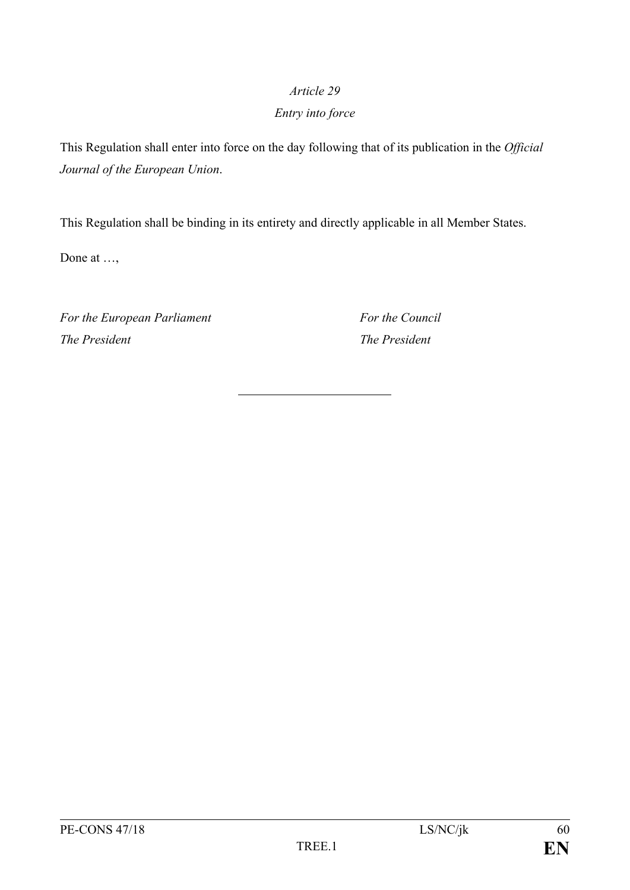*Article 29*

*Entry into force*

This Regulation shall enter into force on the day following that of its publication in the *Official Journal of the European Union*.

This Regulation shall be binding in its entirety and directly applicable in all Member States.

Done at …,

*For the European Parliament*
*The President*

*For the Council*
*The President*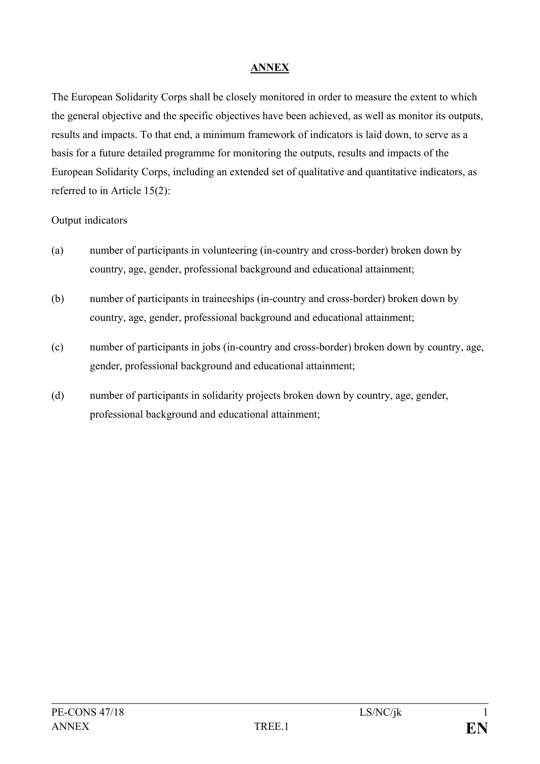## ANNEX

The European Solidarity Corps shall be closely monitored in order to measure the extent to which the general objective and the specific objectives have been achieved, as well as monitor its outputs, results and impacts. To that end, a minimum framework of indicators is laid down, to serve as a basis for a future detailed programme for monitoring the outputs, results and impacts of the European Solidarity Corps, including an extended set of qualitative and quantitative indicators, as referred to in Article 15(2):

Output indicators

(a) number of participants in volunteering (in-country and cross-border) broken down by country, age, gender, professional background and educational attainment;

(b) number of participants in traineeships (in-country and cross-border) broken down by country, age, gender, professional background and educational attainment;

(c) number of participants in jobs (in-country and cross-border) broken down by country, age, gender, professional background and educational attainment;

(d) number of participants in solidarity projects broken down by country, age, gender, professional background and educational attainment;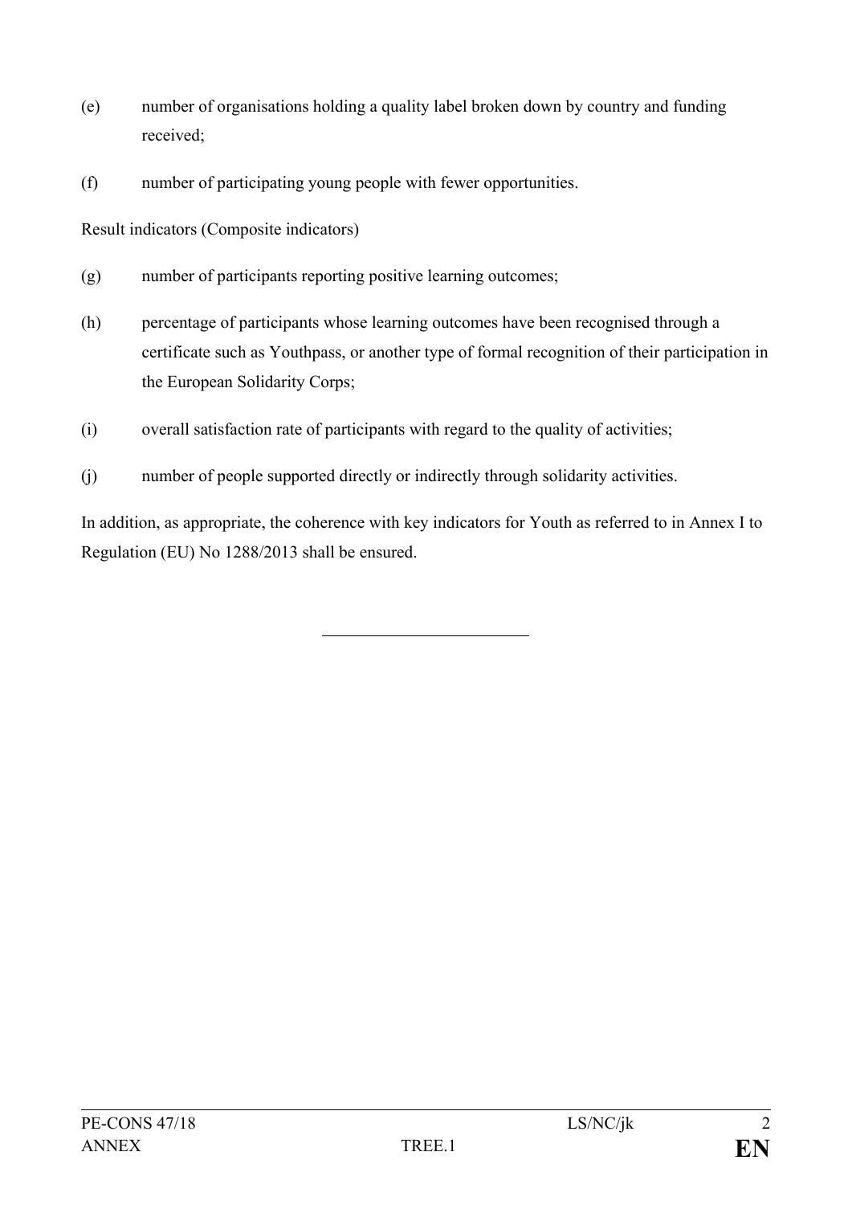(e) number of organisations holding a quality label broken down by country and funding received;

(f) number of participating young people with fewer opportunities.

Result indicators (Composite indicators)

(g) number of participants reporting positive learning outcomes;

(h) percentage of participants whose learning outcomes have been recognised through a certificate such as Youthpass, or another type of formal recognition of their participation in the European Solidarity Corps;

(i) overall satisfaction rate of participants with regard to the quality of activities;

(j) number of people supported directly or indirectly through solidarity activities.

In addition, as appropriate, the coherence with key indicators for Youth as referred to in Annex I to Regulation (EU) No 1288/2013 shall be ensured.